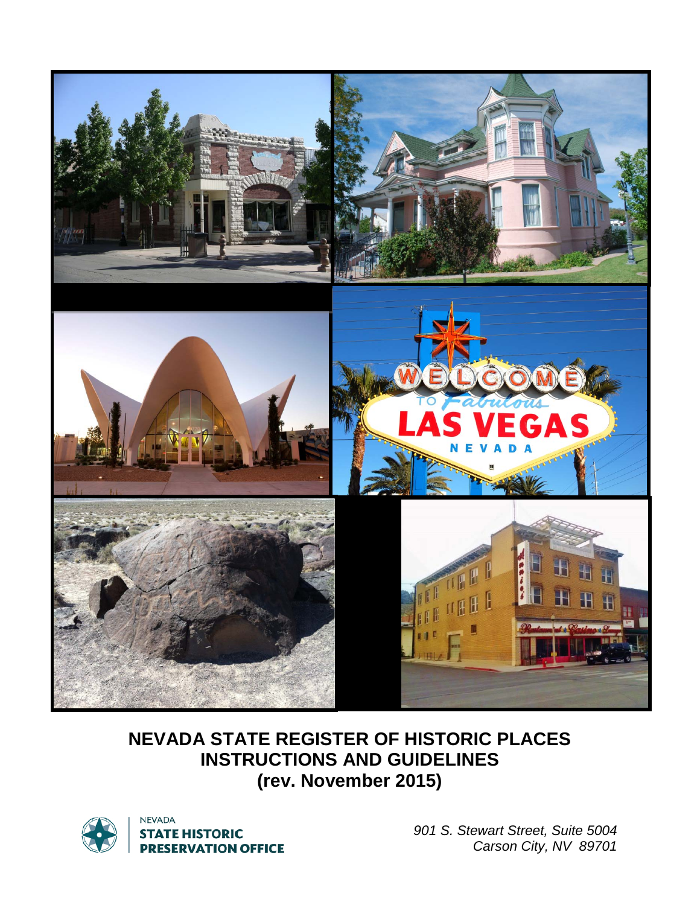# NEVADA STATE REGISTER OF HISTORIC PLACES INSTRUCTIONS AND GUIDELINES (rev. November 2015)

NEVADA
STATE HISTORIC
PRESERVATION OFFICE

*901 S. Stewart Street, Suite 5004*
*Carson City, NV 89701*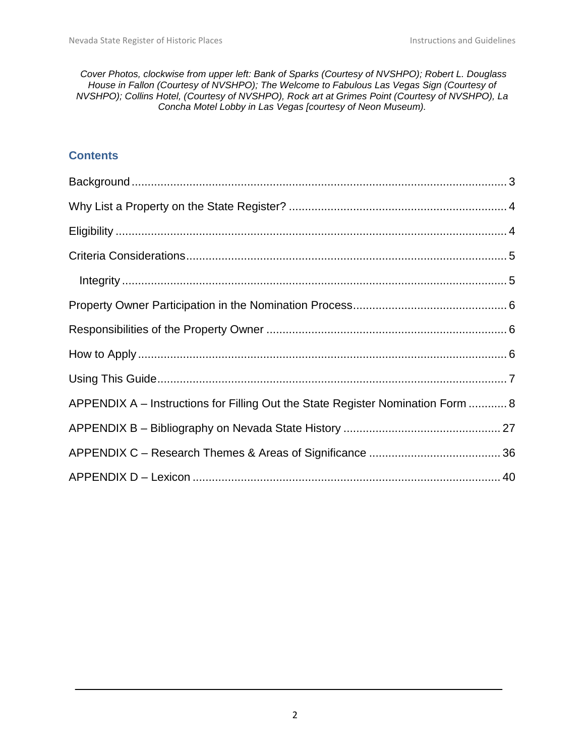*Cover Photos, clockwise from upper left: Bank of Sparks (Courtesy of NVSHPO); Robert L. Douglass House in Fallon (Courtesy of NVSHPO); The Welcome to Fabulous Las Vegas Sign (Courtesy of NVSHPO); Collins Hotel, (Courtesy of NVSHPO), Rock art at Grimes Point (Courtesy of NVSHPO), La Concha Motel Lobby in Las Vegas [courtesy of Neon Museum).*

## Contents

Background ..... 3

Why List a Property on the State Register? ..... 4

Eligibility ..... 4

Criteria Considerations ..... 5

- Integrity ..... 5

Property Owner Participation in the Nomination Process ..... 6

Responsibilities of the Property Owner ..... 6

How to Apply ..... 6

Using This Guide ..... 7

APPENDIX A – Instructions for Filling Out the State Register Nomination Form ..... 8

APPENDIX B – Bibliography on Nevada State History ..... 27

APPENDIX C – Research Themes & Areas of Significance ..... 36

APPENDIX D – Lexicon ..... 40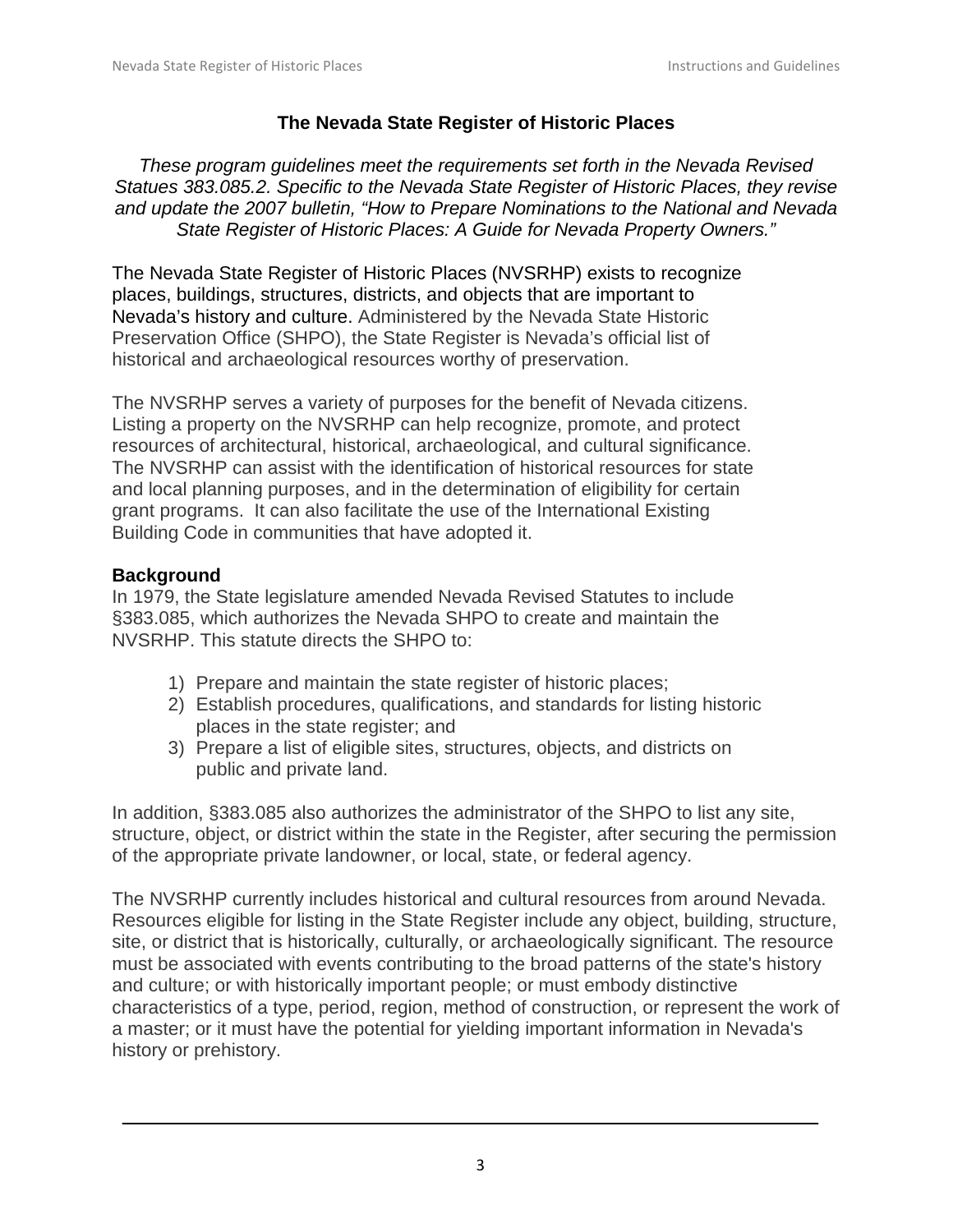# The Nevada State Register of Historic Places

*These program guidelines meet the requirements set forth in the Nevada Revised Statutes 383.085.2. Specific to the Nevada State Register of Historic Places, they revise and update the 2007 bulletin, "How to Prepare Nominations to the National and Nevada State Register of Historic Places: A Guide for Nevada Property Owners."*

The Nevada State Register of Historic Places (NVSRHP) exists to recognize places, buildings, structures, districts, and objects that are important to Nevada's history and culture. Administered by the Nevada State Historic Preservation Office (SHPO), the State Register is Nevada's official list of historical and archaeological resources worthy of preservation.

The NVSRHP serves a variety of purposes for the benefit of Nevada citizens. Listing a property on the NVSRHP can help recognize, promote, and protect resources of architectural, historical, archaeological, and cultural significance. The NVSRHP can assist with the identification of historical resources for state and local planning purposes, and in the determination of eligibility for certain grant programs. It can also facilitate the use of the International Existing Building Code in communities that have adopted it.

## Background

In 1979, the State legislature amended Nevada Revised Statutes to include §383.085, which authorizes the Nevada SHPO to create and maintain the NVSRHP. This statute directs the SHPO to:

1) Prepare and maintain the state register of historic places;
2) Establish procedures, qualifications, and standards for listing historic places in the state register; and
3) Prepare a list of eligible sites, structures, objects, and districts on public and private land.

In addition, §383.085 also authorizes the administrator of the SHPO to list any site, structure, object, or district within the state in the Register, after securing the permission of the appropriate private landowner, or local, state, or federal agency.

The NVSRHP currently includes historical and cultural resources from around Nevada. Resources eligible for listing in the State Register include any object, building, structure, site, or district that is historically, culturally, or archaeologically significant. The resource must be associated with events contributing to the broad patterns of the state's history and culture; or with historically important people; or must embody distinctive characteristics of a type, period, region, method of construction, or represent the work of a master; or it must have the potential for yielding important information in Nevada's history or prehistory.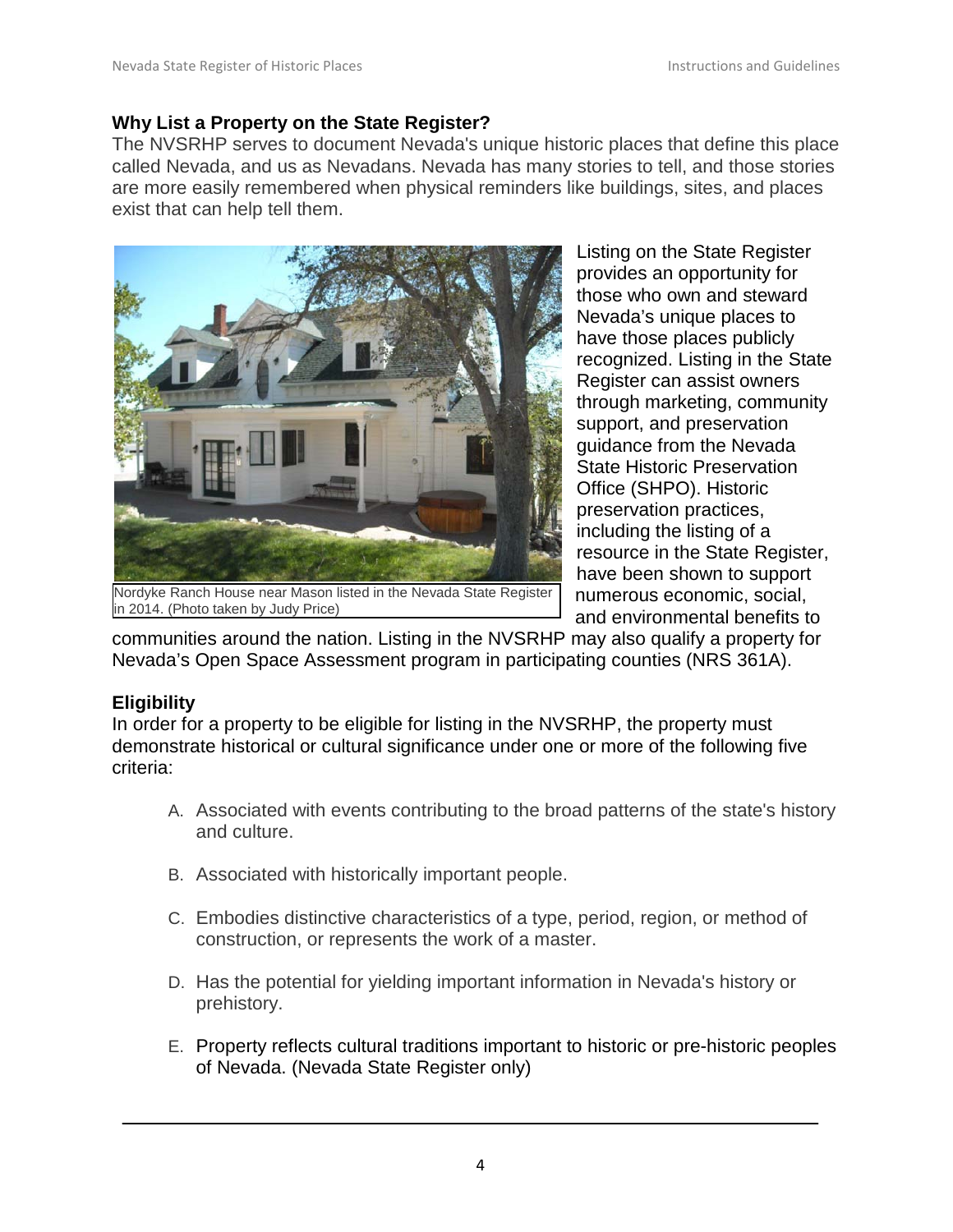## Why List a Property on the State Register?

The NVSRHP serves to document Nevada's unique historic places that define this place called Nevada, and us as Nevadans. Nevada has many stories to tell, and those stories are more easily remembered when physical reminders like buildings, sites, and places exist that can help tell them.

Nordyke Ranch House near Mason listed in the Nevada State Register in 2014. (Photo taken by Judy Price)

Listing on the State Register provides an opportunity for those who own and steward Nevada's unique places to have those places publicly recognized. Listing in the State Register can assist owners through marketing, community support, and preservation guidance from the Nevada State Historic Preservation Office (SHPO). Historic preservation practices, including the listing of a resource in the State Register, have been shown to support numerous economic, social, and environmental benefits to communities around the nation. Listing in the NVSRHP may also qualify a property for Nevada's Open Space Assessment program in participating counties (NRS 361A).

## Eligibility

In order for a property to be eligible for listing in the NVSRHP, the property must demonstrate historical or cultural significance under one or more of the following five criteria:

A. Associated with events contributing to the broad patterns of the state's history and culture.

B. Associated with historically important people.

C. Embodies distinctive characteristics of a type, period, region, or method of construction, or represents the work of a master.

D. Has the potential for yielding important information in Nevada's history or prehistory.

E. Property reflects cultural traditions important to historic or pre-historic peoples of Nevada. (Nevada State Register only)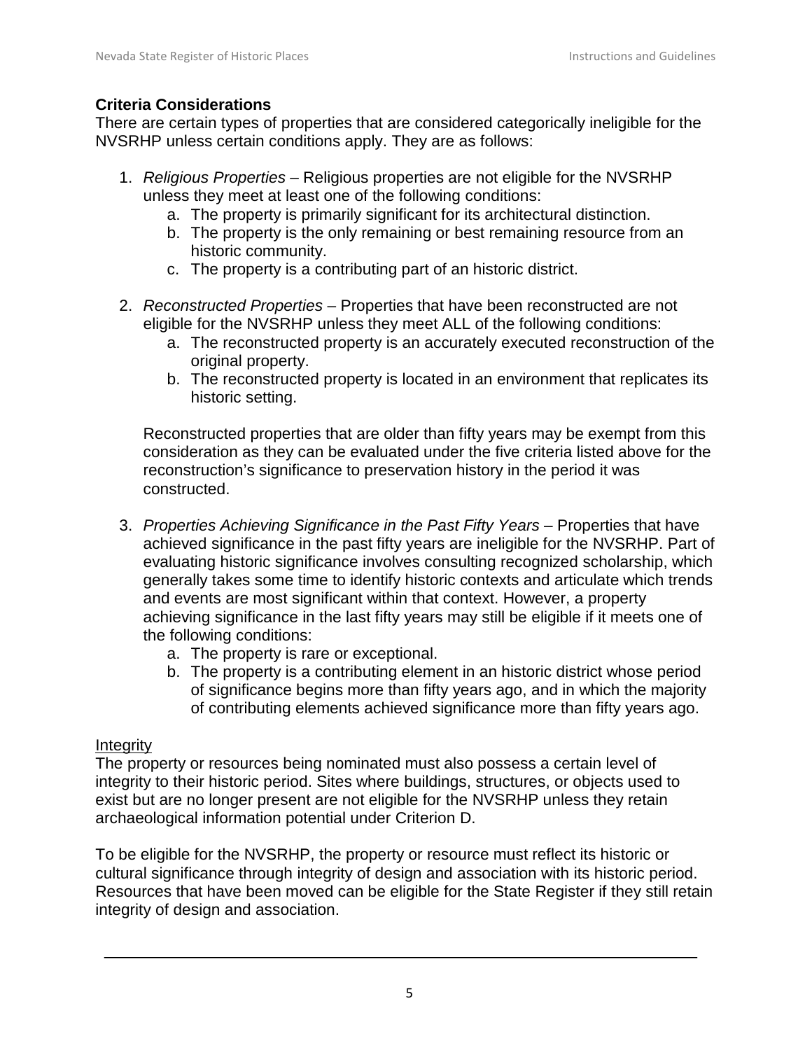### Criteria Considerations

There are certain types of properties that are considered categorically ineligible for the NVSRHP unless certain conditions apply. They are as follows:

1. *Religious Properties* – Religious properties are not eligible for the NVSRHP unless they meet at least one of the following conditions:
    a. The property is primarily significant for its architectural distinction.
    b. The property is the only remaining or best remaining resource from an historic community.
    c. The property is a contributing part of an historic district.

2. *Reconstructed Properties* – Properties that have been reconstructed are not eligible for the NVSRHP unless they meet ALL of the following conditions:
    a. The reconstructed property is an accurately executed reconstruction of the original property.
    b. The reconstructed property is located in an environment that replicates its historic setting.

    Reconstructed properties that are older than fifty years may be exempt from this consideration as they can be evaluated under the five criteria listed above for the reconstruction's significance to preservation history in the period it was constructed.

3. *Properties Achieving Significance in the Past Fifty Years* – Properties that have achieved significance in the past fifty years are ineligible for the NVSRHP. Part of evaluating historic significance involves consulting recognized scholarship, which generally takes some time to identify historic contexts and articulate which trends and events are most significant within that context. However, a property achieving significance in the last fifty years may still be eligible if it meets one of the following conditions:
    a. The property is rare or exceptional.
    b. The property is a contributing element in an historic district whose period of significance begins more than fifty years ago, and in which the majority of contributing elements achieved significance more than fifty years ago.

<u>Integrity</u>

The property or resources being nominated must also possess a certain level of integrity to their historic period. Sites where buildings, structures, or objects used to exist but are no longer present are not eligible for the NVSRHP unless they retain archaeological information potential under Criterion D.

To be eligible for the NVSRHP, the property or resource must reflect its historic or cultural significance through integrity of design and association with its historic period. Resources that have been moved can be eligible for the State Register if they still retain integrity of design and association.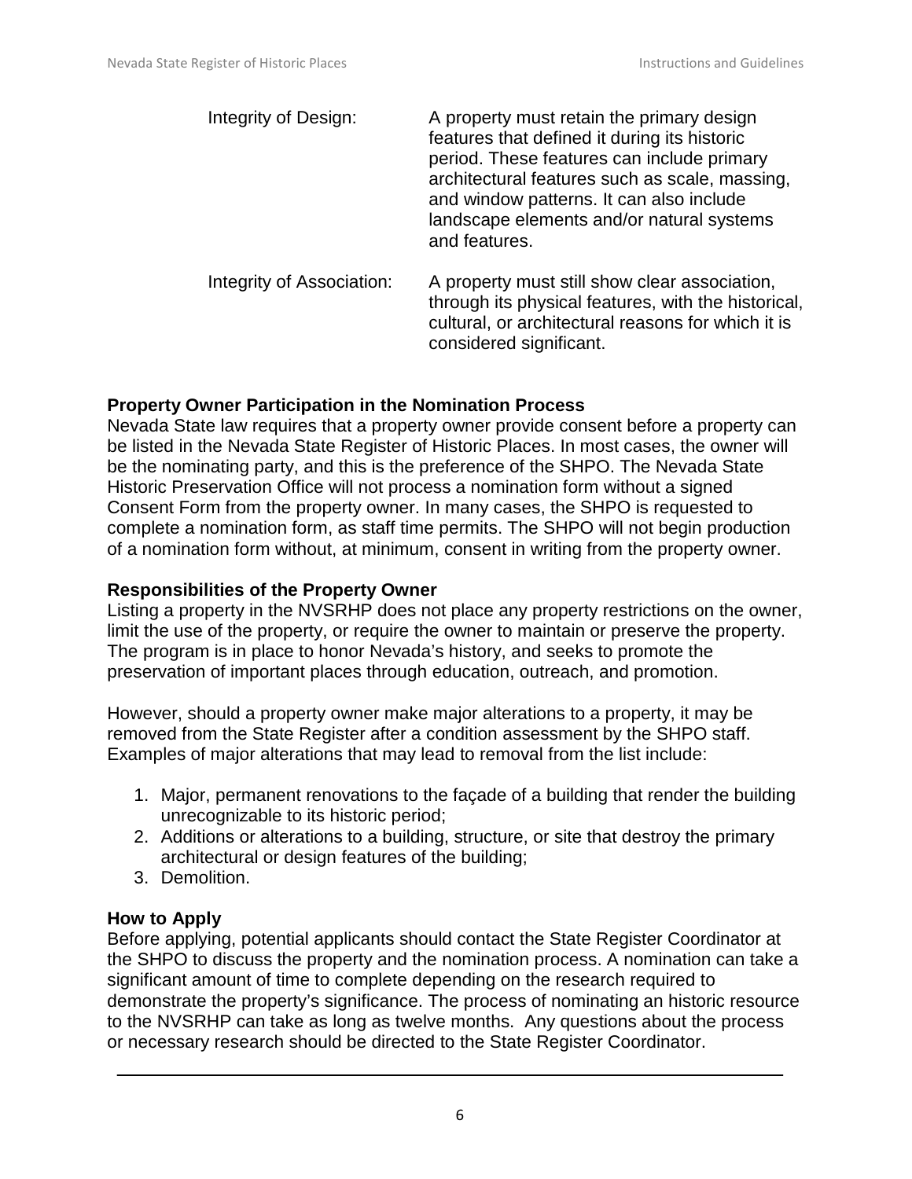Integrity of Design: A property must retain the primary design features that defined it during its historic period. These features can include primary architectural features such as scale, massing, and window patterns. It can also include landscape elements and/or natural systems and features.

Integrity of Association: A property must still show clear association, through its physical features, with the historical, cultural, or architectural reasons for which it is considered significant.

### Property Owner Participation in the Nomination Process

Nevada State law requires that a property owner provide consent before a property can be listed in the Nevada State Register of Historic Places. In most cases, the owner will be the nominating party, and this is the preference of the SHPO. The Nevada State Historic Preservation Office will not process a nomination form without a signed Consent Form from the property owner. In many cases, the SHPO is requested to complete a nomination form, as staff time permits. The SHPO will not begin production of a nomination form without, at minimum, consent in writing from the property owner.

### Responsibilities of the Property Owner

Listing a property in the NVSRHP does not place any property restrictions on the owner, limit the use of the property, or require the owner to maintain or preserve the property. The program is in place to honor Nevada's history, and seeks to promote the preservation of important places through education, outreach, and promotion.

However, should a property owner make major alterations to a property, it may be removed from the State Register after a condition assessment by the SHPO staff. Examples of major alterations that may lead to removal from the list include:

1. Major, permanent renovations to the façade of a building that render the building unrecognizable to its historic period;
2. Additions or alterations to a building, structure, or site that destroy the primary architectural or design features of the building;
3. Demolition.

### How to Apply

Before applying, potential applicants should contact the State Register Coordinator at the SHPO to discuss the property and the nomination process. A nomination can take a significant amount of time to complete depending on the research required to demonstrate the property's significance. The process of nominating an historic resource to the NVSRHP can take as long as twelve months. Any questions about the process or necessary research should be directed to the State Register Coordinator.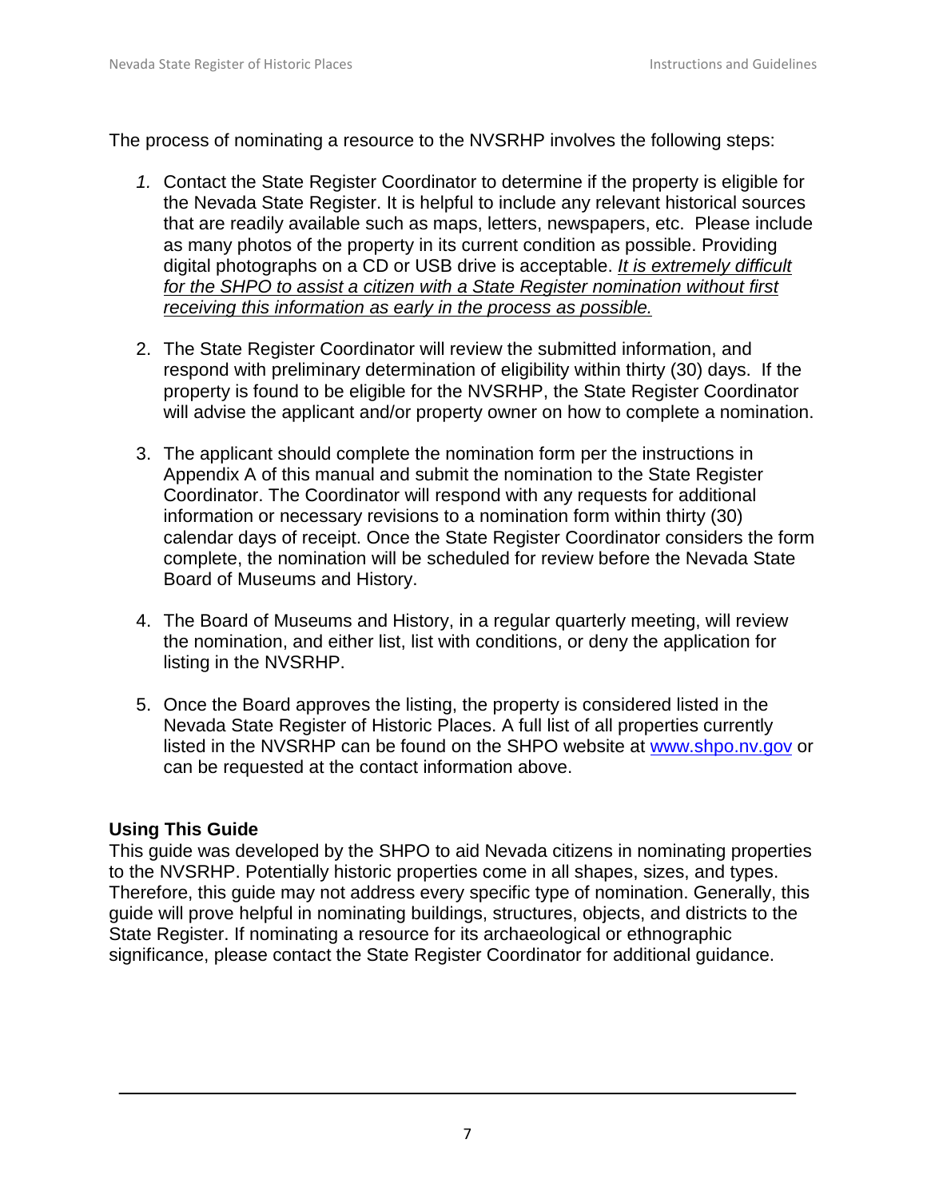The process of nominating a resource to the NVSRHP involves the following steps:

1. Contact the State Register Coordinator to determine if the property is eligible for the Nevada State Register. It is helpful to include any relevant historical sources that are readily available such as maps, letters, newspapers, etc. Please include as many photos of the property in its current condition as possible. Providing digital photographs on a CD or USB drive is acceptable. *It is extremely difficult for the SHPO to assist a citizen with a State Register nomination without first receiving this information as early in the process as possible.*

2. The State Register Coordinator will review the submitted information, and respond with preliminary determination of eligibility within thirty (30) days. If the property is found to be eligible for the NVSRHP, the State Register Coordinator will advise the applicant and/or property owner on how to complete a nomination.

3. The applicant should complete the nomination form per the instructions in Appendix A of this manual and submit the nomination to the State Register Coordinator. The Coordinator will respond with any requests for additional information or necessary revisions to a nomination form within thirty (30) calendar days of receipt. Once the State Register Coordinator considers the form complete, the nomination will be scheduled for review before the Nevada State Board of Museums and History.

4. The Board of Museums and History, in a regular quarterly meeting, will review the nomination, and either list, list with conditions, or deny the application for listing in the NVSRHP.

5. Once the Board approves the listing, the property is considered listed in the Nevada State Register of Historic Places. A full list of all properties currently listed in the NVSRHP can be found on the SHPO website at [www.shpo.nv.gov](http://www.shpo.nv.gov) or can be requested at the contact information above.

### Using This Guide

This guide was developed by the SHPO to aid Nevada citizens in nominating properties to the NVSRHP. Potentially historic properties come in all shapes, sizes, and types. Therefore, this guide may not address every specific type of nomination. Generally, this guide will prove helpful in nominating buildings, structures, objects, and districts to the State Register. If nominating a resource for its archaeological or ethnographic significance, please contact the State Register Coordinator for additional guidance.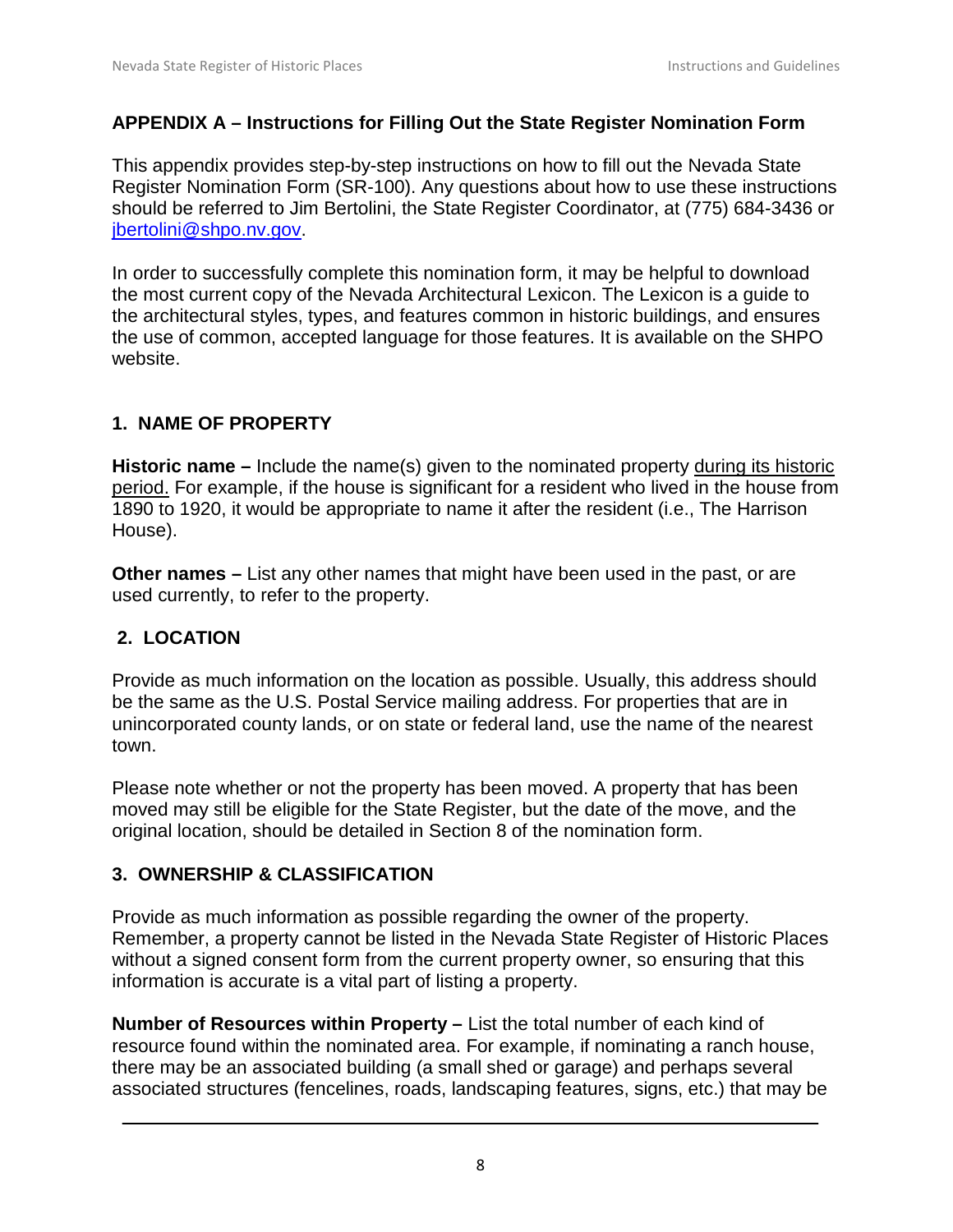## APPENDIX A – Instructions for Filling Out the State Register Nomination Form

This appendix provides step-by-step instructions on how to fill out the Nevada State Register Nomination Form (SR-100). Any questions about how to use these instructions should be referred to Jim Bertolini, the State Register Coordinator, at (775) 684-3436 or jbertolini@shpo.nv.gov.

In order to successfully complete this nomination form, it may be helpful to download the most current copy of the Nevada Architectural Lexicon. The Lexicon is a guide to the architectural styles, types, and features common in historic buildings, and ensures the use of common, accepted language for those features. It is available on the SHPO website.

### 1. NAME OF PROPERTY

**Historic name –** Include the name(s) given to the nominated property during its historic period. For example, if the house is significant for a resident who lived in the house from 1890 to 1920, it would be appropriate to name it after the resident (i.e., The Harrison House).

**Other names –** List any other names that might have been used in the past, or are used currently, to refer to the property.

### 2. LOCATION

Provide as much information on the location as possible. Usually, this address should be the same as the U.S. Postal Service mailing address. For properties that are in unincorporated county lands, or on state or federal land, use the name of the nearest town.

Please note whether or not the property has been moved. A property that has been moved may still be eligible for the State Register, but the date of the move, and the original location, should be detailed in Section 8 of the nomination form.

### 3. OWNERSHIP & CLASSIFICATION

Provide as much information as possible regarding the owner of the property. Remember, a property cannot be listed in the Nevada State Register of Historic Places without a signed consent form from the current property owner, so ensuring that this information is accurate is a vital part of listing a property.

**Number of Resources within Property –** List the total number of each kind of resource found within the nominated area. For example, if nominating a ranch house, there may be an associated building (a small shed or garage) and perhaps several associated structures (fencelines, roads, landscaping features, signs, etc.) that may be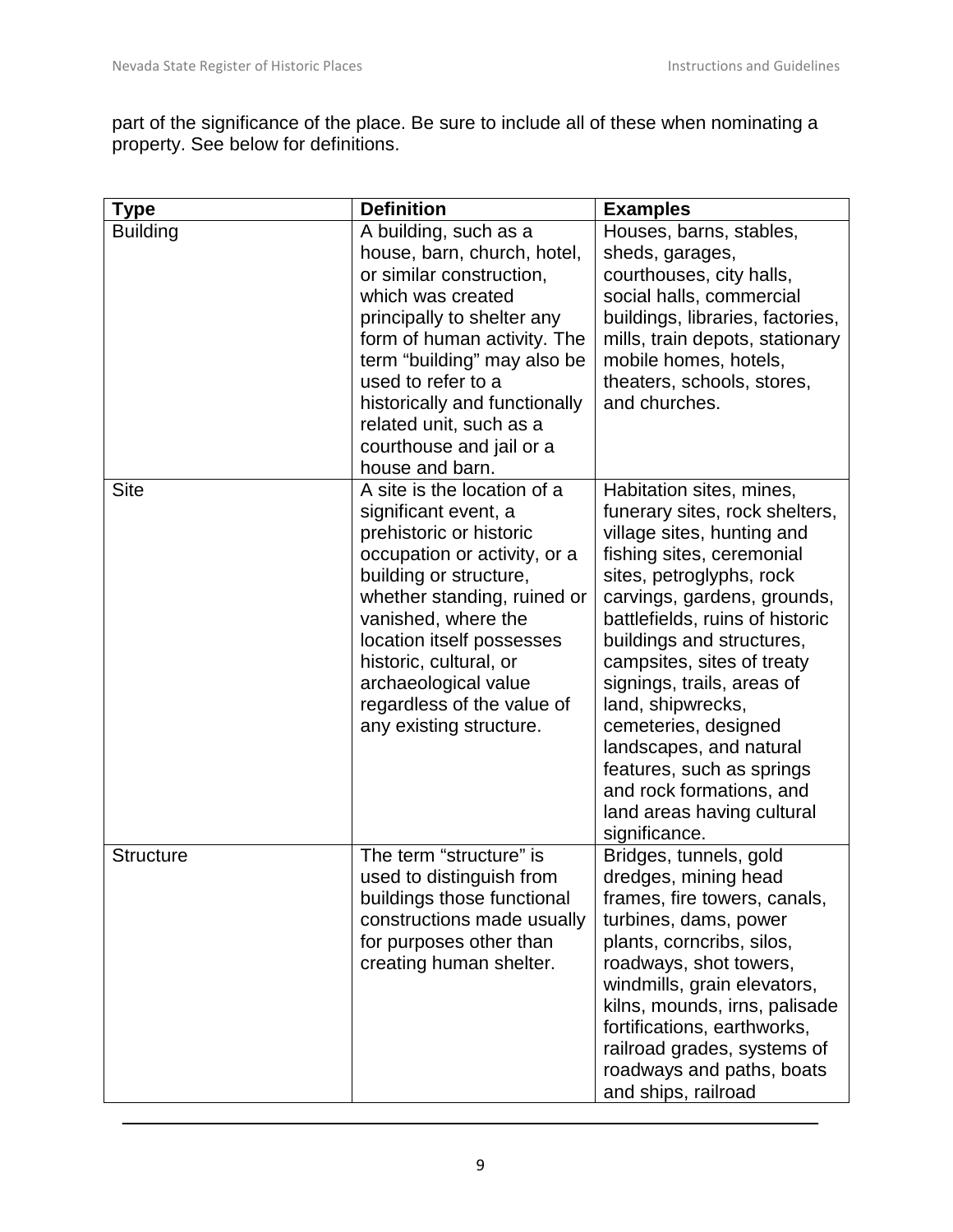part of the significance of the place. Be sure to include all of these when nominating a property. See below for definitions.

| Type | Definition | Examples |
| --- | --- | --- |
| Building | A building, such as a house, barn, church, hotel, or similar construction, which was created principally to shelter any form of human activity. The term “building” may also be used to refer to a historically and functionally related unit, such as a courthouse and jail or a house and barn. | Houses, barns, stables, sheds, garages, courthouses, city halls, social halls, commercial buildings, libraries, factories, mills, train depots, stationary mobile homes, hotels, theaters, schools, stores, and churches. |
| Site | A site is the location of a significant event, a prehistoric or historic occupation or activity, or a building or structure, whether standing, ruined or vanished, where the location itself possesses historic, cultural, or archaeological value regardless of the value of any existing structure. | Habitation sites, mines, funerary sites, rock shelters, village sites, hunting and fishing sites, ceremonial sites, petroglyphs, rock carvings, gardens, grounds, battlefields, ruins of historic buildings and structures, campsites, sites of treaty signings, trails, areas of land, shipwrecks, cemeteries, designed landscapes, and natural features, such as springs and rock formations, and land areas having cultural significance. |
| Structure | The term “structure” is used to distinguish from buildings those functional constructions made usually for purposes other than creating human shelter. | Bridges, tunnels, gold dredges, mining head frames, fire towers, canals, turbines, dams, power plants, corncribs, silos, roadways, shot towers, windmills, grain elevators, kilns, mounds, irns, palisade fortifications, earthworks, railroad grades, systems of roadways and paths, boats and ships, railroad |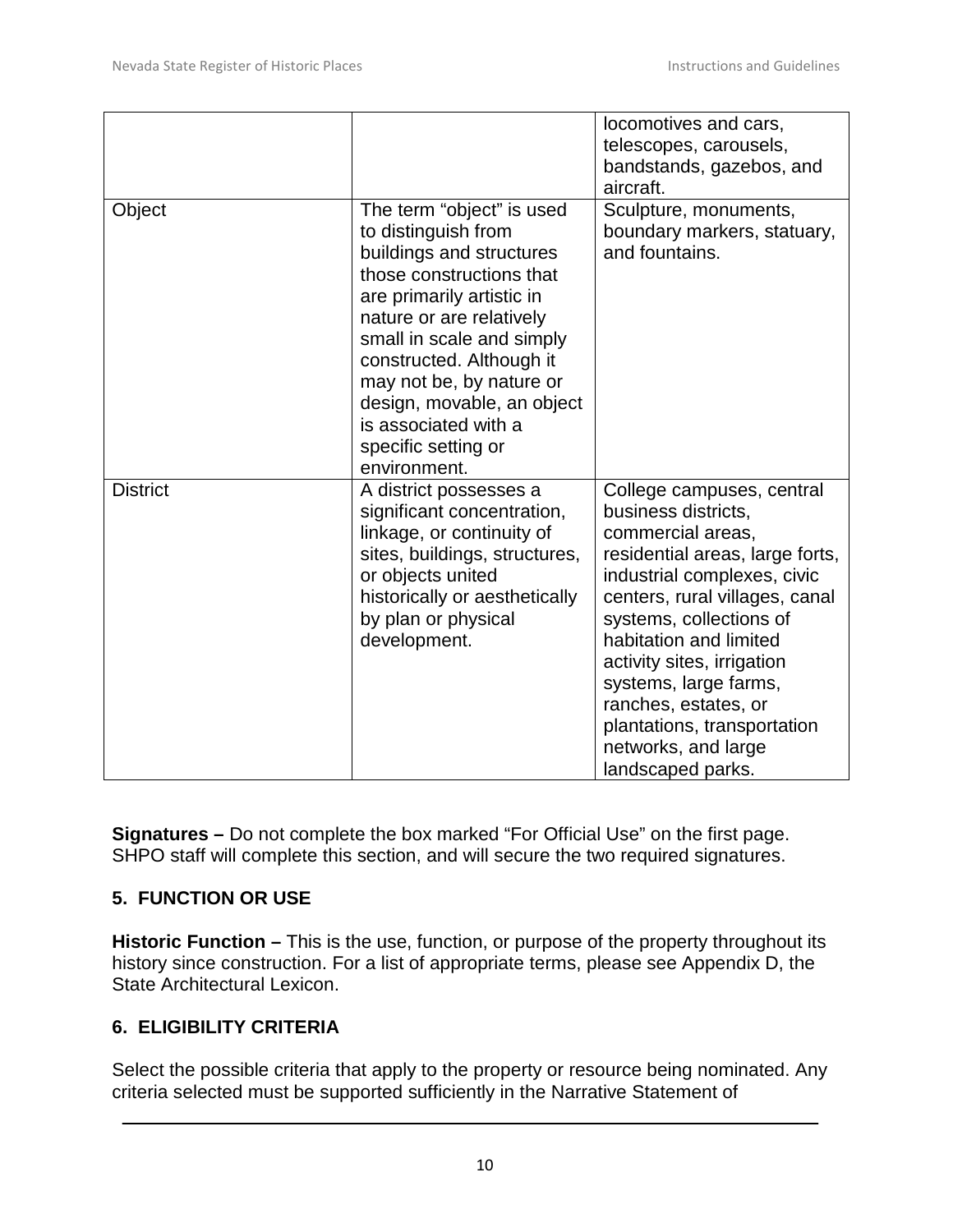| | | |
|---|---|---|
| | | locomotives and cars, telescopes, carousels, bandstands, gazebos, and aircraft. |
| Object | The term “object” is used to distinguish from buildings and structures those constructions that are primarily artistic in nature or are relatively small in scale and simply constructed. Although it may not be, by nature or design, movable, an object is associated with a specific setting or environment. | Sculpture, monuments, boundary markers, statuary, and fountains. |
| District | A district possesses a significant concentration, linkage, or continuity of sites, buildings, structures, or objects united historically or aesthetically by plan or physical development. | College campuses, central business districts, commercial areas, residential areas, large forts, industrial complexes, civic centers, rural villages, canal systems, collections of habitation and limited activity sites, irrigation systems, large farms, ranches, estates, or plantations, transportation networks, and large landscaped parks. |

**Signatures –** Do not complete the box marked “For Official Use” on the first page. SHPO staff will complete this section, and will secure the two required signatures.

## 5. FUNCTION OR USE

**Historic Function –** This is the use, function, or purpose of the property throughout its history since construction. For a list of appropriate terms, please see Appendix D, the State Architectural Lexicon.

## 6. ELIGIBILITY CRITERIA

Select the possible criteria that apply to the property or resource being nominated. Any criteria selected must be supported sufficiently in the Narrative Statement of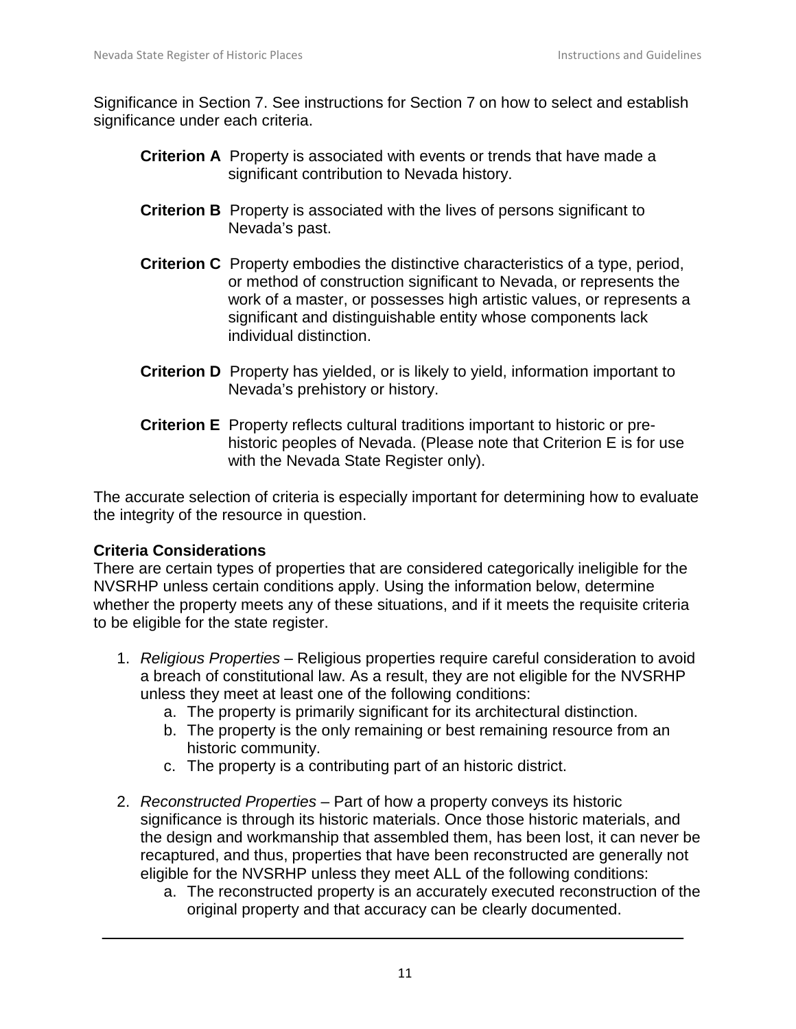Significance in Section 7. See instructions for Section 7 on how to select and establish significance under each criteria.

**Criterion A** Property is associated with events or trends that have made a significant contribution to Nevada history.

**Criterion B** Property is associated with the lives of persons significant to Nevada's past.

**Criterion C** Property embodies the distinctive characteristics of a type, period, or method of construction significant to Nevada, or represents the work of a master, or possesses high artistic values, or represents a significant and distinguishable entity whose components lack individual distinction.

**Criterion D** Property has yielded, or is likely to yield, information important to Nevada's prehistory or history.

**Criterion E** Property reflects cultural traditions important to historic or pre-historic peoples of Nevada. (Please note that Criterion E is for use with the Nevada State Register only).

The accurate selection of criteria is especially important for determining how to evaluate the integrity of the resource in question.

**Criteria Considerations**

There are certain types of properties that are considered categorically ineligible for the NVSRHP unless certain conditions apply. Using the information below, determine whether the property meets any of these situations, and if it meets the requisite criteria to be eligible for the state register.

1. *Religious Properties* – Religious properties require careful consideration to avoid a breach of constitutional law. As a result, they are not eligible for the NVSRHP unless they meet at least one of the following conditions:
    a. The property is primarily significant for its architectural distinction.
    b. The property is the only remaining or best remaining resource from an historic community.
    c. The property is a contributing part of an historic district.

2. *Reconstructed Properties* – Part of how a property conveys its historic significance is through its historic materials. Once those historic materials, and the design and workmanship that assembled them, has been lost, it can never be recaptured, and thus, properties that have been reconstructed are generally not eligible for the NVSRHP unless they meet ALL of the following conditions:
    a. The reconstructed property is an accurately executed reconstruction of the original property and that accuracy can be clearly documented.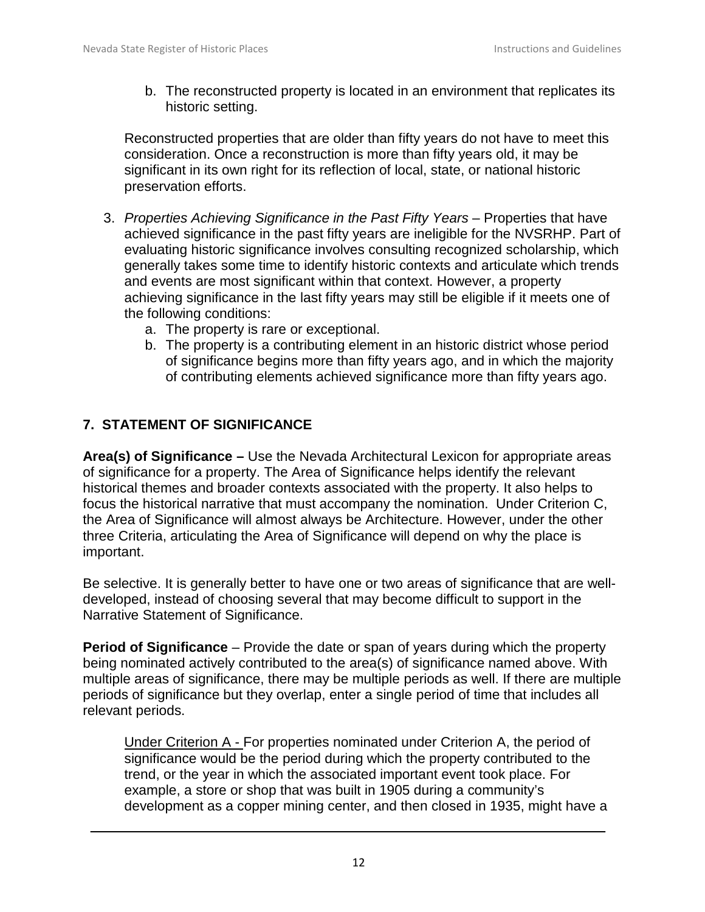b. The reconstructed property is located in an environment that replicates its historic setting.

Reconstructed properties that are older than fifty years do not have to meet this consideration. Once a reconstruction is more than fifty years old, it may be significant in its own right for its reflection of local, state, or national historic preservation efforts.

3. *Properties Achieving Significance in the Past Fifty Years* – Properties that have achieved significance in the past fifty years are ineligible for the NVSRHP. Part of evaluating historic significance involves consulting recognized scholarship, which generally takes some time to identify historic contexts and articulate which trends and events are most significant within that context. However, a property achieving significance in the last fifty years may still be eligible if it meets one of the following conditions:
   a. The property is rare or exceptional.
   b. The property is a contributing element in an historic district whose period of significance begins more than fifty years ago, and in which the majority of contributing elements achieved significance more than fifty years ago.

## 7. STATEMENT OF SIGNIFICANCE

**Area(s) of Significance –** Use the Nevada Architectural Lexicon for appropriate areas of significance for a property. The Area of Significance helps identify the relevant historical themes and broader contexts associated with the property. It also helps to focus the historical narrative that must accompany the nomination. Under Criterion C, the Area of Significance will almost always be Architecture. However, under the other three Criteria, articulating the Area of Significance will depend on why the place is important.

Be selective. It is generally better to have one or two areas of significance that are well-developed, instead of choosing several that may become difficult to support in the Narrative Statement of Significance.

**Period of Significance** – Provide the date or span of years during which the property being nominated actively contributed to the area(s) of significance named above. With multiple areas of significance, there may be multiple periods as well. If there are multiple periods of significance but they overlap, enter a single period of time that includes all relevant periods.

Under Criterion A - For properties nominated under Criterion A, the period of significance would be the period during which the property contributed to the trend, or the year in which the associated important event took place. For example, a store or shop that was built in 1905 during a community's development as a copper mining center, and then closed in 1935, might have a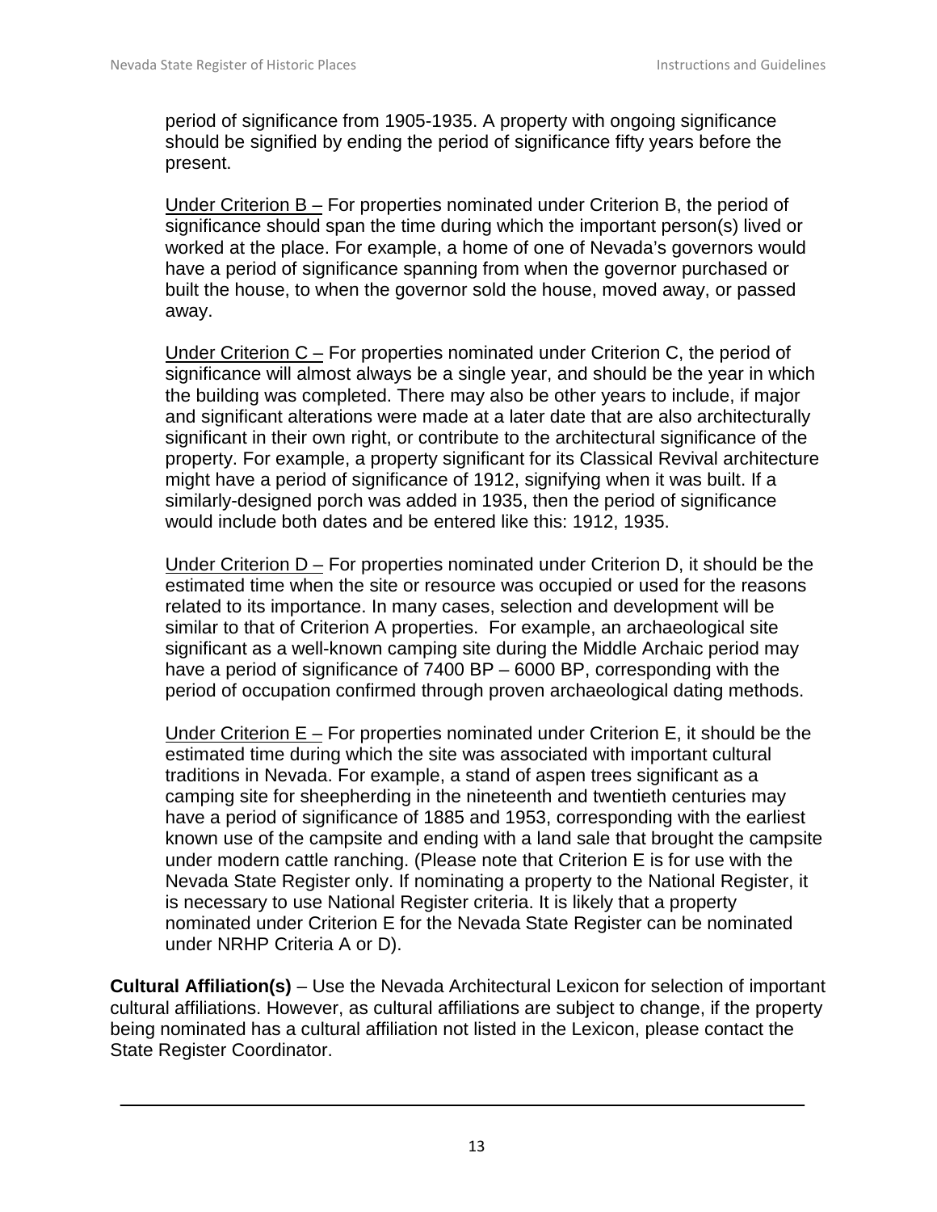period of significance from 1905-1935. A property with ongoing significance should be signified by ending the period of significance fifty years before the present.

Under Criterion B – For properties nominated under Criterion B, the period of significance should span the time during which the important person(s) lived or worked at the place. For example, a home of one of Nevada's governors would have a period of significance spanning from when the governor purchased or built the house, to when the governor sold the house, moved away, or passed away.

Under Criterion C – For properties nominated under Criterion C, the period of significance will almost always be a single year, and should be the year in which the building was completed. There may also be other years to include, if major and significant alterations were made at a later date that are also architecturally significant in their own right, or contribute to the architectural significance of the property. For example, a property significant for its Classical Revival architecture might have a period of significance of 1912, signifying when it was built. If a similarly-designed porch was added in 1935, then the period of significance would include both dates and be entered like this: 1912, 1935.

Under Criterion D – For properties nominated under Criterion D, it should be the estimated time when the site or resource was occupied or used for the reasons related to its importance. In many cases, selection and development will be similar to that of Criterion A properties. For example, an archaeological site significant as a well-known camping site during the Middle Archaic period may have a period of significance of 7400 BP – 6000 BP, corresponding with the period of occupation confirmed through proven archaeological dating methods.

Under Criterion E – For properties nominated under Criterion E, it should be the estimated time during which the site was associated with important cultural traditions in Nevada. For example, a stand of aspen trees significant as a camping site for sheepherding in the nineteenth and twentieth centuries may have a period of significance of 1885 and 1953, corresponding with the earliest known use of the campsite and ending with a land sale that brought the campsite under modern cattle ranching. (Please note that Criterion E is for use with the Nevada State Register only. If nominating a property to the National Register, it is necessary to use National Register criteria. It is likely that a property nominated under Criterion E for the Nevada State Register can be nominated under NRHP Criteria A or D).

**Cultural Affiliation(s)** – Use the Nevada Architectural Lexicon for selection of important cultural affiliations. However, as cultural affiliations are subject to change, if the property being nominated has a cultural affiliation not listed in the Lexicon, please contact the State Register Coordinator.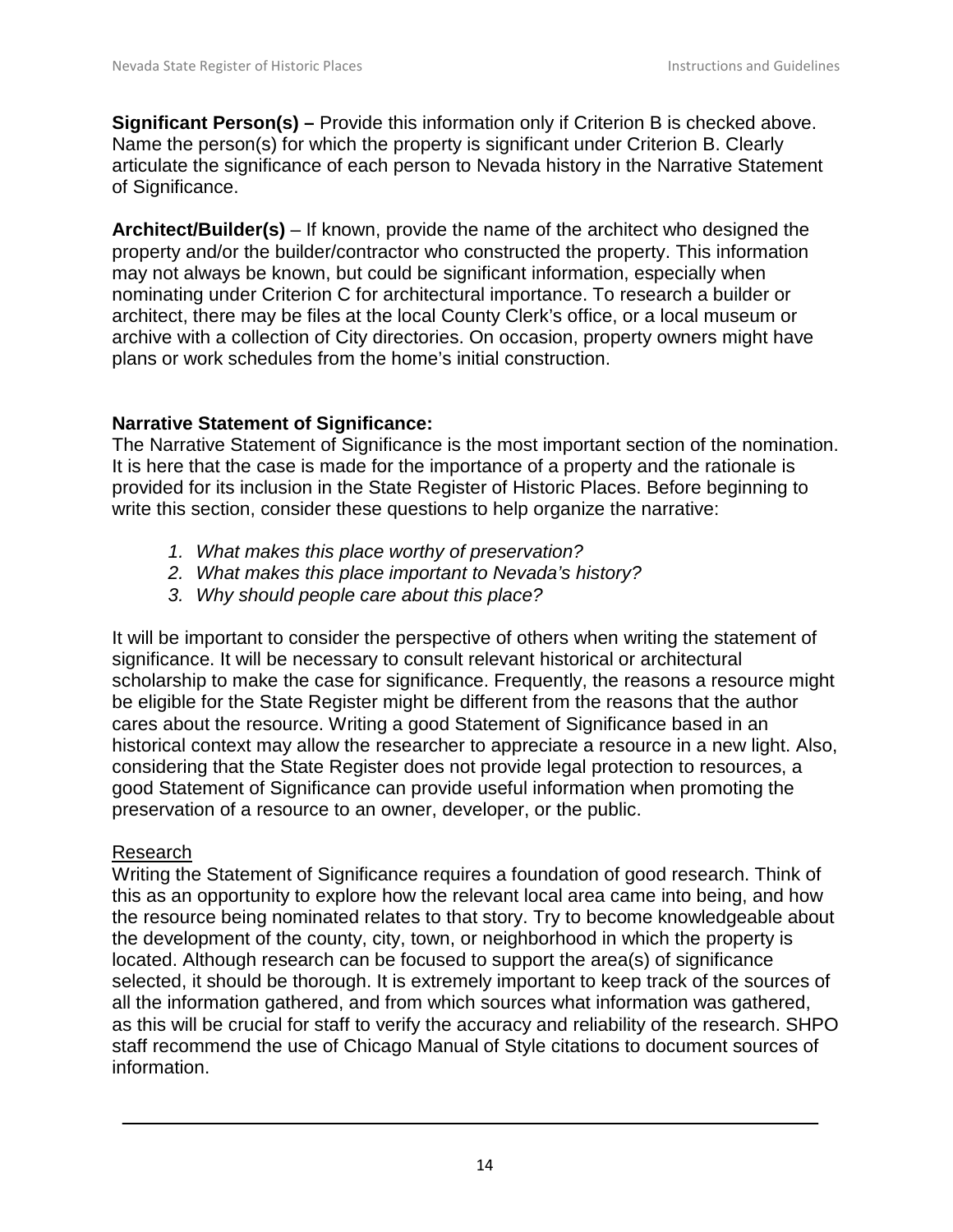**Significant Person(s) –** Provide this information only if Criterion B is checked above. Name the person(s) for which the property is significant under Criterion B. Clearly articulate the significance of each person to Nevada history in the Narrative Statement of Significance.

**Architect/Builder(s)** – If known, provide the name of the architect who designed the property and/or the builder/contractor who constructed the property. This information may not always be known, but could be significant information, especially when nominating under Criterion C for architectural importance. To research a builder or architect, there may be files at the local County Clerk's office, or a local museum or archive with a collection of City directories. On occasion, property owners might have plans or work schedules from the home's initial construction.

## Narrative Statement of Significance:

The Narrative Statement of Significance is the most important section of the nomination. It is here that the case is made for the importance of a property and the rationale is provided for its inclusion in the State Register of Historic Places. Before beginning to write this section, consider these questions to help organize the narrative:

1. *What makes this place worthy of preservation?*
2. *What makes this place important to Nevada's history?*
3. *Why should people care about this place?*

It will be important to consider the perspective of others when writing the statement of significance. It will be necessary to consult relevant historical or architectural scholarship to make the case for significance. Frequently, the reasons a resource might be eligible for the State Register might be different from the reasons that the author cares about the resource. Writing a good Statement of Significance based in an historical context may allow the researcher to appreciate a resource in a new light. Also, considering that the State Register does not provide legal protection to resources, a good Statement of Significance can provide useful information when promoting the preservation of a resource to an owner, developer, or the public.

### Research

Writing the Statement of Significance requires a foundation of good research. Think of this as an opportunity to explore how the relevant local area came into being, and how the resource being nominated relates to that story. Try to become knowledgeable about the development of the county, city, town, or neighborhood in which the property is located. Although research can be focused to support the area(s) of significance selected, it should be thorough. It is extremely important to keep track of the sources of all the information gathered, and from which sources what information was gathered, as this will be crucial for staff to verify the accuracy and reliability of the research. SHPO staff recommend the use of Chicago Manual of Style citations to document sources of information.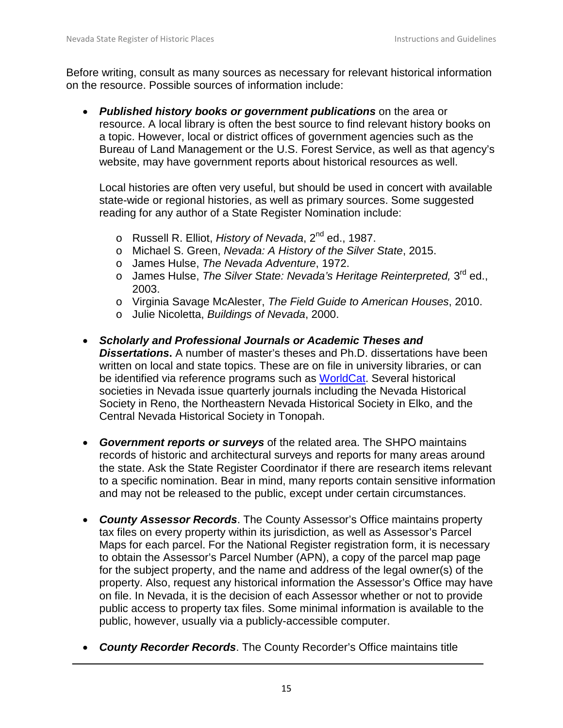Before writing, consult as many sources as necessary for relevant historical information on the resource. Possible sources of information include:

- ***Published history books or government publications*** on the area or resource. A local library is often the best source to find relevant history books on a topic. However, local or district offices of government agencies such as the Bureau of Land Management or the U.S. Forest Service, as well as that agency's website, may have government reports about historical resources as well.

  Local histories are often very useful, but should be used in concert with available state-wide or regional histories, as well as primary sources. Some suggested reading for any author of a State Register Nomination include:

  - Russell R. Elliot, *History of Nevada*, 2nd ed., 1987.
  - Michael S. Green, *Nevada: A History of the Silver State*, 2015.
  - James Hulse, *The Nevada Adventure*, 1972.
  - James Hulse, *The Silver State: Nevada's Heritage Reinterpreted,* 3rd ed., 2003.
  - Virginia Savage McAlester, *The Field Guide to American Houses*, 2010.
  - Julie Nicoletta, *Buildings of Nevada*, 2000.

- ***Scholarly and Professional Journals or Academic Theses and Dissertations.*** A number of master's theses and Ph.D. dissertations have been written on local and state topics. These are on file in university libraries, or can be identified via reference programs such as WorldCat. Several historical societies in Nevada issue quarterly journals including the Nevada Historical Society in Reno, the Northeastern Nevada Historical Society in Elko, and the Central Nevada Historical Society in Tonopah.

- ***Government reports or surveys*** of the related area. The SHPO maintains records of historic and architectural surveys and reports for many areas around the state. Ask the State Register Coordinator if there are research items relevant to a specific nomination. Bear in mind, many reports contain sensitive information and may not be released to the public, except under certain circumstances.

- ***County Assessor Records***. The County Assessor's Office maintains property tax files on every property within its jurisdiction, as well as Assessor's Parcel Maps for each parcel. For the National Register registration form, it is necessary to obtain the Assessor's Parcel Number (APN), a copy of the parcel map page for the subject property, and the name and address of the legal owner(s) of the property. Also, request any historical information the Assessor's Office may have on file. In Nevada, it is the decision of each Assessor whether or not to provide public access to property tax files. Some minimal information is available to the public, however, usually via a publicly-accessible computer.

- ***County Recorder Records***. The County Recorder's Office maintains title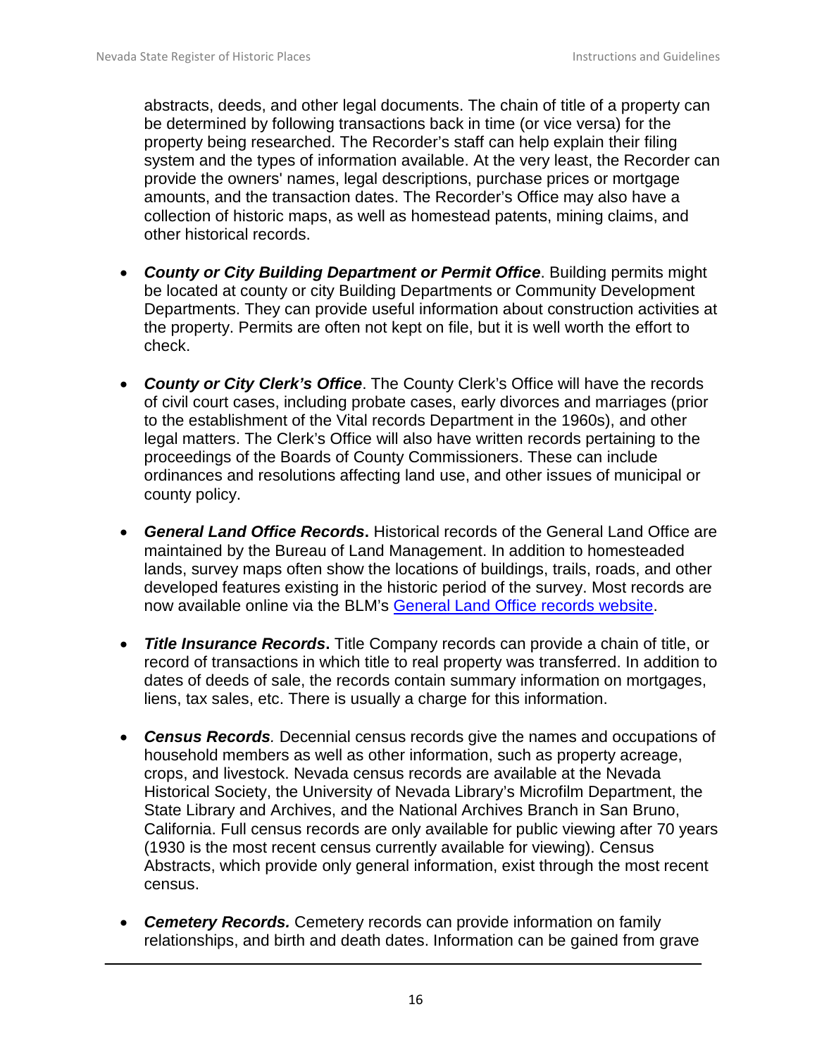abstracts, deeds, and other legal documents. The chain of title of a property can be determined by following transactions back in time (or vice versa) for the property being researched. The Recorder's staff can help explain their filing system and the types of information available. At the very least, the Recorder can provide the owners' names, legal descriptions, purchase prices or mortgage amounts, and the transaction dates. The Recorder's Office may also have a collection of historic maps, as well as homestead patents, mining claims, and other historical records.

- ***County or City Building Department or Permit Office***. Building permits might be located at county or city Building Departments or Community Development Departments. They can provide useful information about construction activities at the property. Permits are often not kept on file, but it is well worth the effort to check.

- ***County or City Clerk's Office***. The County Clerk's Office will have the records of civil court cases, including probate cases, early divorces and marriages (prior to the establishment of the Vital records Department in the 1960s), and other legal matters. The Clerk's Office will also have written records pertaining to the proceedings of the Boards of County Commissioners. These can include ordinances and resolutions affecting land use, and other issues of municipal or county policy.

- ***General Land Office Records*.** Historical records of the General Land Office are maintained by the Bureau of Land Management. In addition to homesteaded lands, survey maps often show the locations of buildings, trails, roads, and other developed features existing in the historic period of the survey. Most records are now available online via the BLM's General Land Office records website.

- ***Title Insurance Records*.** Title Company records can provide a chain of title, or record of transactions in which title to real property was transferred. In addition to dates of deeds of sale, the records contain summary information on mortgages, liens, tax sales, etc. There is usually a charge for this information.

- ***Census Records**.* Decennial census records give the names and occupations of household members as well as other information, such as property acreage, crops, and livestock. Nevada census records are available at the Nevada Historical Society, the University of Nevada Library's Microfilm Department, the State Library and Archives, and the National Archives Branch in San Bruno, California. Full census records are only available for public viewing after 70 years (1930 is the most recent census currently available for viewing). Census Abstracts, which provide only general information, exist through the most recent census.

- ***Cemetery Records.*** Cemetery records can provide information on family relationships, and birth and death dates. Information can be gained from grave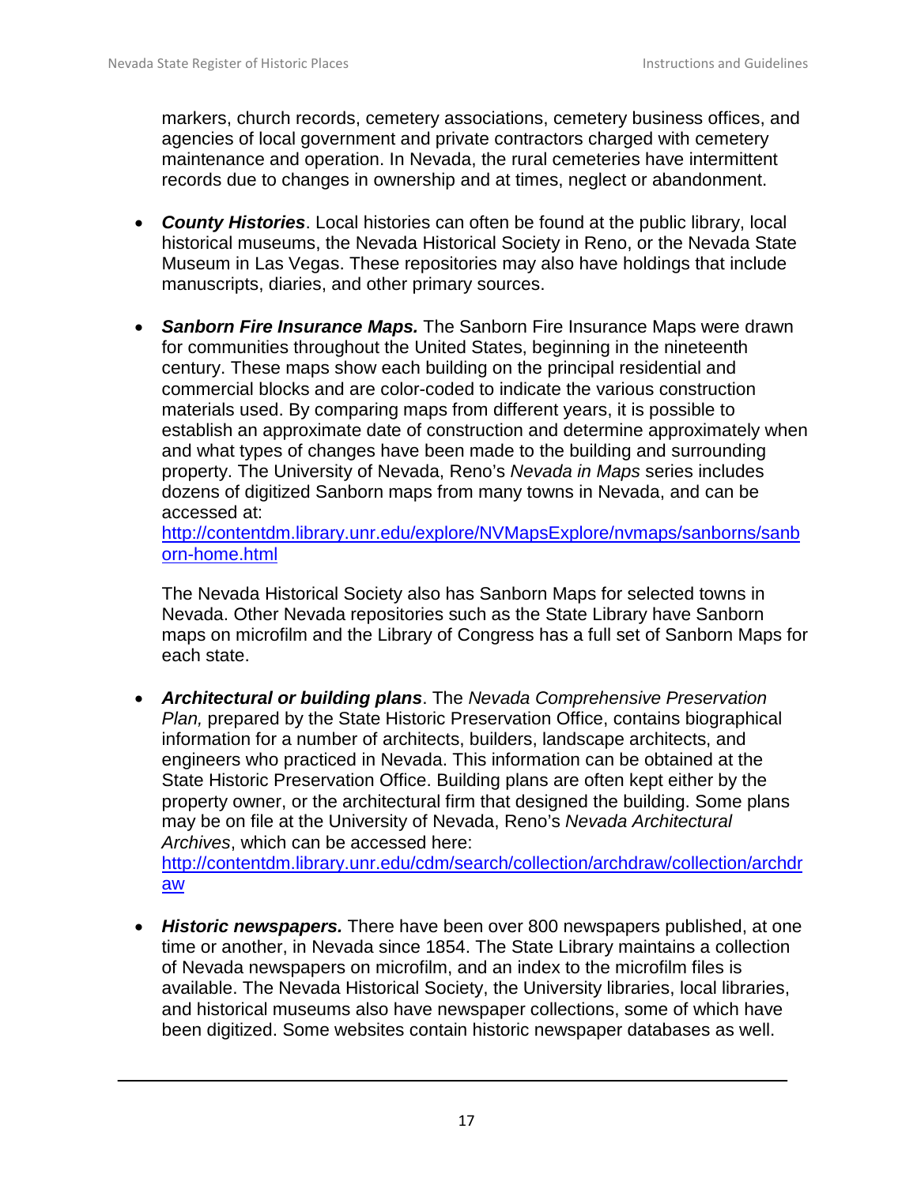markers, church records, cemetery associations, cemetery business offices, and agencies of local government and private contractors charged with cemetery maintenance and operation. In Nevada, the rural cemeteries have intermittent records due to changes in ownership and at times, neglect or abandonment.

- ***County Histories***. Local histories can often be found at the public library, local historical museums, the Nevada Historical Society in Reno, or the Nevada State Museum in Las Vegas. These repositories may also have holdings that include manuscripts, diaries, and other primary sources.

- ***Sanborn Fire Insurance Maps.*** The Sanborn Fire Insurance Maps were drawn for communities throughout the United States, beginning in the nineteenth century. These maps show each building on the principal residential and commercial blocks and are color-coded to indicate the various construction materials used. By comparing maps from different years, it is possible to establish an approximate date of construction and determine approximately when and what types of changes have been made to the building and surrounding property. The University of Nevada, Reno's *Nevada in Maps* series includes dozens of digitized Sanborn maps from many towns in Nevada, and can be accessed at: [http://contentdm.library.unr.edu/explore/NVMapsExplore/nvmaps/sanborns/sanborn-home.html](http://contentdm.library.unr.edu/explore/NVMapsExplore/nvmaps/sanborns/sanborn-home.html)

  The Nevada Historical Society also has Sanborn Maps for selected towns in Nevada. Other Nevada repositories such as the State Library have Sanborn maps on microfilm and the Library of Congress has a full set of Sanborn Maps for each state.

- ***Architectural or building plans***. The *Nevada Comprehensive Preservation Plan,* prepared by the State Historic Preservation Office, contains biographical information for a number of architects, builders, landscape architects, and engineers who practiced in Nevada. This information can be obtained at the State Historic Preservation Office. Building plans are often kept either by the property owner, or the architectural firm that designed the building. Some plans may be on file at the University of Nevada, Reno's *Nevada Architectural Archives*, which can be accessed here: [http://contentdm.library.unr.edu/cdm/search/collection/archdraw/collection/archdraw](http://contentdm.library.unr.edu/cdm/search/collection/archdraw/collection/archdraw)

- ***Historic newspapers.*** There have been over 800 newspapers published, at one time or another, in Nevada since 1854. The State Library maintains a collection of Nevada newspapers on microfilm, and an index to the microfilm files is available. The Nevada Historical Society, the University libraries, local libraries, and historical museums also have newspaper collections, some of which have been digitized. Some websites contain historic newspaper databases as well.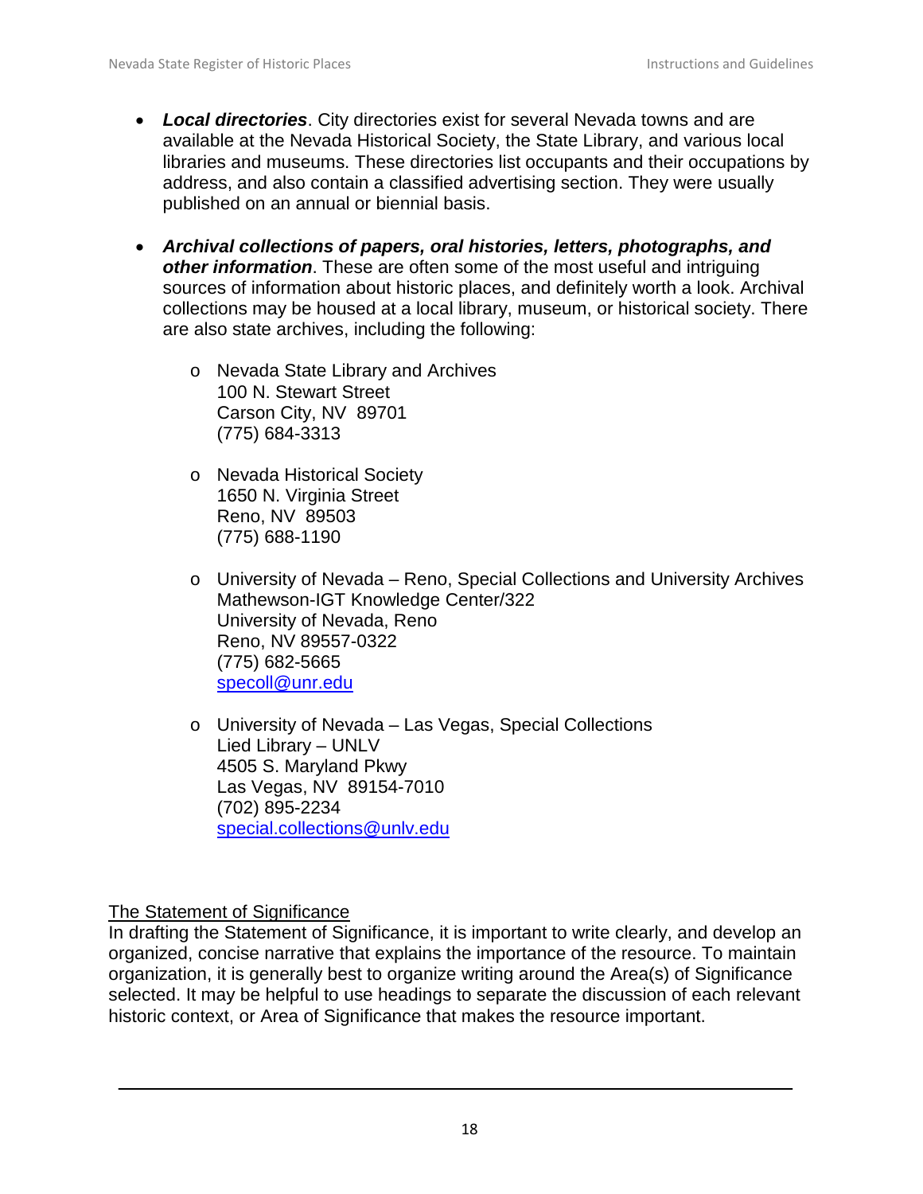- ***Local directories***. City directories exist for several Nevada towns and are available at the Nevada Historical Society, the State Library, and various local libraries and museums. These directories list occupants and their occupations by address, and also contain a classified advertising section. They were usually published on an annual or biennial basis.

- ***Archival collections of papers, oral histories, letters, photographs, and other information***. These are often some of the most useful and intriguing sources of information about historic places, and definitely worth a look. Archival collections may be housed at a local library, museum, or historical society. There are also state archives, including the following:

  - Nevada State Library and Archives
    100 N. Stewart Street
    Carson City, NV 89701
    (775) 684-3313

  - Nevada Historical Society
    1650 N. Virginia Street
    Reno, NV 89503
    (775) 688-1190

  - University of Nevada – Reno, Special Collections and University Archives
    Mathewson-IGT Knowledge Center/322
    University of Nevada, Reno
    Reno, NV 89557-0322
    (775) 682-5665
    specoll@unr.edu

  - University of Nevada – Las Vegas, Special Collections
    Lied Library – UNLV
    4505 S. Maryland Pkwy
    Las Vegas, NV 89154-7010
    (702) 895-2234
    special.collections@unlv.edu

<u>The Statement of Significance</u>

In drafting the Statement of Significance, it is important to write clearly, and develop an organized, concise narrative that explains the importance of the resource. To maintain organization, it is generally best to organize writing around the Area(s) of Significance selected. It may be helpful to use headings to separate the discussion of each relevant historic context, or Area of Significance that makes the resource important.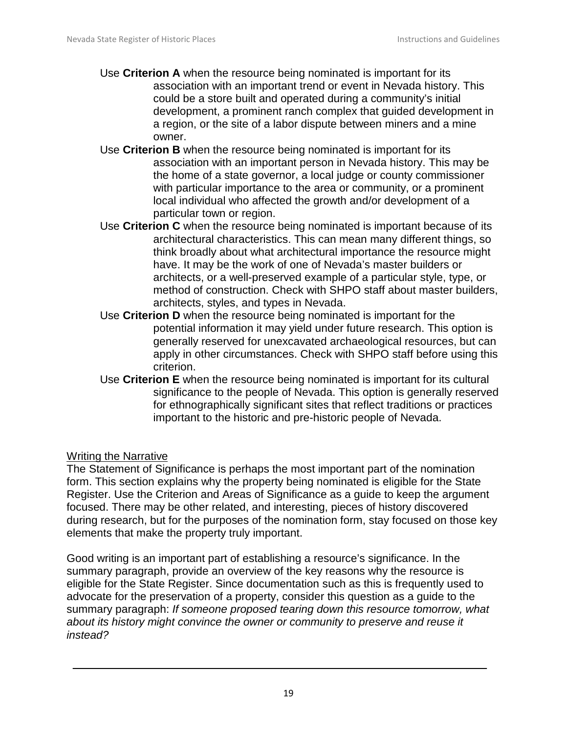Use **Criterion A** when the resource being nominated is important for its association with an important trend or event in Nevada history. This could be a store built and operated during a community's initial development, a prominent ranch complex that guided development in a region, or the site of a labor dispute between miners and a mine owner.

Use **Criterion B** when the resource being nominated is important for its association with an important person in Nevada history. This may be the home of a state governor, a local judge or county commissioner with particular importance to the area or community, or a prominent local individual who affected the growth and/or development of a particular town or region.

Use **Criterion C** when the resource being nominated is important because of its architectural characteristics. This can mean many different things, so think broadly about what architectural importance the resource might have. It may be the work of one of Nevada's master builders or architects, or a well-preserved example of a particular style, type, or method of construction. Check with SHPO staff about master builders, architects, styles, and types in Nevada.

Use **Criterion D** when the resource being nominated is important for the potential information it may yield under future research. This option is generally reserved for unexcavated archaeological resources, but can apply in other circumstances. Check with SHPO staff before using this criterion.

Use **Criterion E** when the resource being nominated is important for its cultural significance to the people of Nevada. This option is generally reserved for ethnographically significant sites that reflect traditions or practices important to the historic and pre-historic people of Nevada.

## Writing the Narrative

The Statement of Significance is perhaps the most important part of the nomination form. This section explains why the property being nominated is eligible for the State Register. Use the Criterion and Areas of Significance as a guide to keep the argument focused. There may be other related, and interesting, pieces of history discovered during research, but for the purposes of the nomination form, stay focused on those key elements that make the property truly important.

Good writing is an important part of establishing a resource's significance. In the summary paragraph, provide an overview of the key reasons why the resource is eligible for the State Register. Since documentation such as this is frequently used to advocate for the preservation of a property, consider this question as a guide to the summary paragraph: *If someone proposed tearing down this resource tomorrow, what about its history might convince the owner or community to preserve and reuse it instead?*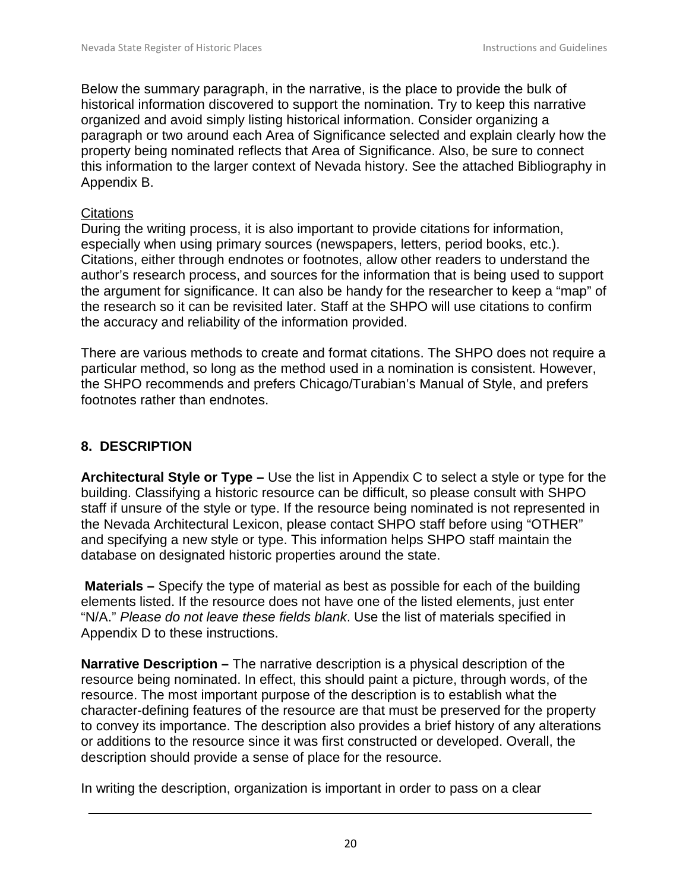Below the summary paragraph, in the narrative, is the place to provide the bulk of historical information discovered to support the nomination. Try to keep this narrative organized and avoid simply listing historical information. Consider organizing a paragraph or two around each Area of Significance selected and explain clearly how the property being nominated reflects that Area of Significance. Also, be sure to connect this information to the larger context of Nevada history. See the attached Bibliography in Appendix B.

Citations

During the writing process, it is also important to provide citations for information, especially when using primary sources (newspapers, letters, period books, etc.). Citations, either through endnotes or footnotes, allow other readers to understand the author's research process, and sources for the information that is being used to support the argument for significance. It can also be handy for the researcher to keep a "map" of the research so it can be revisited later. Staff at the SHPO will use citations to confirm the accuracy and reliability of the information provided.

There are various methods to create and format citations. The SHPO does not require a particular method, so long as the method used in a nomination is consistent. However, the SHPO recommends and prefers Chicago/Turabian's Manual of Style, and prefers footnotes rather than endnotes.

## 8. DESCRIPTION

**Architectural Style or Type –** Use the list in Appendix C to select a style or type for the building. Classifying a historic resource can be difficult, so please consult with SHPO staff if unsure of the style or type. If the resource being nominated is not represented in the Nevada Architectural Lexicon, please contact SHPO staff before using "OTHER" and specifying a new style or type. This information helps SHPO staff maintain the database on designated historic properties around the state.

**Materials –** Specify the type of material as best as possible for each of the building elements listed. If the resource does not have one of the listed elements, just enter "N/A." *Please do not leave these fields blank*. Use the list of materials specified in Appendix D to these instructions.

**Narrative Description –** The narrative description is a physical description of the resource being nominated. In effect, this should paint a picture, through words, of the resource. The most important purpose of the description is to establish what the character-defining features of the resource are that must be preserved for the property to convey its importance. The description also provides a brief history of any alterations or additions to the resource since it was first constructed or developed. Overall, the description should provide a sense of place for the resource.

In writing the description, organization is important in order to pass on a clear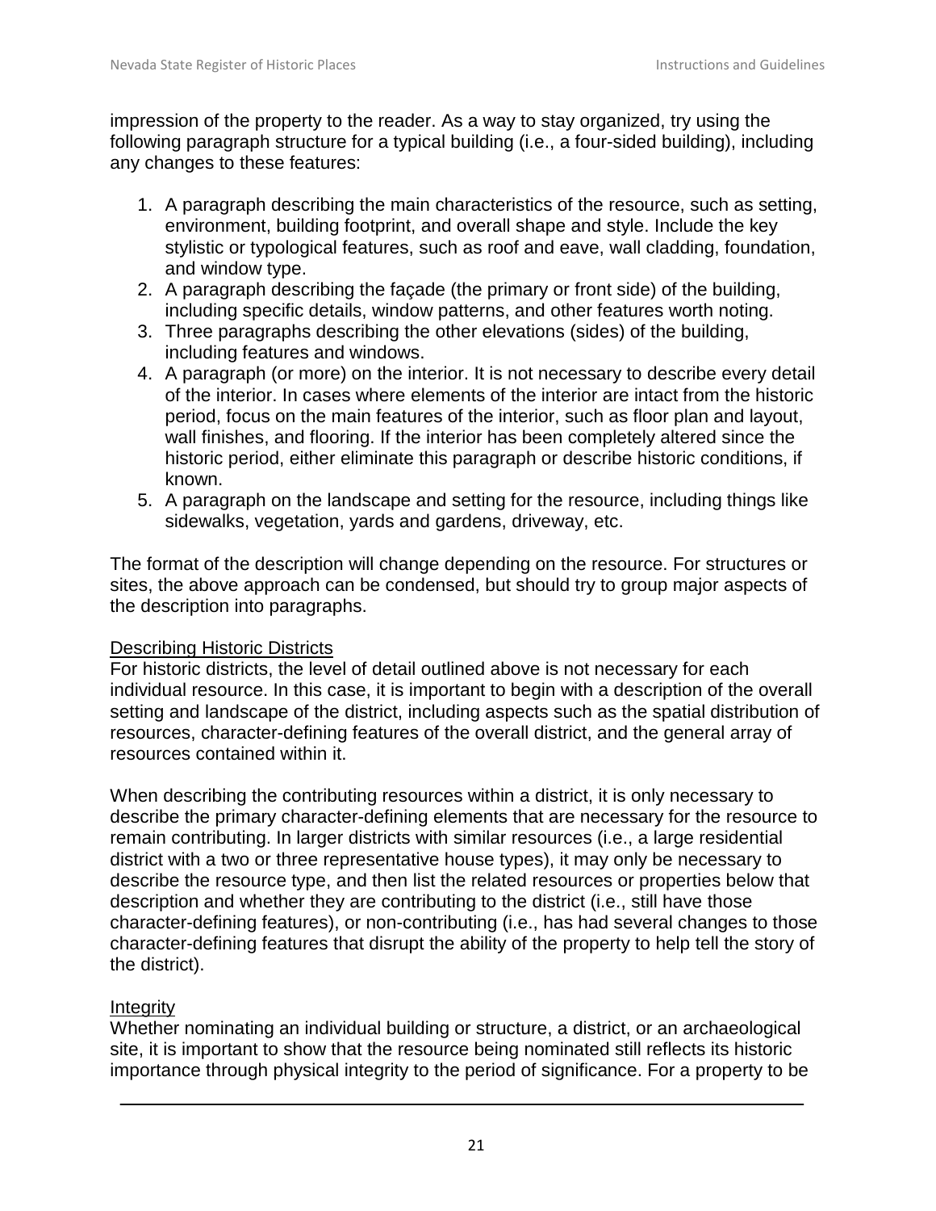impression of the property to the reader. As a way to stay organized, try using the following paragraph structure for a typical building (i.e., a four-sided building), including any changes to these features:

1. A paragraph describing the main characteristics of the resource, such as setting, environment, building footprint, and overall shape and style. Include the key stylistic or typological features, such as roof and eave, wall cladding, foundation, and window type.
2. A paragraph describing the façade (the primary or front side) of the building, including specific details, window patterns, and other features worth noting.
3. Three paragraphs describing the other elevations (sides) of the building, including features and windows.
4. A paragraph (or more) on the interior. It is not necessary to describe every detail of the interior. In cases where elements of the interior are intact from the historic period, focus on the main features of the interior, such as floor plan and layout, wall finishes, and flooring. If the interior has been completely altered since the historic period, either eliminate this paragraph or describe historic conditions, if known.
5. A paragraph on the landscape and setting for the resource, including things like sidewalks, vegetation, yards and gardens, driveway, etc.

The format of the description will change depending on the resource. For structures or sites, the above approach can be condensed, but should try to group major aspects of the description into paragraphs.

### Describing Historic Districts

For historic districts, the level of detail outlined above is not necessary for each individual resource. In this case, it is important to begin with a description of the overall setting and landscape of the district, including aspects such as the spatial distribution of resources, character-defining features of the overall district, and the general array of resources contained within it.

When describing the contributing resources within a district, it is only necessary to describe the primary character-defining elements that are necessary for the resource to remain contributing. In larger districts with similar resources (i.e., a large residential district with a two or three representative house types), it may only be necessary to describe the resource type, and then list the related resources or properties below that description and whether they are contributing to the district (i.e., still have those character-defining features), or non-contributing (i.e., has had several changes to those character-defining features that disrupt the ability of the property to help tell the story of the district).

### Integrity

Whether nominating an individual building or structure, a district, or an archaeological site, it is important to show that the resource being nominated still reflects its historic importance through physical integrity to the period of significance. For a property to be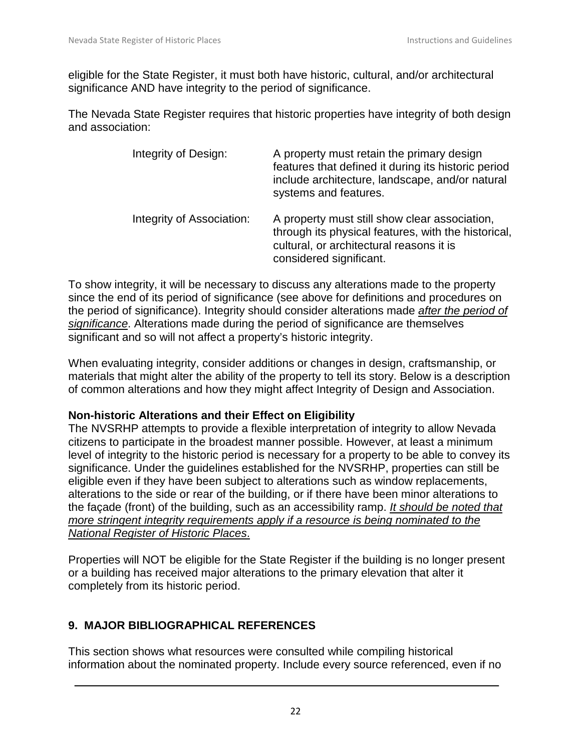eligible for the State Register, it must both have historic, cultural, and/or architectural significance AND have integrity to the period of significance.

The Nevada State Register requires that historic properties have integrity of both design and association:

| | |
|---|---|
| Integrity of Design: | A property must retain the primary design features that defined it during its historic period include architecture, landscape, and/or natural systems and features. |
| Integrity of Association: | A property must still show clear association, through its physical features, with the historical, cultural, or architectural reasons it is considered significant. |

To show integrity, it will be necessary to discuss any alterations made to the property since the end of its period of significance (see above for definitions and procedures on the period of significance). Integrity should consider alterations made <u>*after the period of significance*</u>. Alterations made during the period of significance are themselves significant and so will not affect a property's historic integrity.

When evaluating integrity, consider additions or changes in design, craftsmanship, or materials that might alter the ability of the property to tell its story. Below is a description of common alterations and how they might affect Integrity of Design and Association.

**Non-historic Alterations and their Effect on Eligibility**

The NVSRHP attempts to provide a flexible interpretation of integrity to allow Nevada citizens to participate in the broadest manner possible. However, at least a minimum level of integrity to the historic period is necessary for a property to be able to convey its significance. Under the guidelines established for the NVSRHP, properties can still be eligible even if they have been subject to alterations such as window replacements, alterations to the side or rear of the building, or if there have been minor alterations to the façade (front) of the building, such as an accessibility ramp. <u>*It should be noted that more stringent integrity requirements apply if a resource is being nominated to the National Register of Historic Places*</u>.

Properties will NOT be eligible for the State Register if the building is no longer present or a building has received major alterations to the primary elevation that alter it completely from its historic period.

## 9. MAJOR BIBLIOGRAPHICAL REFERENCES

This section shows what resources were consulted while compiling historical information about the nominated property. Include every source referenced, even if no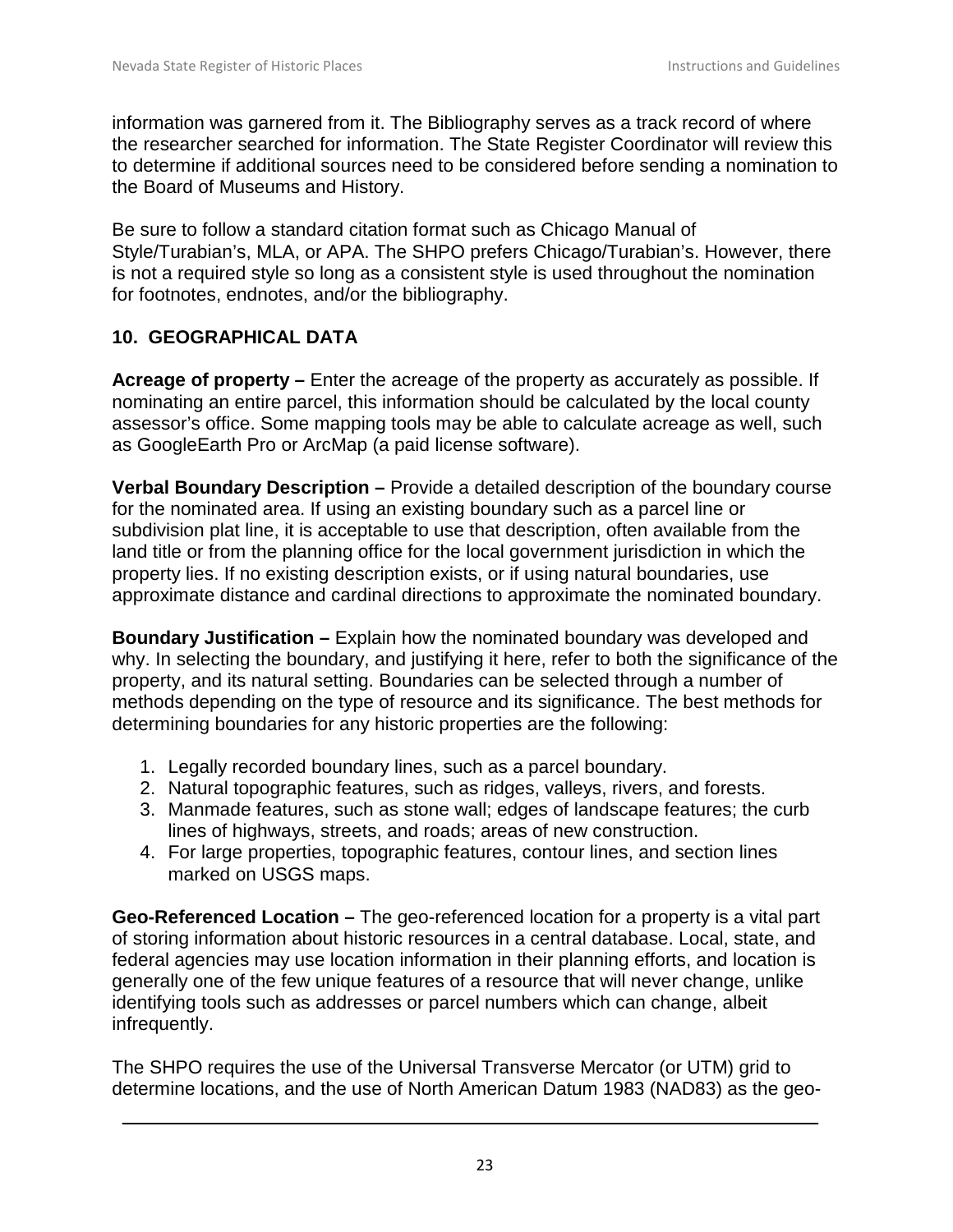information was garnered from it. The Bibliography serves as a track record of where the researcher searched for information. The State Register Coordinator will review this to determine if additional sources need to be considered before sending a nomination to the Board of Museums and History.

Be sure to follow a standard citation format such as Chicago Manual of Style/Turabian's, MLA, or APA. The SHPO prefers Chicago/Turabian's. However, there is not a required style so long as a consistent style is used throughout the nomination for footnotes, endnotes, and/or the bibliography.

## 10. GEOGRAPHICAL DATA

**Acreage of property –** Enter the acreage of the property as accurately as possible. If nominating an entire parcel, this information should be calculated by the local county assessor's office. Some mapping tools may be able to calculate acreage as well, such as GoogleEarth Pro or ArcMap (a paid license software).

**Verbal Boundary Description –** Provide a detailed description of the boundary course for the nominated area. If using an existing boundary such as a parcel line or subdivision plat line, it is acceptable to use that description, often available from the land title or from the planning office for the local government jurisdiction in which the property lies. If no existing description exists, or if using natural boundaries, use approximate distance and cardinal directions to approximate the nominated boundary.

**Boundary Justification –** Explain how the nominated boundary was developed and why. In selecting the boundary, and justifying it here, refer to both the significance of the property, and its natural setting. Boundaries can be selected through a number of methods depending on the type of resource and its significance. The best methods for determining boundaries for any historic properties are the following:

1. Legally recorded boundary lines, such as a parcel boundary.
2. Natural topographic features, such as ridges, valleys, rivers, and forests.
3. Manmade features, such as stone wall; edges of landscape features; the curb lines of highways, streets, and roads; areas of new construction.
4. For large properties, topographic features, contour lines, and section lines marked on USGS maps.

**Geo-Referenced Location –** The geo-referenced location for a property is a vital part of storing information about historic resources in a central database. Local, state, and federal agencies may use location information in their planning efforts, and location is generally one of the few unique features of a resource that will never change, unlike identifying tools such as addresses or parcel numbers which can change, albeit infrequently.

The SHPO requires the use of the Universal Transverse Mercator (or UTM) grid to determine locations, and the use of North American Datum 1983 (NAD83) as the geo-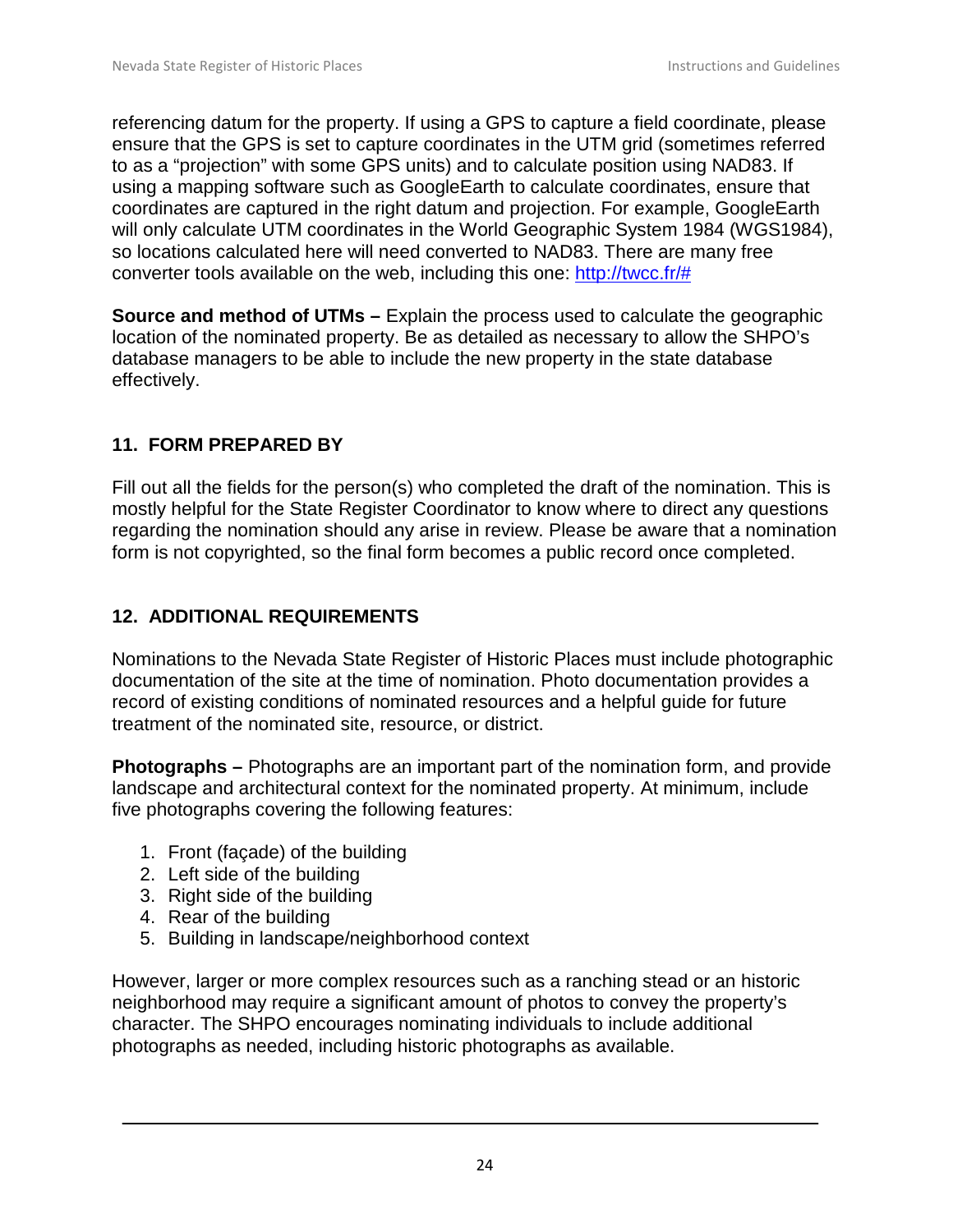referencing datum for the property. If using a GPS to capture a field coordinate, please ensure that the GPS is set to capture coordinates in the UTM grid (sometimes referred to as a "projection" with some GPS units) and to calculate position using NAD83. If using a mapping software such as GoogleEarth to calculate coordinates, ensure that coordinates are captured in the right datum and projection. For example, GoogleEarth will only calculate UTM coordinates in the World Geographic System 1984 (WGS1984), so locations calculated here will need converted to NAD83. There are many free converter tools available on the web, including this one: [http://twcc.fr/#](http://twcc.fr/#)

**Source and method of UTMs –** Explain the process used to calculate the geographic location of the nominated property. Be as detailed as necessary to allow the SHPO's database managers to be able to include the new property in the state database effectively.

## 11. FORM PREPARED BY

Fill out all the fields for the person(s) who completed the draft of the nomination. This is mostly helpful for the State Register Coordinator to know where to direct any questions regarding the nomination should any arise in review. Please be aware that a nomination form is not copyrighted, so the final form becomes a public record once completed.

## 12. ADDITIONAL REQUIREMENTS

Nominations to the Nevada State Register of Historic Places must include photographic documentation of the site at the time of nomination. Photo documentation provides a record of existing conditions of nominated resources and a helpful guide for future treatment of the nominated site, resource, or district.

**Photographs –** Photographs are an important part of the nomination form, and provide landscape and architectural context for the nominated property. At minimum, include five photographs covering the following features:

1. Front (façade) of the building
2. Left side of the building
3. Right side of the building
4. Rear of the building
5. Building in landscape/neighborhood context

However, larger or more complex resources such as a ranching stead or an historic neighborhood may require a significant amount of photos to convey the property's character. The SHPO encourages nominating individuals to include additional photographs as needed, including historic photographs as available.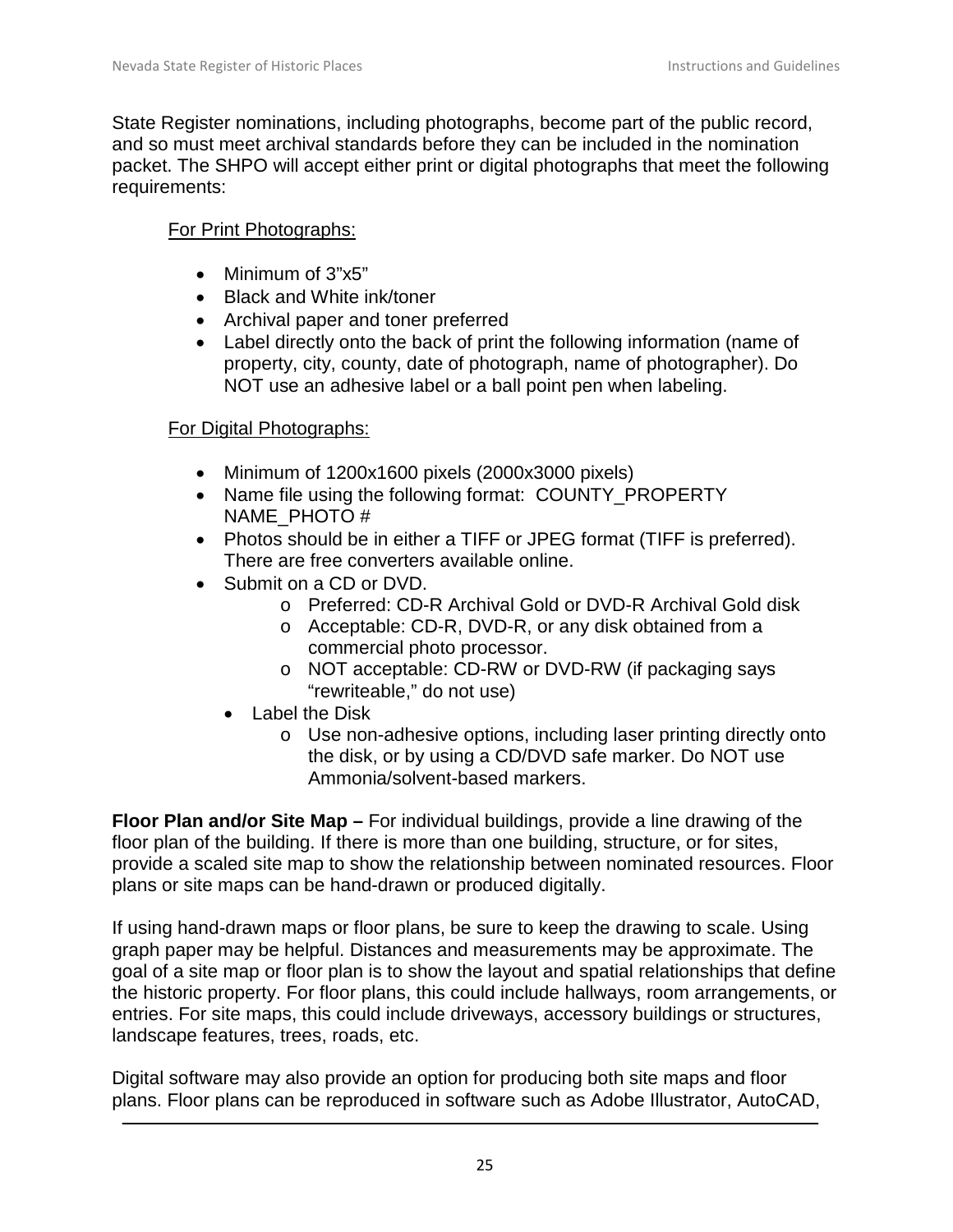State Register nominations, including photographs, become part of the public record, and so must meet archival standards before they can be included in the nomination packet. The SHPO will accept either print or digital photographs that meet the following requirements:

<u>For Print Photographs:</u>

- Minimum of 3"x5"
- Black and White ink/toner
- Archival paper and toner preferred
- Label directly onto the back of print the following information (name of property, city, county, date of photograph, name of photographer). Do NOT use an adhesive label or a ball point pen when labeling.

<u>For Digital Photographs:</u>

- Minimum of 1200x1600 pixels (2000x3000 pixels)
- Name file using the following format: COUNTY_PROPERTY NAME_PHOTO #
- Photos should be in either a TIFF or JPEG format (TIFF is preferred). There are free converters available online.
- Submit on a CD or DVD.
  - Preferred: CD-R Archival Gold or DVD-R Archival Gold disk
  - Acceptable: CD-R, DVD-R, or any disk obtained from a commercial photo processor.
  - NOT acceptable: CD-RW or DVD-RW (if packaging says "rewriteable," do not use)
- Label the Disk
  - Use non-adhesive options, including laser printing directly onto the disk, or by using a CD/DVD safe marker. Do NOT use Ammonia/solvent-based markers.

**Floor Plan and/or Site Map –** For individual buildings, provide a line drawing of the floor plan of the building. If there is more than one building, structure, or for sites, provide a scaled site map to show the relationship between nominated resources. Floor plans or site maps can be hand-drawn or produced digitally.

If using hand-drawn maps or floor plans, be sure to keep the drawing to scale. Using graph paper may be helpful. Distances and measurements may be approximate. The goal of a site map or floor plan is to show the layout and spatial relationships that define the historic property. For floor plans, this could include hallways, room arrangements, or entries. For site maps, this could include driveways, accessory buildings or structures, landscape features, trees, roads, etc.

Digital software may also provide an option for producing both site maps and floor plans. Floor plans can be reproduced in software such as Adobe Illustrator, AutoCAD,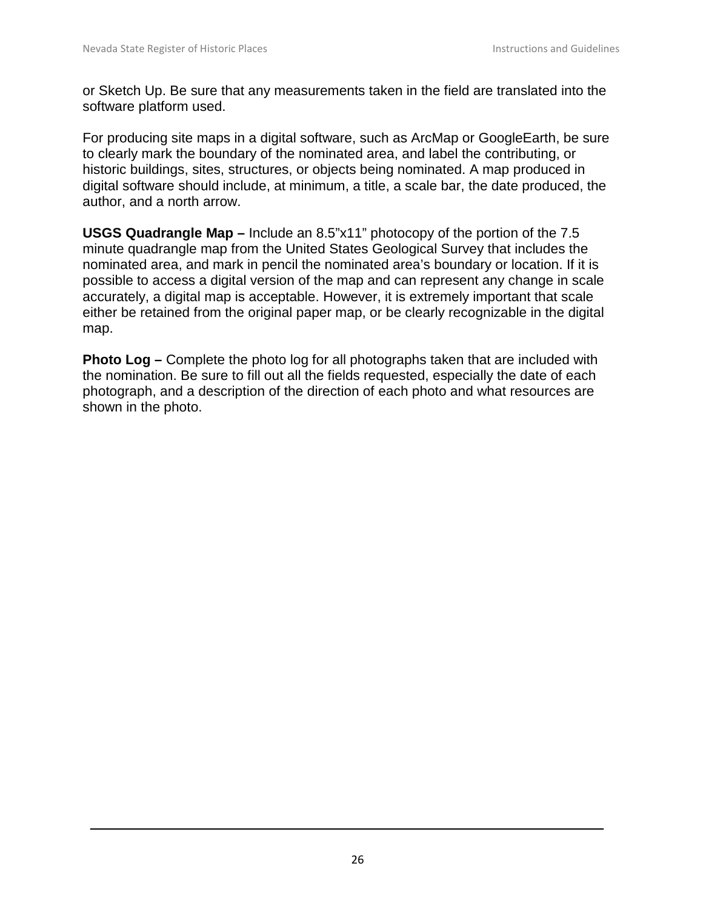or Sketch Up. Be sure that any measurements taken in the field are translated into the software platform used.

For producing site maps in a digital software, such as ArcMap or GoogleEarth, be sure to clearly mark the boundary of the nominated area, and label the contributing, or historic buildings, sites, structures, or objects being nominated. A map produced in digital software should include, at minimum, a title, a scale bar, the date produced, the author, and a north arrow.

**USGS Quadrangle Map –** Include an 8.5”x11” photocopy of the portion of the 7.5 minute quadrangle map from the United States Geological Survey that includes the nominated area, and mark in pencil the nominated area’s boundary or location. If it is possible to access a digital version of the map and can represent any change in scale accurately, a digital map is acceptable. However, it is extremely important that scale either be retained from the original paper map, or be clearly recognizable in the digital map.

**Photo Log –** Complete the photo log for all photographs taken that are included with the nomination. Be sure to fill out all the fields requested, especially the date of each photograph, and a description of the direction of each photo and what resources are shown in the photo.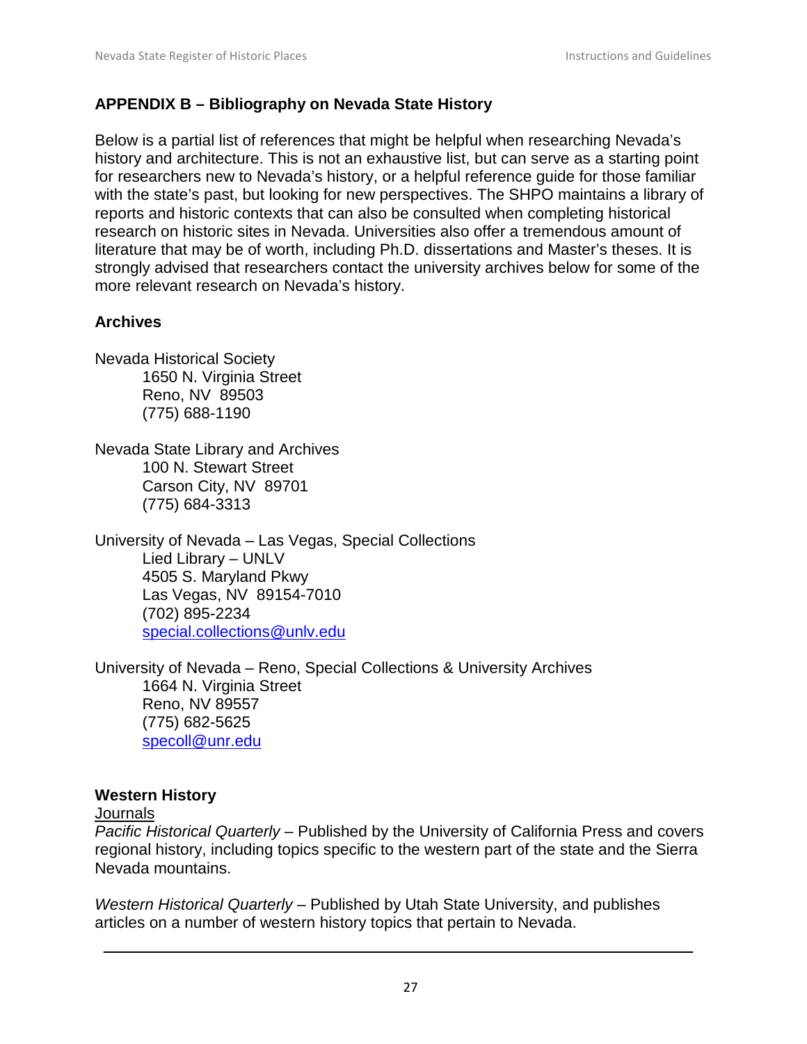## APPENDIX B – Bibliography on Nevada State History

Below is a partial list of references that might be helpful when researching Nevada's history and architecture. This is not an exhaustive list, but can serve as a starting point for researchers new to Nevada's history, or a helpful reference guide for those familiar with the state's past, but looking for new perspectives. The SHPO maintains a library of reports and historic contexts that can also be consulted when completing historical research on historic sites in Nevada. Universities also offer a tremendous amount of literature that may be of worth, including Ph.D. dissertations and Master's theses. It is strongly advised that researchers contact the university archives below for some of the more relevant research on Nevada's history.

### Archives

Nevada Historical Society
1650 N. Virginia Street
Reno, NV 89503
(775) 688-1190

Nevada State Library and Archives
100 N. Stewart Street
Carson City, NV 89701
(775) 684-3313

University of Nevada – Las Vegas, Special Collections
Lied Library – UNLV
4505 S. Maryland Pkwy
Las Vegas, NV 89154-7010
(702) 895-2234
special.collections@unlv.edu

University of Nevada – Reno, Special Collections & University Archives
1664 N. Virginia Street
Reno, NV 89557
(775) 682-5625
specoll@unr.edu

### Western History

Journals

*Pacific Historical Quarterly* – Published by the University of California Press and covers regional history, including topics specific to the western part of the state and the Sierra Nevada mountains.

*Western Historical Quarterly* – Published by Utah State University, and publishes articles on a number of western history topics that pertain to Nevada.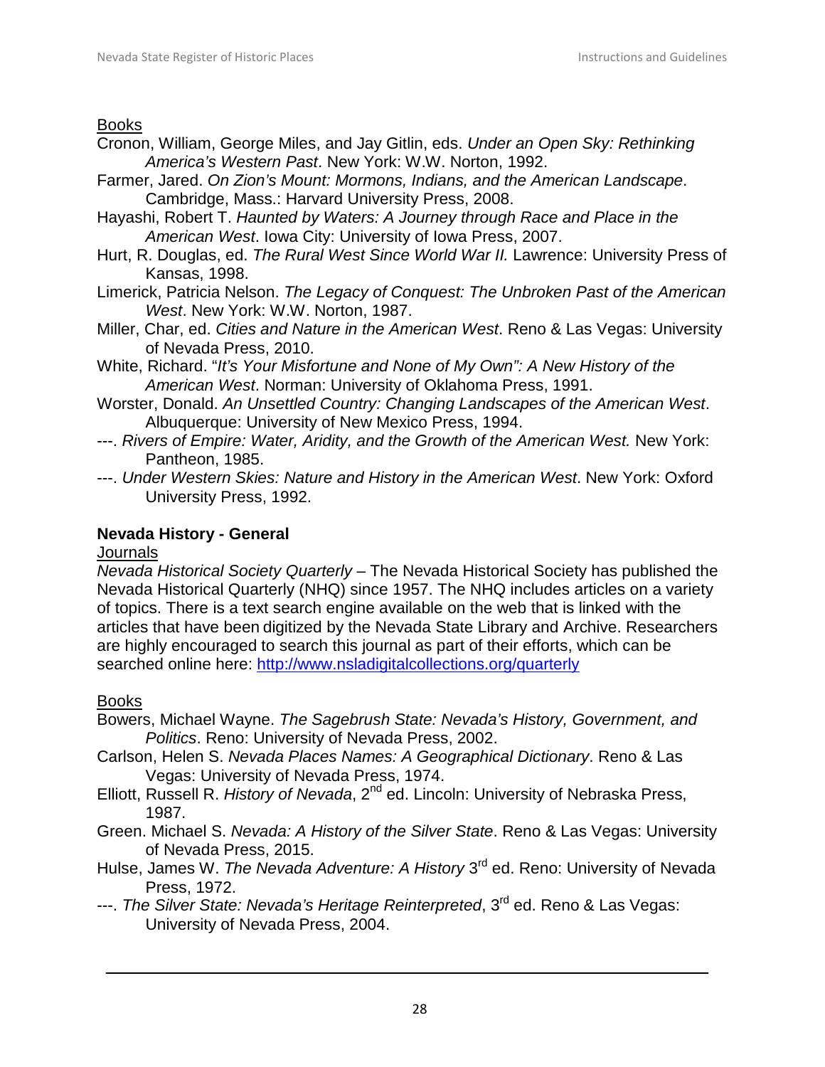<u>Books</u>

Cronon, William, George Miles, and Jay Gitlin, eds. *Under an Open Sky: Rethinking America's Western Past*. New York: W.W. Norton, 1992.

Farmer, Jared. *On Zion's Mount: Mormons, Indians, and the American Landscape*. Cambridge, Mass.: Harvard University Press, 2008.

Hayashi, Robert T. *Haunted by Waters: A Journey through Race and Place in the American West*. Iowa City: University of Iowa Press, 2007.

Hurt, R. Douglas, ed. *The Rural West Since World War II.* Lawrence: University Press of Kansas, 1998.

Limerick, Patricia Nelson. *The Legacy of Conquest: The Unbroken Past of the American West*. New York: W.W. Norton, 1987.

Miller, Char, ed. *Cities and Nature in the American West*. Reno & Las Vegas: University of Nevada Press, 2010.

White, Richard. "*It's Your Misfortune and None of My Own": A New History of the American West*. Norman: University of Oklahoma Press, 1991.

Worster, Donald. *An Unsettled Country: Changing Landscapes of the American West*. Albuquerque: University of New Mexico Press, 1994.

---. *Rivers of Empire: Water, Aridity, and the Growth of the American West.* New York: Pantheon, 1985.

---. *Under Western Skies: Nature and History in the American West*. New York: Oxford University Press, 1992.

**Nevada History - General**

<u>Journals</u>

*Nevada Historical Society Quarterly* – The Nevada Historical Society has published the Nevada Historical Quarterly (NHQ) since 1957. The NHQ includes articles on a variety of topics. There is a text search engine available on the web that is linked with the articles that have been digitized by the Nevada State Library and Archive. Researchers are highly encouraged to search this journal as part of their efforts, which can be searched online here: http://www.nsladigitalcollections.org/quarterly

<u>Books</u>

Bowers, Michael Wayne. *The Sagebrush State: Nevada's History, Government, and Politics*. Reno: University of Nevada Press, 2002.

Carlson, Helen S. *Nevada Places Names: A Geographical Dictionary*. Reno & Las Vegas: University of Nevada Press, 1974.

Elliott, Russell R. *History of Nevada*, 2nd ed. Lincoln: University of Nebraska Press, 1987.

Green. Michael S. *Nevada: A History of the Silver State*. Reno & Las Vegas: University of Nevada Press, 2015.

Hulse, James W. *The Nevada Adventure: A History* 3rd ed. Reno: University of Nevada Press, 1972.

---. *The Silver State: Nevada's Heritage Reinterpreted*, 3rd ed. Reno & Las Vegas: University of Nevada Press, 2004.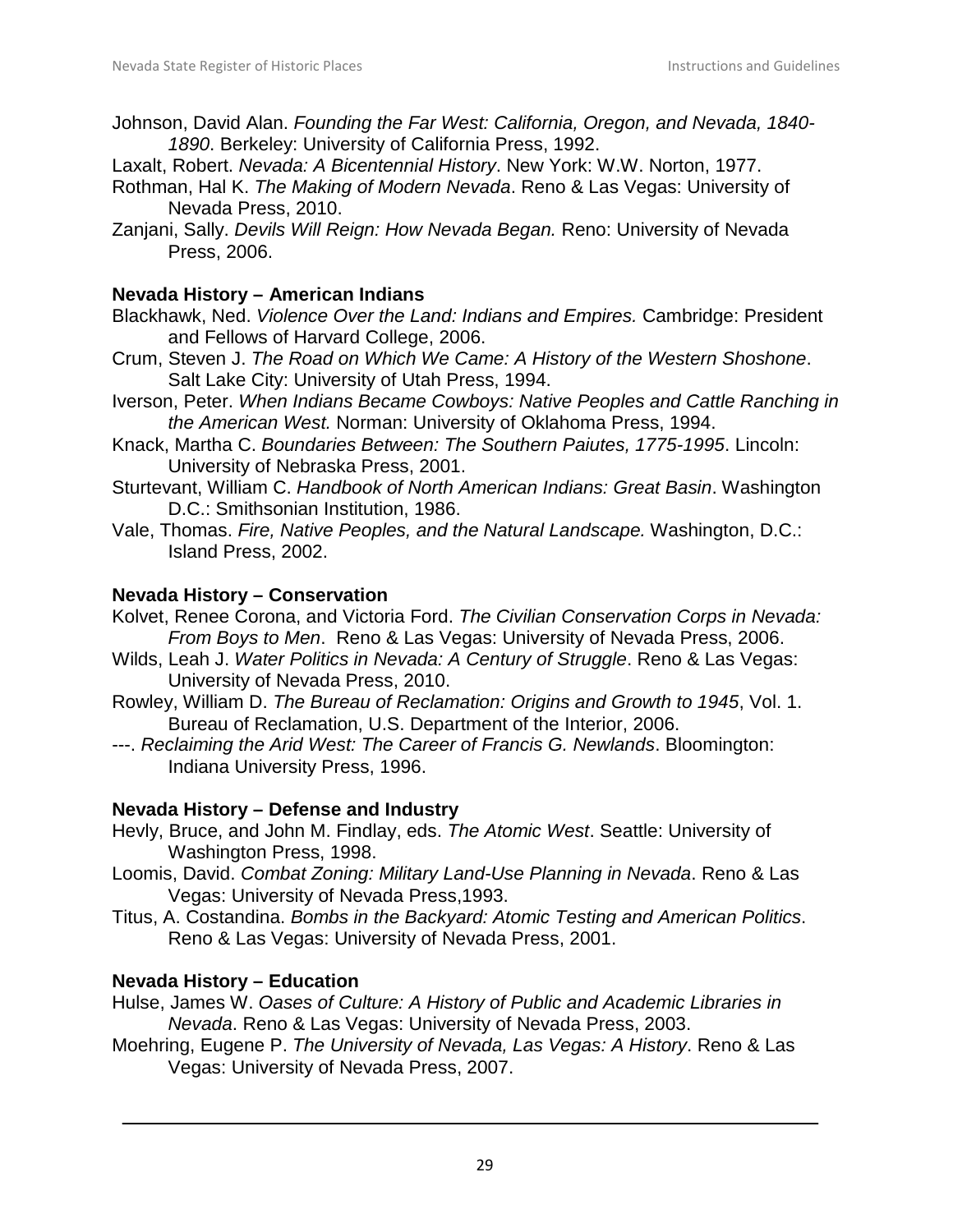Johnson, David Alan. *Founding the Far West: California, Oregon, and Nevada, 1840-1890*. Berkeley: University of California Press, 1992.

Laxalt, Robert. *Nevada: A Bicentennial History*. New York: W.W. Norton, 1977.

Rothman, Hal K. *The Making of Modern Nevada*. Reno & Las Vegas: University of Nevada Press, 2010.

Zanjani, Sally. *Devils Will Reign: How Nevada Began.* Reno: University of Nevada Press, 2006.

**Nevada History – American Indians**

Blackhawk, Ned. *Violence Over the Land: Indians and Empires.* Cambridge: President and Fellows of Harvard College, 2006.

Crum, Steven J. *The Road on Which We Came: A History of the Western Shoshone*. Salt Lake City: University of Utah Press, 1994.

Iverson, Peter. *When Indians Became Cowboys: Native Peoples and Cattle Ranching in the American West.* Norman: University of Oklahoma Press, 1994.

Knack, Martha C. *Boundaries Between: The Southern Paiutes, 1775-1995*. Lincoln: University of Nebraska Press, 2001.

Sturtevant, William C. *Handbook of North American Indians: Great Basin*. Washington D.C.: Smithsonian Institution, 1986.

Vale, Thomas. *Fire, Native Peoples, and the Natural Landscape.* Washington, D.C.: Island Press, 2002.

**Nevada History – Conservation**

Kolvet, Renee Corona, and Victoria Ford. *The Civilian Conservation Corps in Nevada: From Boys to Men*. Reno & Las Vegas: University of Nevada Press, 2006.

Wilds, Leah J. *Water Politics in Nevada: A Century of Struggle*. Reno & Las Vegas: University of Nevada Press, 2010.

Rowley, William D. *The Bureau of Reclamation: Origins and Growth to 1945*, Vol. 1. Bureau of Reclamation, U.S. Department of the Interior, 2006.

---. *Reclaiming the Arid West: The Career of Francis G. Newlands*. Bloomington: Indiana University Press, 1996.

**Nevada History – Defense and Industry**

Hevly, Bruce, and John M. Findlay, eds. *The Atomic West*. Seattle: University of Washington Press, 1998.

Loomis, David. *Combat Zoning: Military Land-Use Planning in Nevada*. Reno & Las Vegas: University of Nevada Press,1993.

Titus, A. Costandina. *Bombs in the Backyard: Atomic Testing and American Politics*. Reno & Las Vegas: University of Nevada Press, 2001.

**Nevada History – Education**

Hulse, James W. *Oases of Culture: A History of Public and Academic Libraries in Nevada*. Reno & Las Vegas: University of Nevada Press, 2003.

Moehring, Eugene P. *The University of Nevada, Las Vegas: A History*. Reno & Las Vegas: University of Nevada Press, 2007.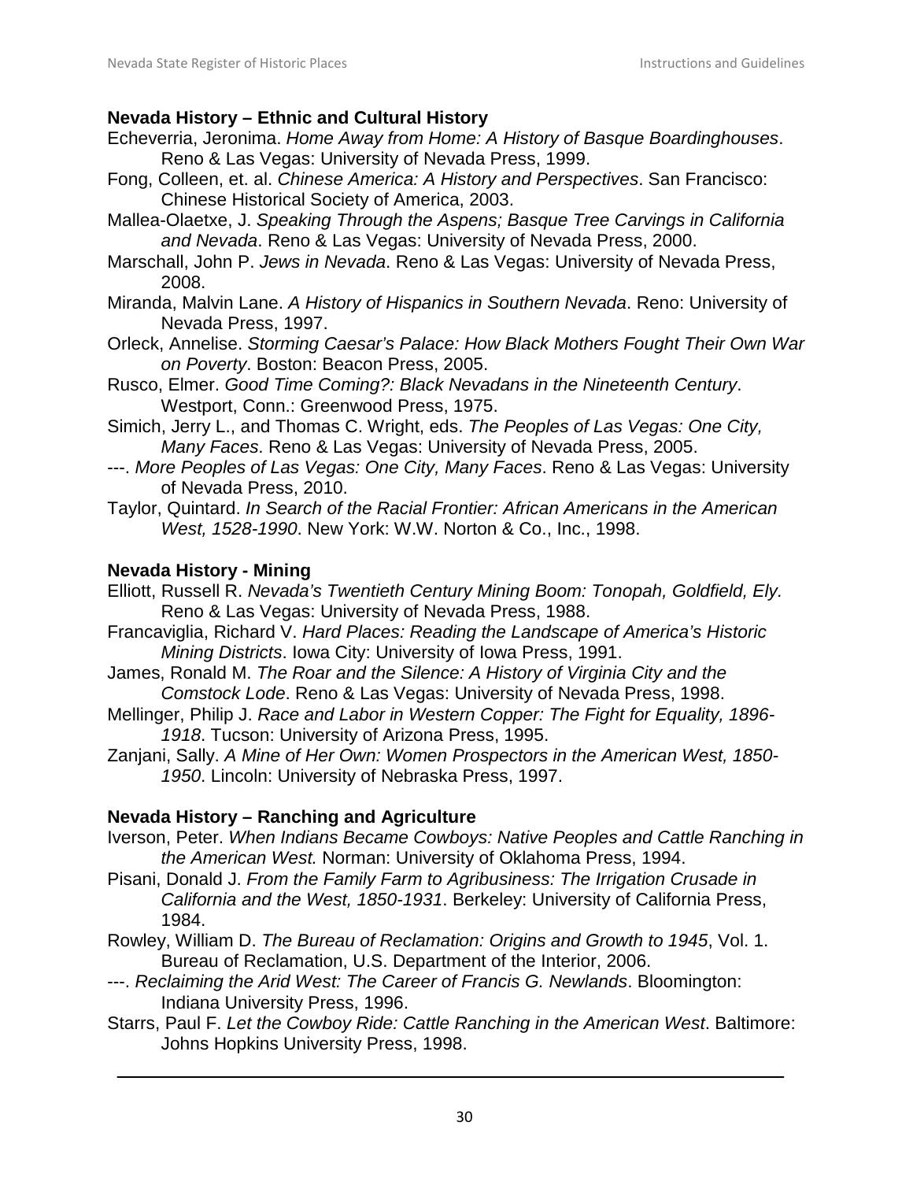### Nevada History – Ethnic and Cultural History

Echeverria, Jeronima. *Home Away from Home: A History of Basque Boardinghouses*. Reno & Las Vegas: University of Nevada Press, 1999.

Fong, Colleen, et. al. *Chinese America: A History and Perspectives*. San Francisco: Chinese Historical Society of America, 2003.

Mallea-Olaetxe, J. *Speaking Through the Aspens; Basque Tree Carvings in California and Nevada*. Reno & Las Vegas: University of Nevada Press, 2000.

Marschall, John P. *Jews in Nevada*. Reno & Las Vegas: University of Nevada Press, 2008.

Miranda, Malvin Lane. *A History of Hispanics in Southern Nevada*. Reno: University of Nevada Press, 1997.

Orleck, Annelise. *Storming Caesar's Palace: How Black Mothers Fought Their Own War on Poverty*. Boston: Beacon Press, 2005.

Rusco, Elmer. *Good Time Coming?: Black Nevadans in the Nineteenth Century*. Westport, Conn.: Greenwood Press, 1975.

Simich, Jerry L., and Thomas C. Wright, eds. *The Peoples of Las Vegas: One City, Many Faces*. Reno & Las Vegas: University of Nevada Press, 2005.

---. *More Peoples of Las Vegas: One City, Many Faces*. Reno & Las Vegas: University of Nevada Press, 2010.

Taylor, Quintard. *In Search of the Racial Frontier: African Americans in the American West, 1528-1990*. New York: W.W. Norton & Co., Inc., 1998.

### Nevada History - Mining

Elliott, Russell R. *Nevada's Twentieth Century Mining Boom: Tonopah, Goldfield, Ely.* Reno & Las Vegas: University of Nevada Press, 1988.

Francaviglia, Richard V. *Hard Places: Reading the Landscape of America's Historic Mining Districts*. Iowa City: University of Iowa Press, 1991.

James, Ronald M. *The Roar and the Silence: A History of Virginia City and the Comstock Lode*. Reno & Las Vegas: University of Nevada Press, 1998.

Mellinger, Philip J. *Race and Labor in Western Copper: The Fight for Equality, 1896-1918*. Tucson: University of Arizona Press, 1995.

Zanjani, Sally. *A Mine of Her Own: Women Prospectors in the American West, 1850-1950*. Lincoln: University of Nebraska Press, 1997.

### Nevada History – Ranching and Agriculture

Iverson, Peter. *When Indians Became Cowboys: Native Peoples and Cattle Ranching in the American West.* Norman: University of Oklahoma Press, 1994.

Pisani, Donald J. *From the Family Farm to Agribusiness: The Irrigation Crusade in California and the West, 1850-1931*. Berkeley: University of California Press, 1984.

Rowley, William D. *The Bureau of Reclamation: Origins and Growth to 1945*, Vol. 1. Bureau of Reclamation, U.S. Department of the Interior, 2006.

---. *Reclaiming the Arid West: The Career of Francis G. Newlands*. Bloomington: Indiana University Press, 1996.

Starrs, Paul F. *Let the Cowboy Ride: Cattle Ranching in the American West*. Baltimore: Johns Hopkins University Press, 1998.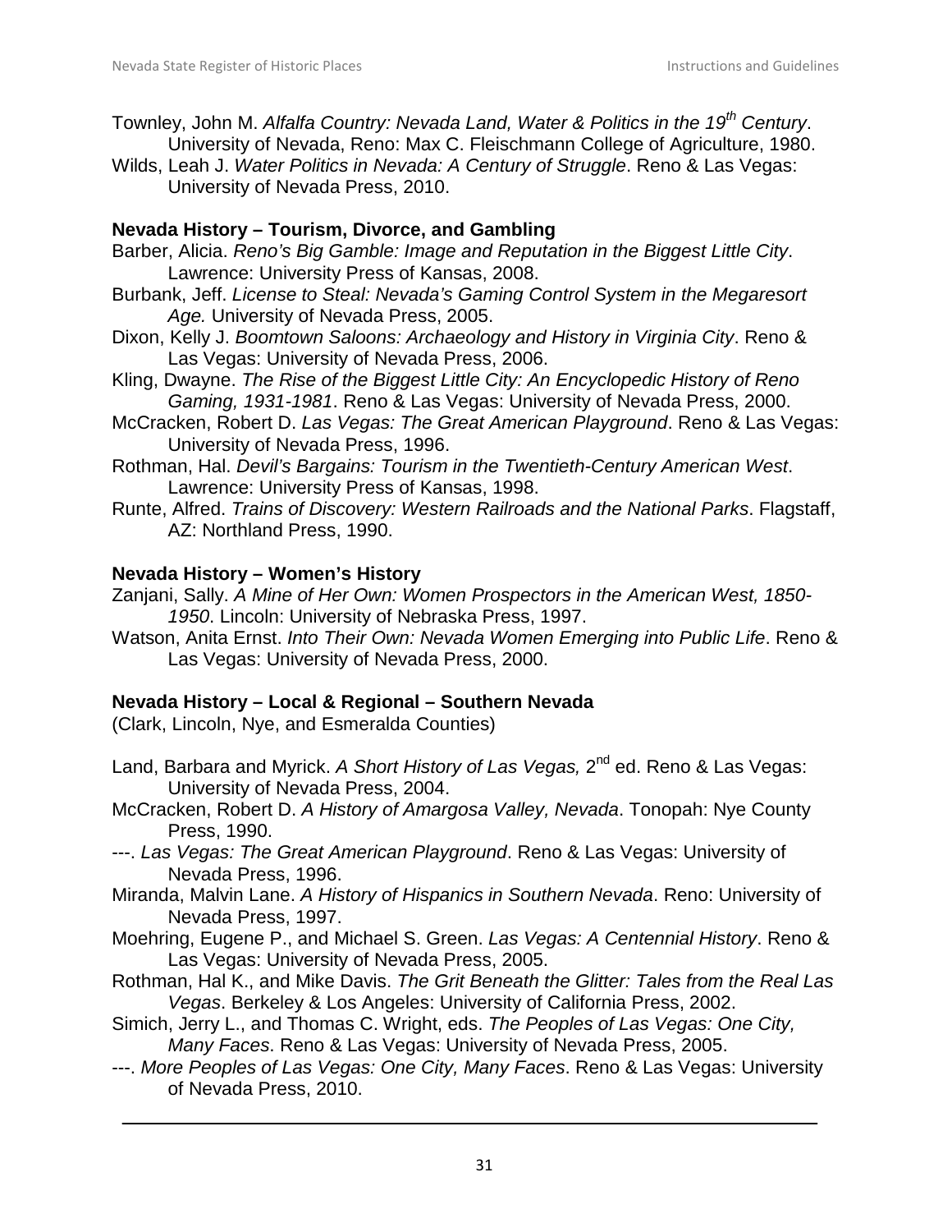Townley, John M. *Alfalfa Country: Nevada Land, Water & Politics in the 19th Century*. University of Nevada, Reno: Max C. Fleischmann College of Agriculture, 1980.

Wilds, Leah J. *Water Politics in Nevada: A Century of Struggle*. Reno & Las Vegas: University of Nevada Press, 2010.

**Nevada History – Tourism, Divorce, and Gambling**

Barber, Alicia. *Reno's Big Gamble: Image and Reputation in the Biggest Little City*. Lawrence: University Press of Kansas, 2008.

Burbank, Jeff. *License to Steal: Nevada's Gaming Control System in the Megaresort Age.* University of Nevada Press, 2005.

Dixon, Kelly J. *Boomtown Saloons: Archaeology and History in Virginia City*. Reno & Las Vegas: University of Nevada Press, 2006.

Kling, Dwayne. *The Rise of the Biggest Little City: An Encyclopedic History of Reno Gaming, 1931-1981*. Reno & Las Vegas: University of Nevada Press, 2000.

McCracken, Robert D. *Las Vegas: The Great American Playground*. Reno & Las Vegas: University of Nevada Press, 1996.

Rothman, Hal. *Devil's Bargains: Tourism in the Twentieth-Century American West*. Lawrence: University Press of Kansas, 1998.

Runte, Alfred. *Trains of Discovery: Western Railroads and the National Parks*. Flagstaff, AZ: Northland Press, 1990.

**Nevada History – Women's History**

Zanjani, Sally. *A Mine of Her Own: Women Prospectors in the American West, 1850-1950*. Lincoln: University of Nebraska Press, 1997.

Watson, Anita Ernst. *Into Their Own: Nevada Women Emerging into Public Life*. Reno & Las Vegas: University of Nevada Press, 2000.

**Nevada History – Local & Regional – Southern Nevada**

(Clark, Lincoln, Nye, and Esmeralda Counties)

Land, Barbara and Myrick. *A Short History of Las Vegas,* 2nd ed. Reno & Las Vegas: University of Nevada Press, 2004.

McCracken, Robert D. *A History of Amargosa Valley, Nevada*. Tonopah: Nye County Press, 1990.

---. *Las Vegas: The Great American Playground*. Reno & Las Vegas: University of Nevada Press, 1996.

Miranda, Malvin Lane. *A History of Hispanics in Southern Nevada*. Reno: University of Nevada Press, 1997.

Moehring, Eugene P., and Michael S. Green. *Las Vegas: A Centennial History*. Reno & Las Vegas: University of Nevada Press, 2005.

Rothman, Hal K., and Mike Davis. *The Grit Beneath the Glitter: Tales from the Real Las Vegas*. Berkeley & Los Angeles: University of California Press, 2002.

Simich, Jerry L., and Thomas C. Wright, eds. *The Peoples of Las Vegas: One City, Many Faces*. Reno & Las Vegas: University of Nevada Press, 2005.

---. *More Peoples of Las Vegas: One City, Many Faces*. Reno & Las Vegas: University of Nevada Press, 2010.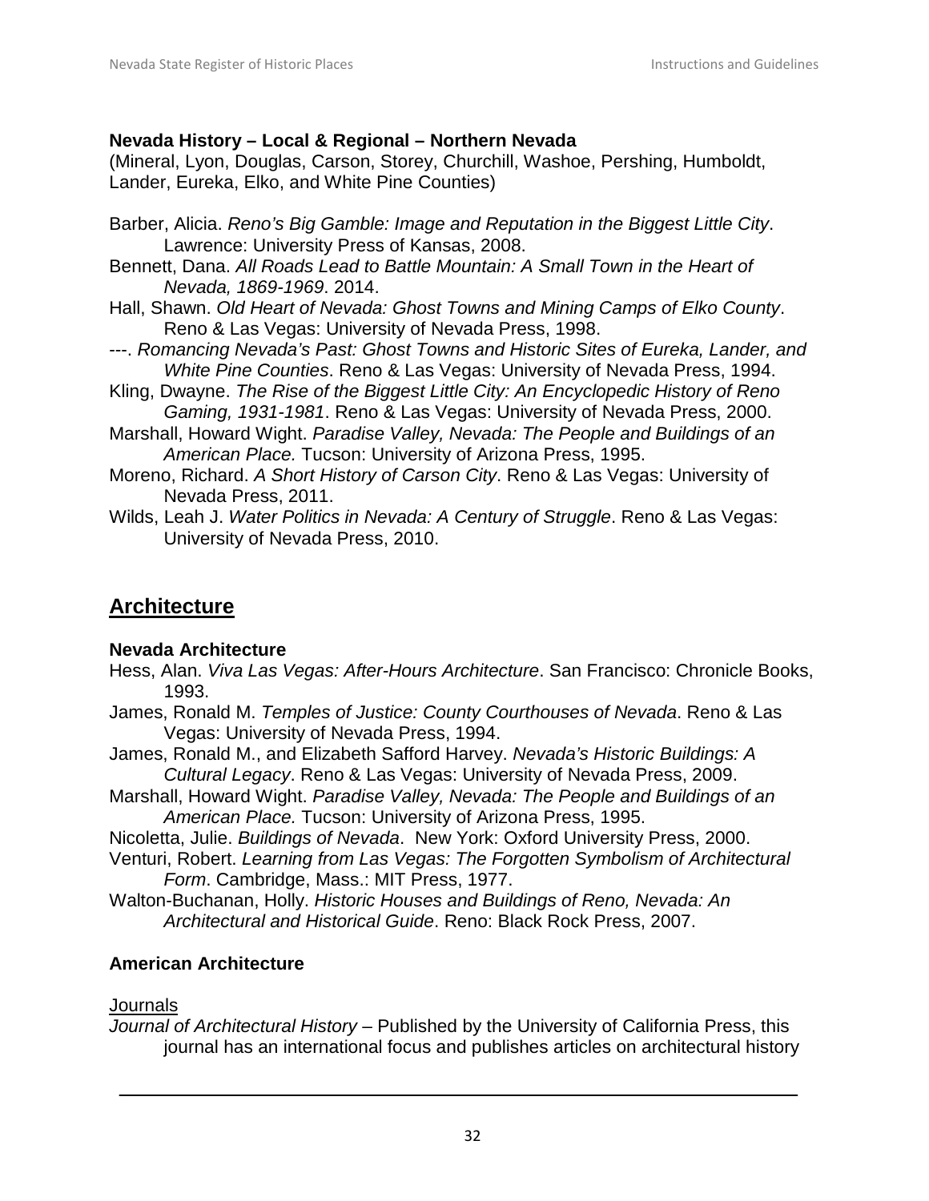### Nevada History – Local & Regional – Northern Nevada

(Mineral, Lyon, Douglas, Carson, Storey, Churchill, Washoe, Pershing, Humboldt, Lander, Eureka, Elko, and White Pine Counties)

Barber, Alicia. *Reno's Big Gamble: Image and Reputation in the Biggest Little City*. Lawrence: University Press of Kansas, 2008.

Bennett, Dana. *All Roads Lead to Battle Mountain: A Small Town in the Heart of Nevada, 1869-1969*. 2014.

Hall, Shawn. *Old Heart of Nevada: Ghost Towns and Mining Camps of Elko County*. Reno & Las Vegas: University of Nevada Press, 1998.

---. *Romancing Nevada's Past: Ghost Towns and Historic Sites of Eureka, Lander, and White Pine Counties*. Reno & Las Vegas: University of Nevada Press, 1994.

Kling, Dwayne. *The Rise of the Biggest Little City: An Encyclopedic History of Reno Gaming, 1931-1981*. Reno & Las Vegas: University of Nevada Press, 2000.

Marshall, Howard Wight. *Paradise Valley, Nevada: The People and Buildings of an American Place.* Tucson: University of Arizona Press, 1995.

Moreno, Richard. *A Short History of Carson City*. Reno & Las Vegas: University of Nevada Press, 2011.

Wilds, Leah J. *Water Politics in Nevada: A Century of Struggle*. Reno & Las Vegas: University of Nevada Press, 2010.

## Architecture

### Nevada Architecture

Hess, Alan. *Viva Las Vegas: After-Hours Architecture*. San Francisco: Chronicle Books, 1993.

James, Ronald M. *Temples of Justice: County Courthouses of Nevada*. Reno & Las Vegas: University of Nevada Press, 1994.

James, Ronald M., and Elizabeth Safford Harvey. *Nevada's Historic Buildings: A Cultural Legacy*. Reno & Las Vegas: University of Nevada Press, 2009.

Marshall, Howard Wight. *Paradise Valley, Nevada: The People and Buildings of an American Place.* Tucson: University of Arizona Press, 1995.

Nicoletta, Julie. *Buildings of Nevada*. New York: Oxford University Press, 2000.

Venturi, Robert. *Learning from Las Vegas: The Forgotten Symbolism of Architectural Form*. Cambridge, Mass.: MIT Press, 1977.

Walton-Buchanan, Holly. *Historic Houses and Buildings of Reno, Nevada: An Architectural and Historical Guide*. Reno: Black Rock Press, 2007.

### American Architecture

Journals

*Journal of Architectural History* – Published by the University of California Press, this journal has an international focus and publishes articles on architectural history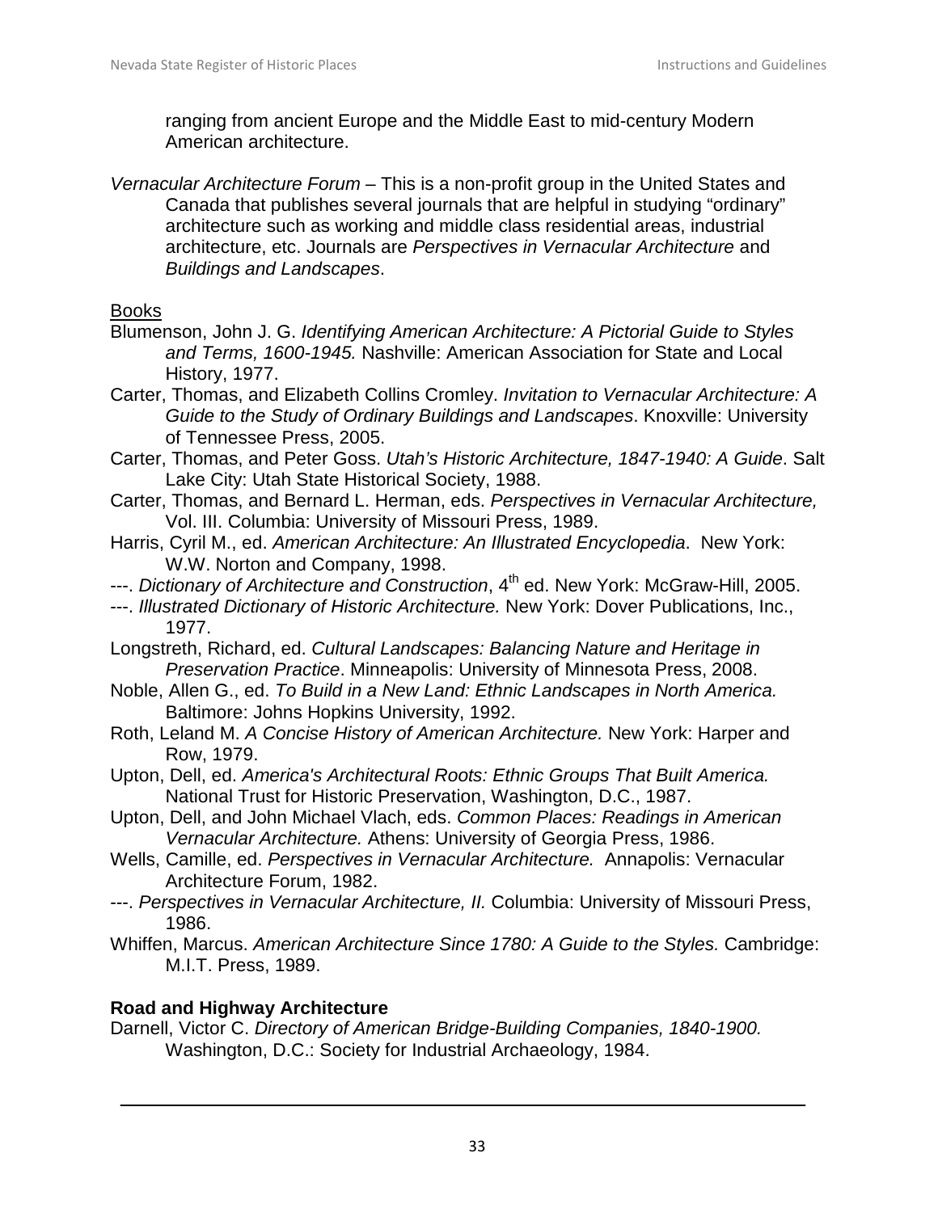ranging from ancient Europe and the Middle East to mid-century Modern American architecture.

*Vernacular Architecture Forum* – This is a non-profit group in the United States and Canada that publishes several journals that are helpful in studying "ordinary" architecture such as working and middle class residential areas, industrial architecture, etc. Journals are *Perspectives in Vernacular Architecture* and *Buildings and Landscapes*.

Books

Blumenson, John J. G. *Identifying American Architecture: A Pictorial Guide to Styles and Terms, 1600-1945.* Nashville: American Association for State and Local History, 1977.

Carter, Thomas, and Elizabeth Collins Cromley. *Invitation to Vernacular Architecture: A Guide to the Study of Ordinary Buildings and Landscapes*. Knoxville: University of Tennessee Press, 2005.

Carter, Thomas, and Peter Goss. *Utah's Historic Architecture, 1847-1940: A Guide*. Salt Lake City: Utah State Historical Society, 1988.

Carter, Thomas, and Bernard L. Herman, eds. *Perspectives in Vernacular Architecture,* Vol. III. Columbia: University of Missouri Press, 1989.

Harris, Cyril M., ed. *American Architecture: An Illustrated Encyclopedia*. New York: W.W. Norton and Company, 1998.

---. *Dictionary of Architecture and Construction*, 4th ed. New York: McGraw-Hill, 2005.

---. *Illustrated Dictionary of Historic Architecture.* New York: Dover Publications, Inc., 1977.

Longstreth, Richard, ed. *Cultural Landscapes: Balancing Nature and Heritage in Preservation Practice*. Minneapolis: University of Minnesota Press, 2008.

Noble, Allen G., ed. *To Build in a New Land: Ethnic Landscapes in North America.* Baltimore: Johns Hopkins University, 1992.

Roth, Leland M. *A Concise History of American Architecture.* New York: Harper and Row, 1979.

Upton, Dell, ed. *America's Architectural Roots: Ethnic Groups That Built America.* National Trust for Historic Preservation, Washington, D.C., 1987.

Upton, Dell, and John Michael Vlach, eds. *Common Places: Readings in American Vernacular Architecture.* Athens: University of Georgia Press, 1986.

Wells, Camille, ed. *Perspectives in Vernacular Architecture.* Annapolis: Vernacular Architecture Forum, 1982.

---. *Perspectives in Vernacular Architecture, II.* Columbia: University of Missouri Press, 1986.

Whiffen, Marcus. *American Architecture Since 1780: A Guide to the Styles.* Cambridge: M.I.T. Press, 1989.

**Road and Highway Architecture**

Darnell, Victor C. *Directory of American Bridge-Building Companies, 1840-1900.* Washington, D.C.: Society for Industrial Archaeology, 1984.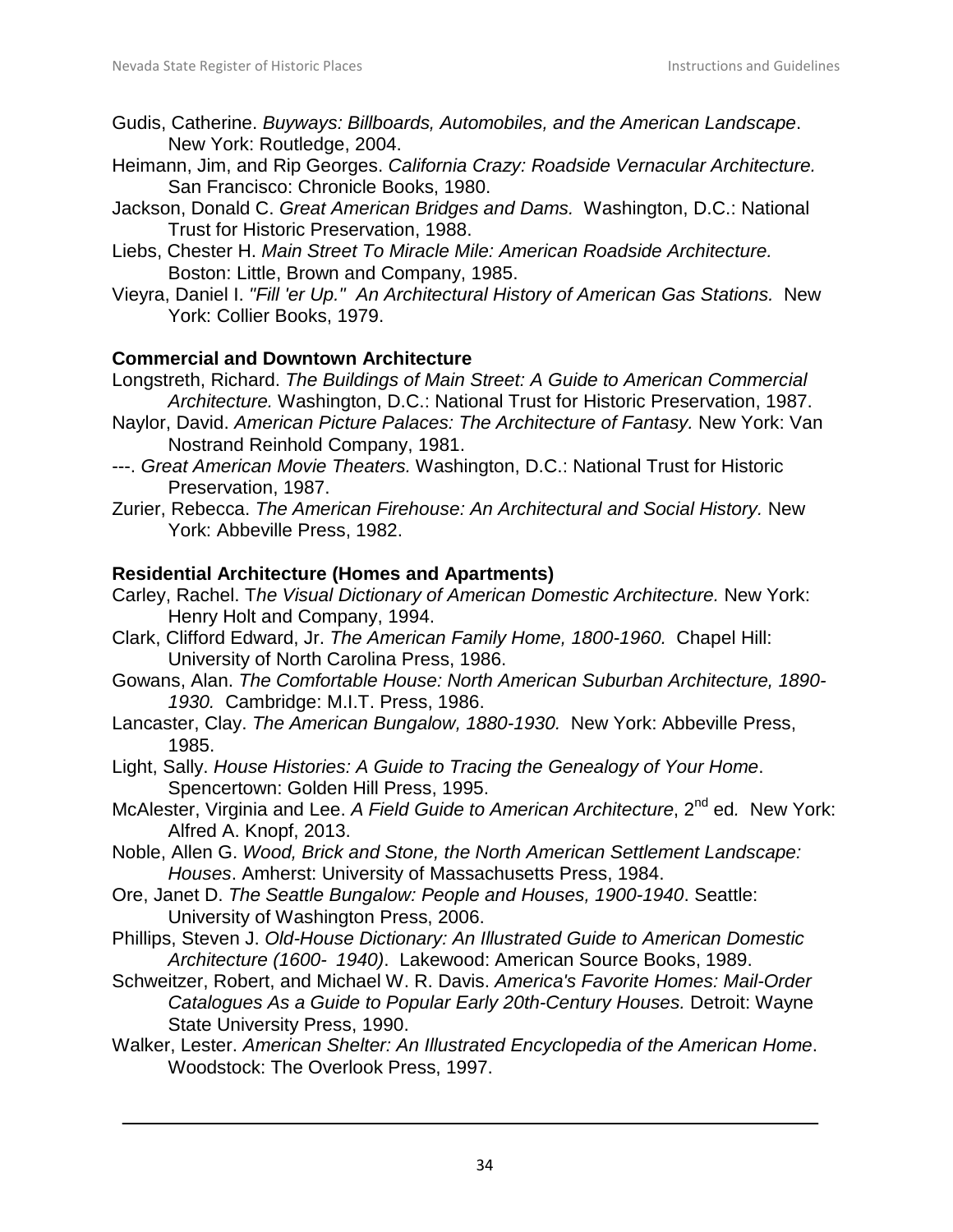Gudis, Catherine. *Buyways: Billboards, Automobiles, and the American Landscape*. New York: Routledge, 2004.

Heimann, Jim, and Rip Georges. *California Crazy: Roadside Vernacular Architecture.* San Francisco: Chronicle Books, 1980.

Jackson, Donald C. *Great American Bridges and Dams.* Washington, D.C.: National Trust for Historic Preservation, 1988.

Liebs, Chester H. *Main Street To Miracle Mile: American Roadside Architecture.* Boston: Little, Brown and Company, 1985.

Vieyra, Daniel I. *"Fill 'er Up." An Architectural History of American Gas Stations.* New York: Collier Books, 1979.

**Commercial and Downtown Architecture**

Longstreth, Richard. *The Buildings of Main Street: A Guide to American Commercial Architecture.* Washington, D.C.: National Trust for Historic Preservation, 1987.

Naylor, David. *American Picture Palaces: The Architecture of Fantasy.* New York: Van Nostrand Reinhold Company, 1981.

---. *Great American Movie Theaters.* Washington, D.C.: National Trust for Historic Preservation, 1987.

Zurier, Rebecca. *The American Firehouse: An Architectural and Social History.* New York: Abbeville Press, 1982.

**Residential Architecture (Homes and Apartments)**

Carley, Rachel. T*he Visual Dictionary of American Domestic Architecture.* New York: Henry Holt and Company, 1994.

Clark, Clifford Edward, Jr. *The American Family Home, 1800-1960.* Chapel Hill: University of North Carolina Press, 1986.

Gowans, Alan. *The Comfortable House: North American Suburban Architecture, 1890-1930.* Cambridge: M.I.T. Press, 1986.

Lancaster, Clay. *The American Bungalow, 1880-1930.* New York: Abbeville Press, 1985.

Light, Sally. *House Histories: A Guide to Tracing the Genealogy of Your Home*. Spencertown: Golden Hill Press, 1995.

McAlester, Virginia and Lee. *A Field Guide to American Architecture*, 2nd ed*.* New York: Alfred A. Knopf, 2013.

Noble, Allen G. *Wood, Brick and Stone, the North American Settlement Landscape: Houses*. Amherst: University of Massachusetts Press, 1984.

Ore, Janet D. *The Seattle Bungalow: People and Houses, 1900-1940*. Seattle: University of Washington Press, 2006.

Phillips, Steven J. *Old-House Dictionary: An Illustrated Guide to American Domestic Architecture (1600- 1940)*. Lakewood: American Source Books, 1989.

Schweitzer, Robert, and Michael W. R. Davis. *America's Favorite Homes: Mail-Order Catalogues As a Guide to Popular Early 20th-Century Houses.* Detroit: Wayne State University Press, 1990.

Walker, Lester. *American Shelter: An Illustrated Encyclopedia of the American Home*. Woodstock: The Overlook Press, 1997.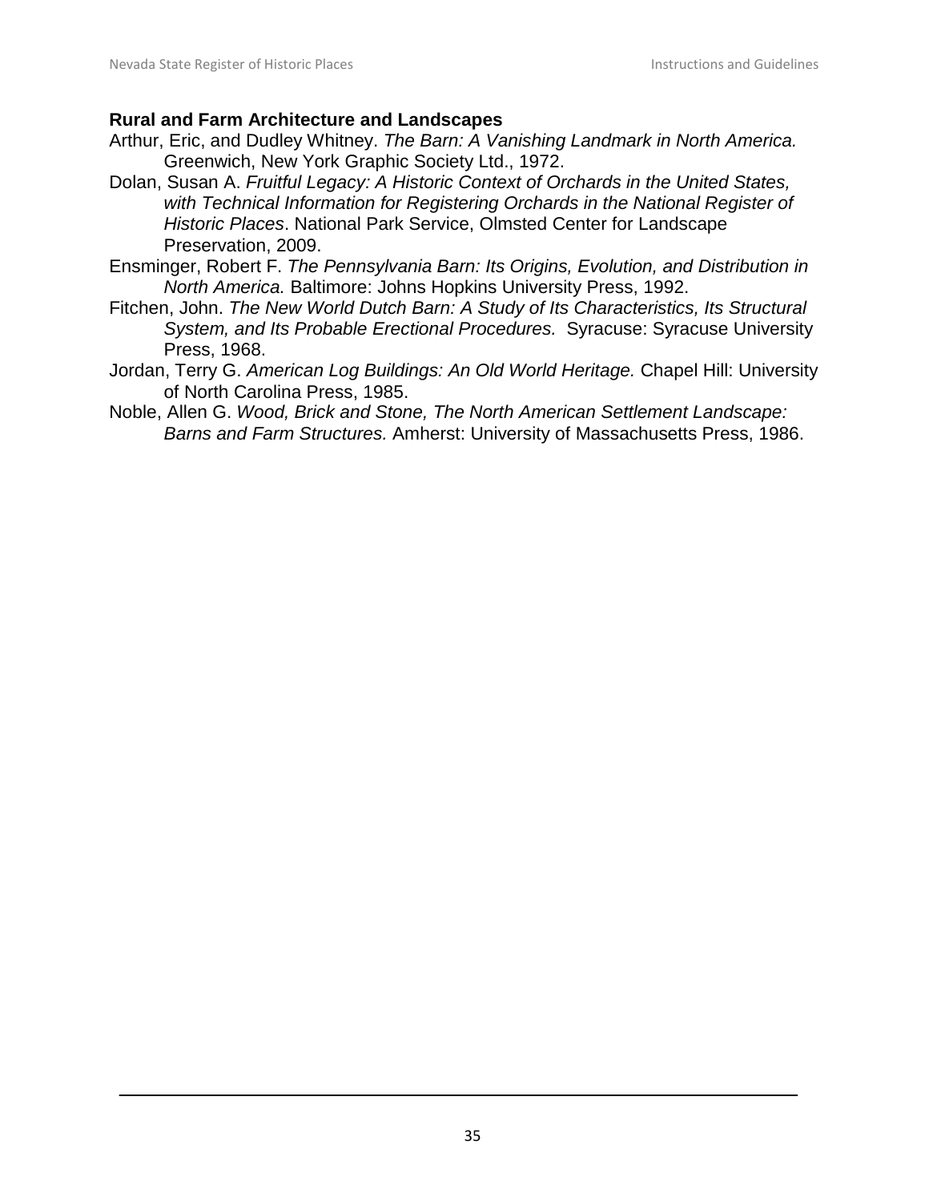**Rural and Farm Architecture and Landscapes**

Arthur, Eric, and Dudley Whitney. *The Barn: A Vanishing Landmark in North America.* Greenwich, New York Graphic Society Ltd., 1972.

Dolan, Susan A. *Fruitful Legacy: A Historic Context of Orchards in the United States, with Technical Information for Registering Orchards in the National Register of Historic Places*. National Park Service, Olmsted Center for Landscape Preservation, 2009.

Ensminger, Robert F. *The Pennsylvania Barn: Its Origins, Evolution, and Distribution in North America.* Baltimore: Johns Hopkins University Press, 1992.

Fitchen, John. *The New World Dutch Barn: A Study of Its Characteristics, Its Structural System, and Its Probable Erectional Procedures.* Syracuse: Syracuse University Press, 1968.

Jordan, Terry G. *American Log Buildings: An Old World Heritage.* Chapel Hill: University of North Carolina Press, 1985.

Noble, Allen G. *Wood, Brick and Stone, The North American Settlement Landscape: Barns and Farm Structures.* Amherst: University of Massachusetts Press, 1986.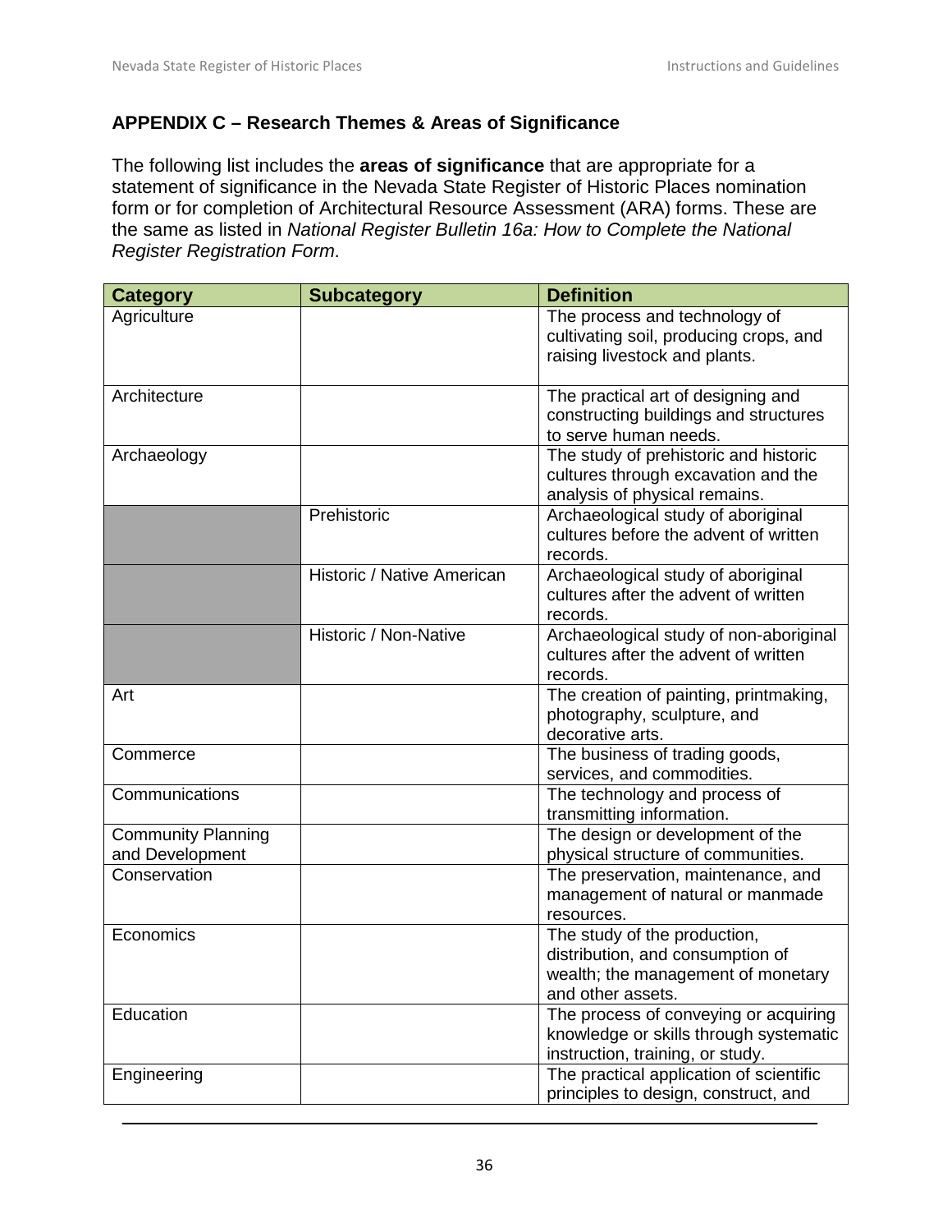## APPENDIX C – Research Themes & Areas of Significance

The following list includes the **areas of significance** that are appropriate for a statement of significance in the Nevada State Register of Historic Places nomination form or for completion of Architectural Resource Assessment (ARA) forms. These are the same as listed in *National Register Bulletin 16a: How to Complete the National Register Registration Form*.

| Category | Subcategory | Definition |
|---|---|---|
| Agriculture | | The process and technology of cultivating soil, producing crops, and raising livestock and plants. |
| Architecture | | The practical art of designing and constructing buildings and structures to serve human needs. |
| Archaeology | | The study of prehistoric and historic cultures through excavation and the analysis of physical remains. |
| | Prehistoric | Archaeological study of aboriginal cultures before the advent of written records. |
| | Historic / Native American | Archaeological study of aboriginal cultures after the advent of written records. |
| | Historic / Non-Native | Archaeological study of non-aboriginal cultures after the advent of written records. |
| Art | | The creation of painting, printmaking, photography, sculpture, and decorative arts. |
| Commerce | | The business of trading goods, services, and commodities. |
| Communications | | The technology and process of transmitting information. |
| Community Planning and Development | | The design or development of the physical structure of communities. |
| Conservation | | The preservation, maintenance, and management of natural or manmade resources. |
| Economics | | The study of the production, distribution, and consumption of wealth; the management of monetary and other assets. |
| Education | | The process of conveying or acquiring knowledge or skills through systematic instruction, training, or study. |
| Engineering | | The practical application of scientific principles to design, construct, and |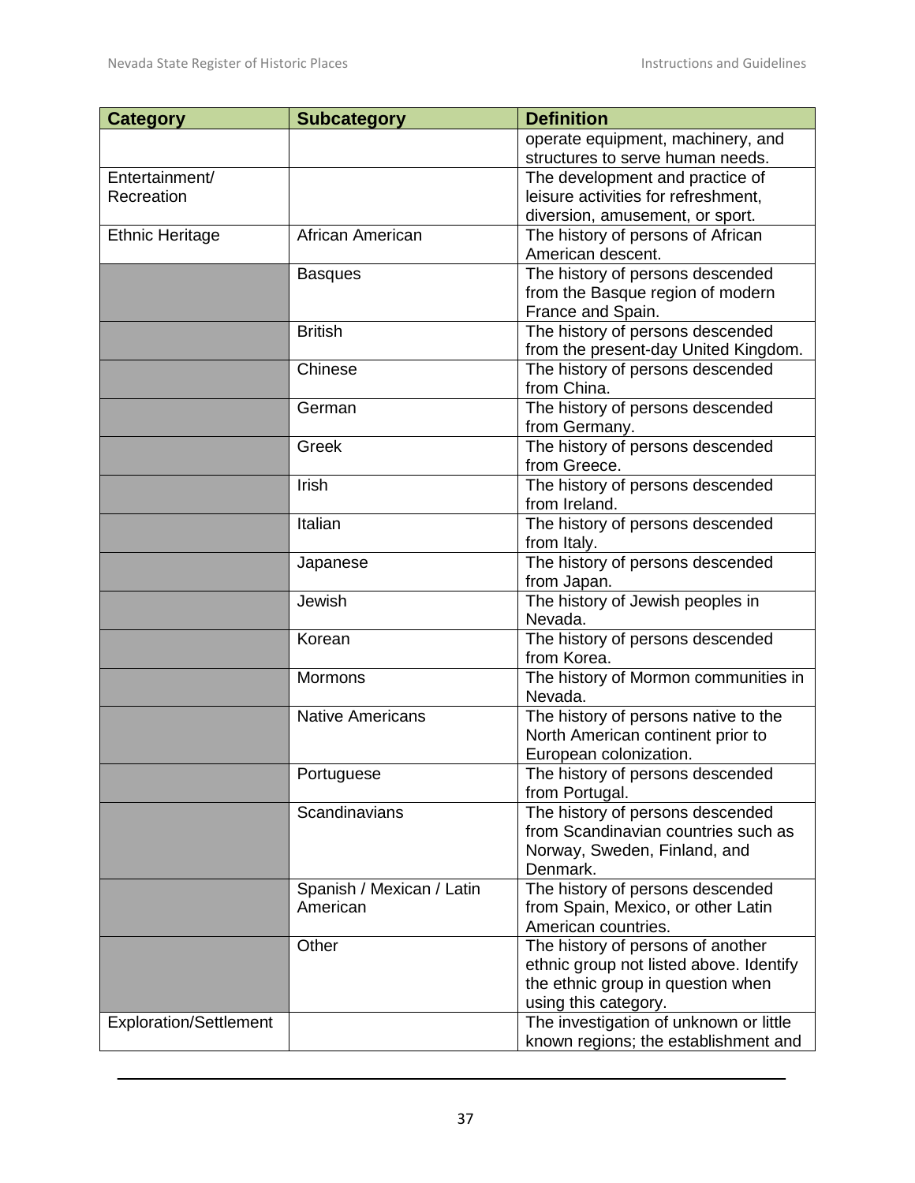| Category | Subcategory | Definition |
|---|---|---|
| | | operate equipment, machinery, and structures to serve human needs. |
| Entertainment/ Recreation | | The development and practice of leisure activities for refreshment, diversion, amusement, or sport. |
| Ethnic Heritage | African American | The history of persons of African American descent. |
| | Basques | The history of persons descended from the Basque region of modern France and Spain. |
| | British | The history of persons descended from the present-day United Kingdom. |
| | Chinese | The history of persons descended from China. |
| | German | The history of persons descended from Germany. |
| | Greek | The history of persons descended from Greece. |
| | Irish | The history of persons descended from Ireland. |
| | Italian | The history of persons descended from Italy. |
| | Japanese | The history of persons descended from Japan. |
| | Jewish | The history of Jewish peoples in Nevada. |
| | Korean | The history of persons descended from Korea. |
| | Mormons | The history of Mormon communities in Nevada. |
| | Native Americans | The history of persons native to the North American continent prior to European colonization. |
| | Portuguese | The history of persons descended from Portugal. |
| | Scandinavians | The history of persons descended from Scandinavian countries such as Norway, Sweden, Finland, and Denmark. |
| | Spanish / Mexican / Latin American | The history of persons descended from Spain, Mexico, or other Latin American countries. |
| | Other | The history of persons of another ethnic group not listed above. Identify the ethnic group in question when using this category. |
| Exploration/Settlement | | The investigation of unknown or little known regions; the establishment and |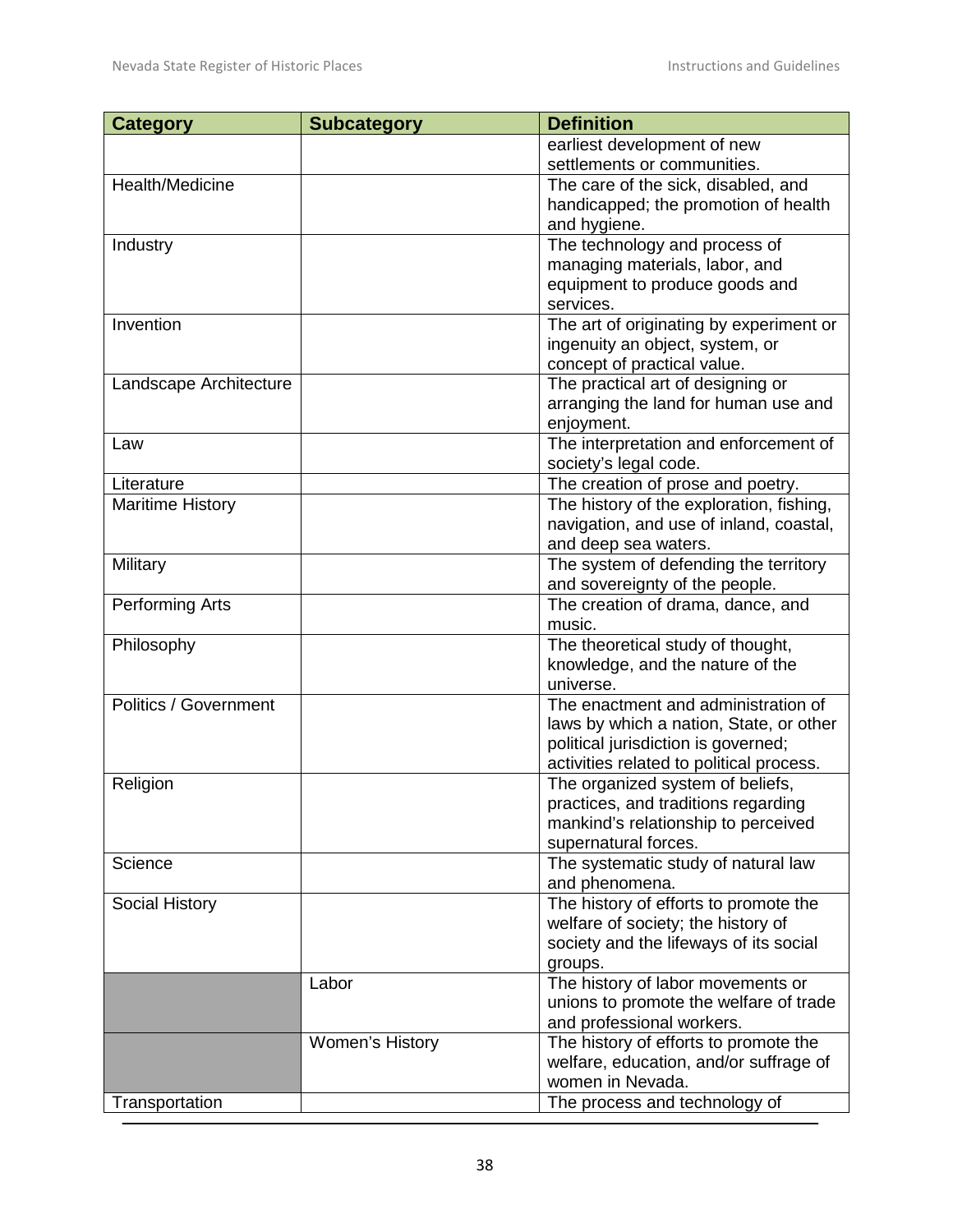| Category | Subcategory | Definition |
|---|---|---|
| | | earliest development of new settlements or communities. |
| Health/Medicine | | The care of the sick, disabled, and handicapped; the promotion of health and hygiene. |
| Industry | | The technology and process of managing materials, labor, and equipment to produce goods and services. |
| Invention | | The art of originating by experiment or ingenuity an object, system, or concept of practical value. |
| Landscape Architecture | | The practical art of designing or arranging the land for human use and enjoyment. |
| Law | | The interpretation and enforcement of society's legal code. |
| Literature | | The creation of prose and poetry. |
| Maritime History | | The history of the exploration, fishing, navigation, and use of inland, coastal, and deep sea waters. |
| Military | | The system of defending the territory and sovereignty of the people. |
| Performing Arts | | The creation of drama, dance, and music. |
| Philosophy | | The theoretical study of thought, knowledge, and the nature of the universe. |
| Politics / Government | | The enactment and administration of laws by which a nation, State, or other political jurisdiction is governed; activities related to political process. |
| Religion | | The organized system of beliefs, practices, and traditions regarding mankind's relationship to perceived supernatural forces. |
| Science | | The systematic study of natural law and phenomena. |
| Social History | | The history of efforts to promote the welfare of society; the history of society and the lifeways of its social groups. |
| | Labor | The history of labor movements or unions to promote the welfare of trade and professional workers. |
| | Women's History | The history of efforts to promote the welfare, education, and/or suffrage of women in Nevada. |
| Transportation | | The process and technology of |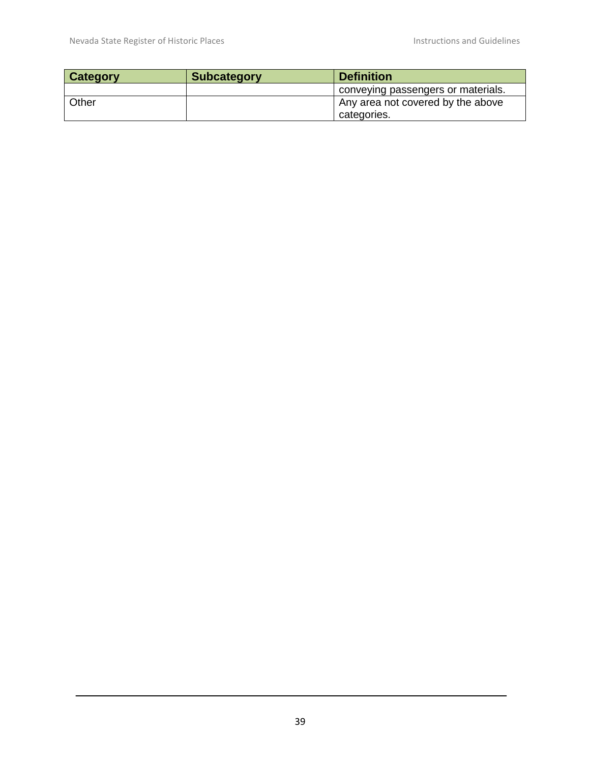| Category | Subcategory | Definition |
| --- | --- | --- |
| | | conveying passengers or materials. |
| Other | | Any area not covered by the above categories. |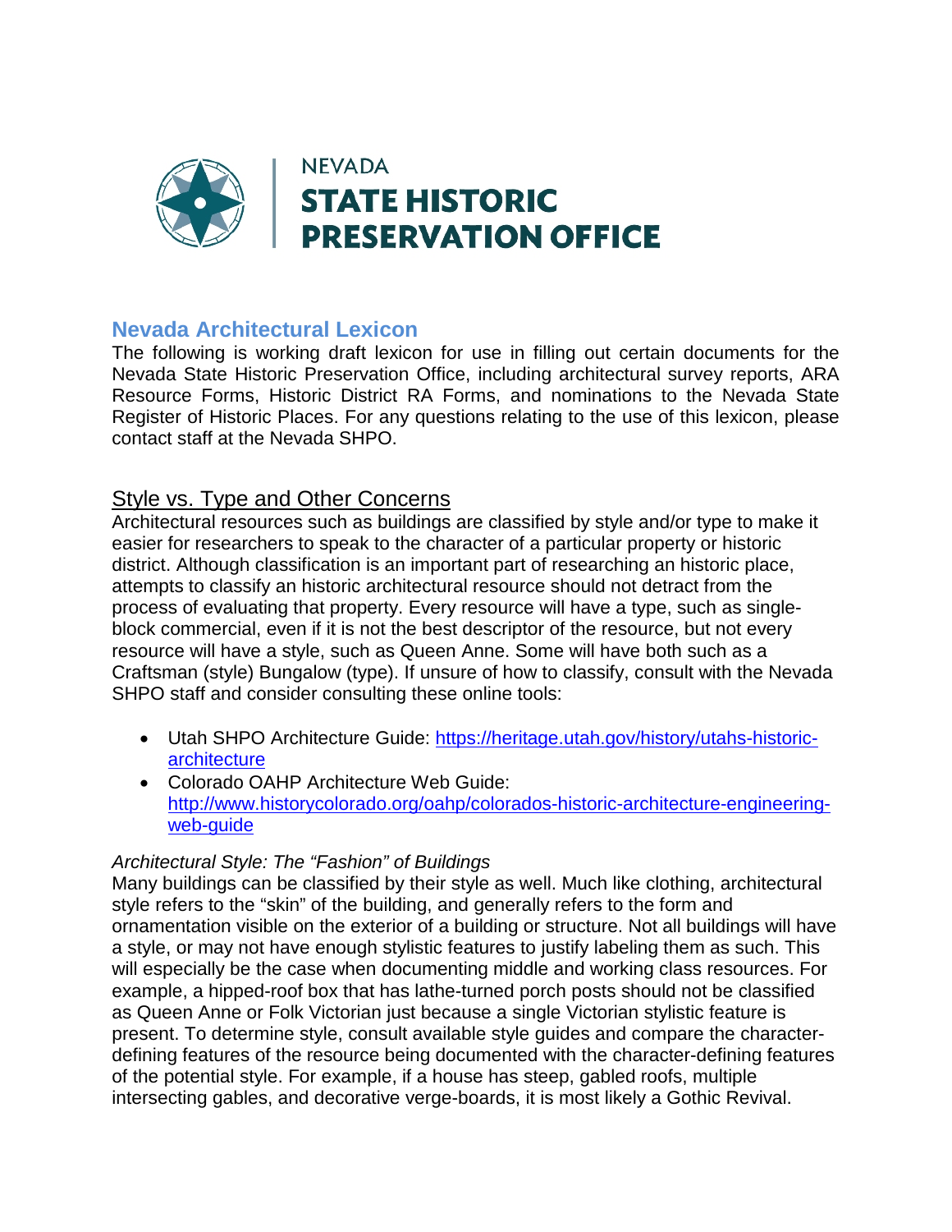NEVADA
**STATE HISTORIC PRESERVATION OFFICE**

# Nevada Architectural Lexicon

The following is working draft lexicon for use in filling out certain documents for the Nevada State Historic Preservation Office, including architectural survey reports, ARA Resource Forms, Historic District RA Forms, and nominations to the Nevada State Register of Historic Places. For any questions relating to the use of this lexicon, please contact staff at the Nevada SHPO.

## Style vs. Type and Other Concerns

Architectural resources such as buildings are classified by style and/or type to make it easier for researchers to speak to the character of a particular property or historic district. Although classification is an important part of researching an historic place, attempts to classify an historic architectural resource should not detract from the process of evaluating that property. Every resource will have a type, such as single-block commercial, even if it is not the best descriptor of the resource, but not every resource will have a style, such as Queen Anne. Some will have both such as a Craftsman (style) Bungalow (type). If unsure of how to classify, consult with the Nevada SHPO staff and consider consulting these online tools:

- Utah SHPO Architecture Guide: https://heritage.utah.gov/history/utahs-historic-architecture
- Colorado OAHP Architecture Web Guide: http://www.historycolorado.org/oahp/colorados-historic-architecture-engineering-web-guide

*Architectural Style: The "Fashion" of Buildings*

Many buildings can be classified by their style as well. Much like clothing, architectural style refers to the "skin" of the building, and generally refers to the form and ornamentation visible on the exterior of a building or structure. Not all buildings will have a style, or may not have enough stylistic features to justify labeling them as such. This will especially be the case when documenting middle and working class resources. For example, a hipped-roof box that has lathe-turned porch posts should not be classified as Queen Anne or Folk Victorian just because a single Victorian stylistic feature is present. To determine style, consult available style guides and compare the character-defining features of the resource being documented with the character-defining features of the potential style. For example, if a house has steep, gabled roofs, multiple intersecting gables, and decorative verge-boards, it is most likely a Gothic Revival.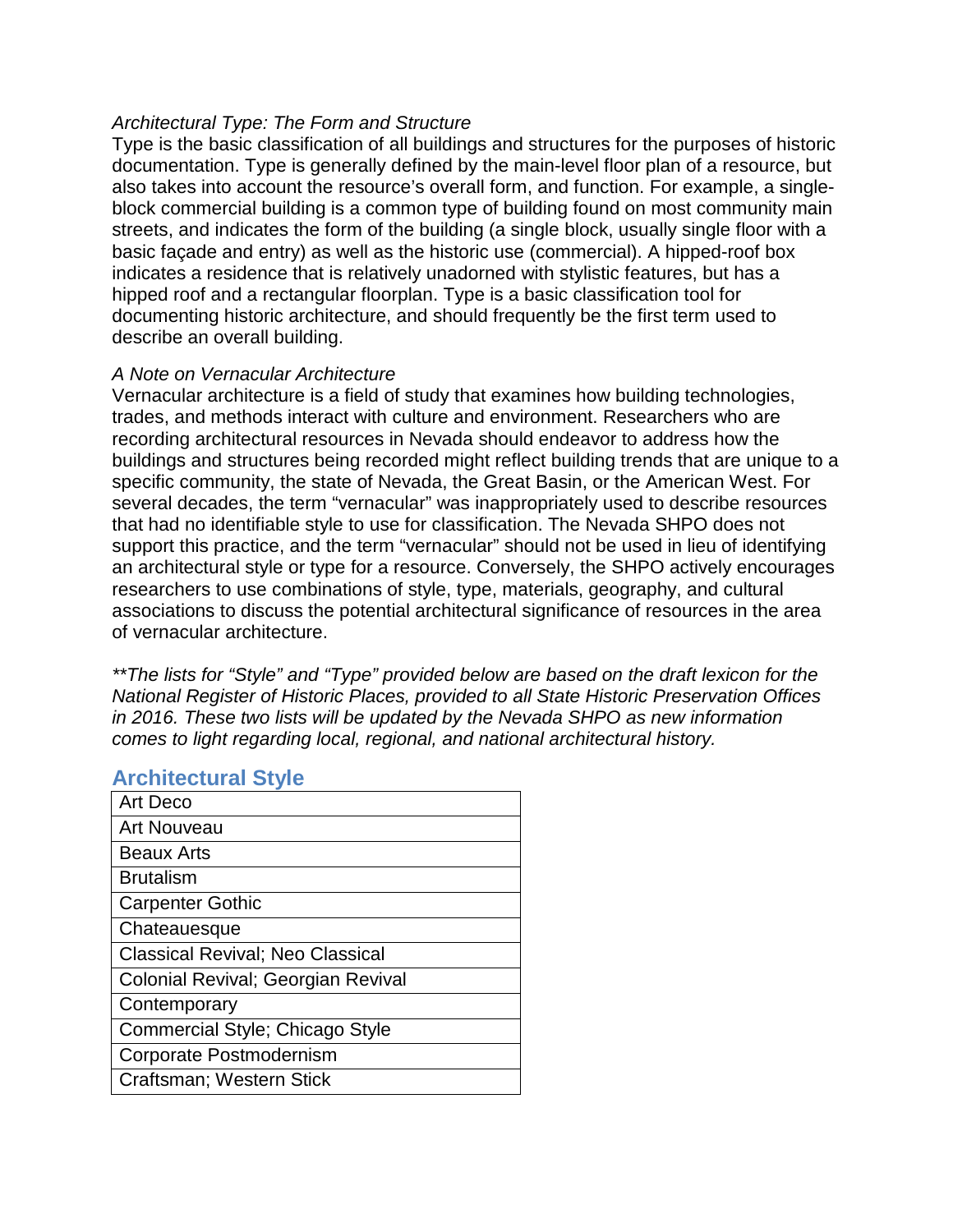*Architectural Type: The Form and Structure*

Type is the basic classification of all buildings and structures for the purposes of historic documentation. Type is generally defined by the main-level floor plan of a resource, but also takes into account the resource's overall form, and function. For example, a single-block commercial building is a common type of building found on most community main streets, and indicates the form of the building (a single block, usually single floor with a basic façade and entry) as well as the historic use (commercial). A hipped-roof box indicates a residence that is relatively unadorned with stylistic features, but has a hipped roof and a rectangular floorplan. Type is a basic classification tool for documenting historic architecture, and should frequently be the first term used to describe an overall building.

*A Note on Vernacular Architecture*

Vernacular architecture is a field of study that examines how building technologies, trades, and methods interact with culture and environment. Researchers who are recording architectural resources in Nevada should endeavor to address how the buildings and structures being recorded might reflect building trends that are unique to a specific community, the state of Nevada, the Great Basin, or the American West. For several decades, the term "vernacular" was inappropriately used to describe resources that had no identifiable style to use for classification. The Nevada SHPO does not support this practice, and the term "vernacular" should not be used in lieu of identifying an architectural style or type for a resource. Conversely, the SHPO actively encourages researchers to use combinations of style, type, materials, geography, and cultural associations to discuss the potential architectural significance of resources in the area of vernacular architecture.

*\*\*The lists for "Style" and "Type" provided below are based on the draft lexicon for the National Register of Historic Places, provided to all State Historic Preservation Offices in 2016. These two lists will be updated by the Nevada SHPO as new information comes to light regarding local, regional, and national architectural history.*

## Architectural Style

| Architectural Style |
|---|
| Art Deco |
| Art Nouveau |
| Beaux Arts |
| Brutalism |
| Carpenter Gothic |
| Chateauesque |
| Classical Revival; Neo Classical |
| Colonial Revival; Georgian Revival |
| Contemporary |
| Commercial Style; Chicago Style |
| Corporate Postmodernism |
| Craftsman; Western Stick |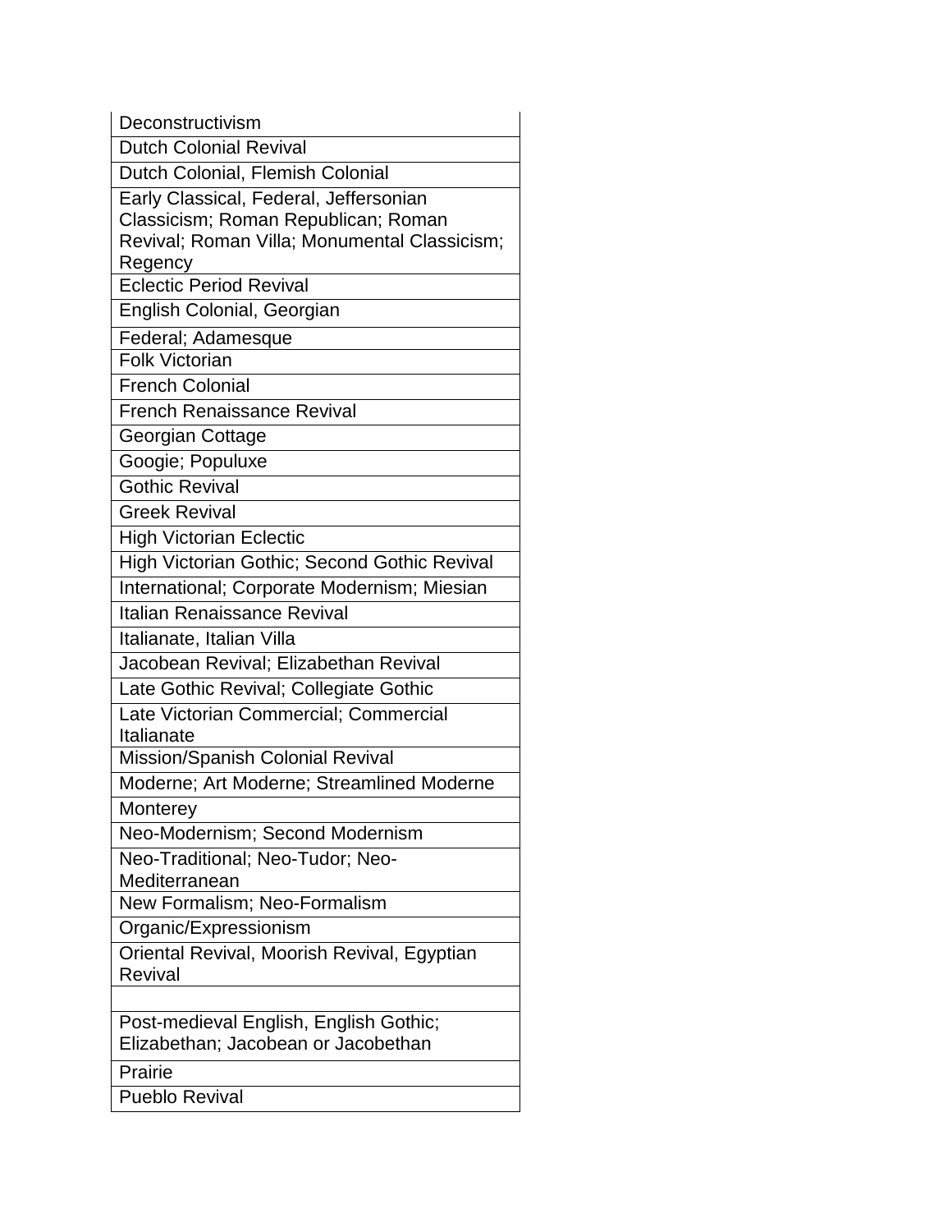| Deconstructivism |
|---|
| Dutch Colonial Revival |
| Dutch Colonial, Flemish Colonial |
| Early Classical, Federal, Jeffersonian Classicism; Roman Republican; Roman Revival; Roman Villa; Monumental Classicism; Regency |
| Eclectic Period Revival |
| English Colonial, Georgian |
| Federal; Adamesque |
| Folk Victorian |
| French Colonial |
| French Renaissance Revival |
| Georgian Cottage |
| Googie; Populuxe |
| Gothic Revival |
| Greek Revival |
| High Victorian Eclectic |
| High Victorian Gothic; Second Gothic Revival |
| International; Corporate Modernism; Miesian |
| Italian Renaissance Revival |
| Italianate, Italian Villa |
| Jacobean Revival; Elizabethan Revival |
| Late Gothic Revival; Collegiate Gothic |
| Late Victorian Commercial; Commercial Italianate |
| Mission/Spanish Colonial Revival |
| Moderne; Art Moderne; Streamlined Moderne |
| Monterey |
| Neo-Modernism; Second Modernism |
| Neo-Traditional; Neo-Tudor; Neo-Mediterranean |
| New Formalism; Neo-Formalism |
| Organic/Expressionism |
| Oriental Revival, Moorish Revival, Egyptian Revival |
| |
| Post-medieval English, English Gothic; Elizabethan; Jacobean or Jacobethan |
| Prairie |
| Pueblo Revival |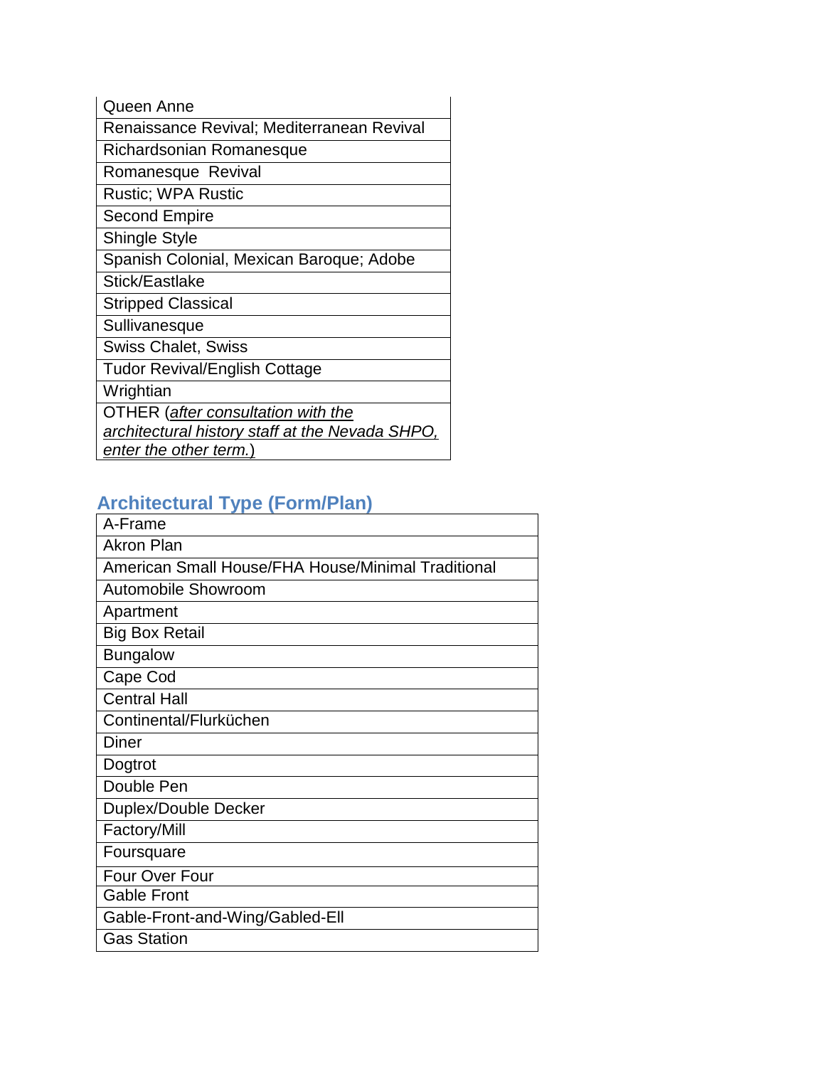| Queen Anne |
|---|
| Renaissance Revival; Mediterranean Revival |
| Richardsonian Romanesque |
| Romanesque  Revival |
| Rustic; WPA Rustic |
| Second Empire |
| Shingle Style |
| Spanish Colonial, Mexican Baroque; Adobe |
| Stick/Eastlake |
| Stripped Classical |
| Sullivanesque |
| Swiss Chalet, Swiss |
| Tudor Revival/English Cottage |
| Wrightian |
| OTHER (*after consultation with the architectural history staff at the Nevada SHPO, enter the other term.*) |

## Architectural Type (Form/Plan)

| A-Frame |
|---|
| Akron Plan |
| American Small House/FHA House/Minimal Traditional |
| Automobile Showroom |
| Apartment |
| Big Box Retail |
| Bungalow |
| Cape Cod |
| Central Hall |
| Continental/Flurküchen |
| Diner |
| Dogtrot |
| Double Pen |
| Duplex/Double Decker |
| Factory/Mill |
| Foursquare |
| Four Over Four |
| Gable Front |
| Gable-Front-and-Wing/Gabled-Ell |
| Gas Station |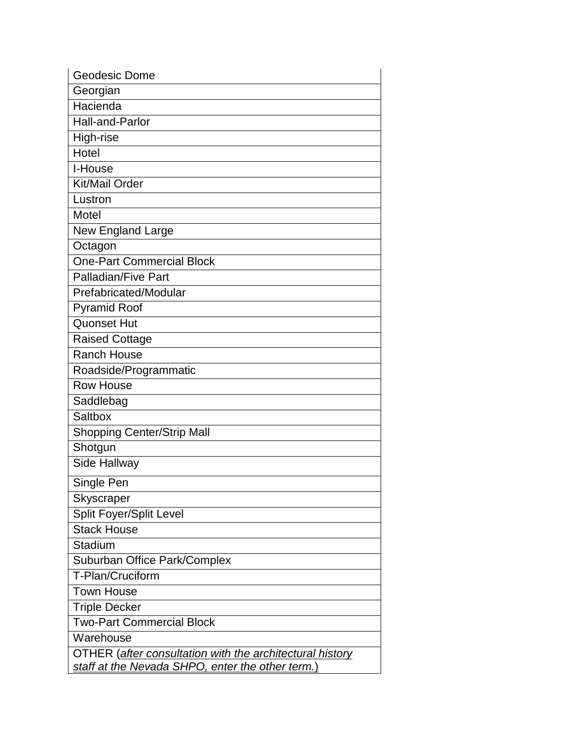| Geodesic Dome |
|---|
| Georgian |
| Hacienda |
| Hall-and-Parlor |
| High-rise |
| Hotel |
| I-House |
| Kit/Mail Order |
| Lustron |
| Motel |
| New England Large |
| Octagon |
| One-Part Commercial Block |
| Palladian/Five Part |
| Prefabricated/Modular |
| Pyramid Roof |
| Quonset Hut |
| Raised Cottage |
| Ranch House |
| Roadside/Programmatic |
| Row House |
| Saddlebag |
| Saltbox |
| Shopping Center/Strip Mall |
| Shotgun |
| Side Hallway |
| Single Pen |
| Skyscraper |
| Split Foyer/Split Level |
| Stack House |
| Stadium |
| Suburban Office Park/Complex |
| T-Plan/Cruciform |
| Town House |
| Triple Decker |
| Two-Part Commercial Block |
| Warehouse |
| OTHER (*after consultation with the architectural history staff at the Nevada SHPO, enter the other term.*) |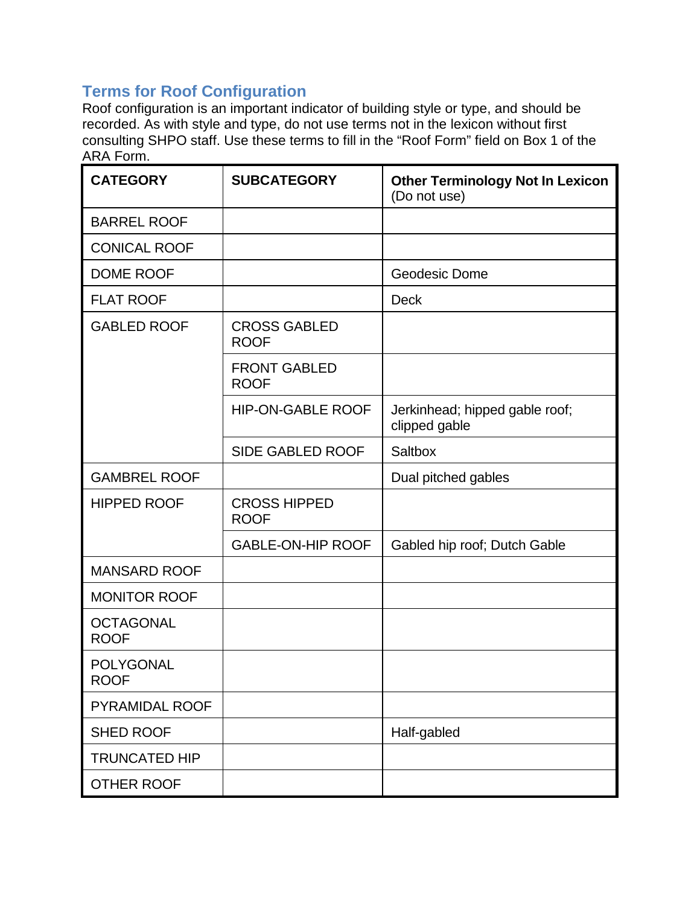## Terms for Roof Configuration

Roof configuration is an important indicator of building style or type, and should be recorded. As with style and type, do not use terms not in the lexicon without first consulting SHPO staff. Use these terms to fill in the "Roof Form" field on Box 1 of the ARA Form.

| CATEGORY | SUBCATEGORY | Other Terminology Not In Lexicon (Do not use) |
|---|---|---|
| BARREL ROOF | | |
| CONICAL ROOF | | |
| DOME ROOF | | Geodesic Dome |
| FLAT ROOF | | Deck |
| GABLED ROOF | CROSS GABLED ROOF | |
| | FRONT GABLED ROOF | |
| | HIP-ON-GABLE ROOF | Jerkinhead; hipped gable roof; clipped gable |
| | SIDE GABLED ROOF | Saltbox |
| GAMBREL ROOF | | Dual pitched gables |
| HIPPED ROOF | CROSS HIPPED ROOF | |
| | GABLE-ON-HIP ROOF | Gabled hip roof; Dutch Gable |
| MANSARD ROOF | | |
| MONITOR ROOF | | |
| OCTAGONAL ROOF | | |
| POLYGONAL ROOF | | |
| PYRAMIDAL ROOF | | |
| SHED ROOF | | Half-gabled |
| TRUNCATED HIP | | |
| OTHER ROOF | | |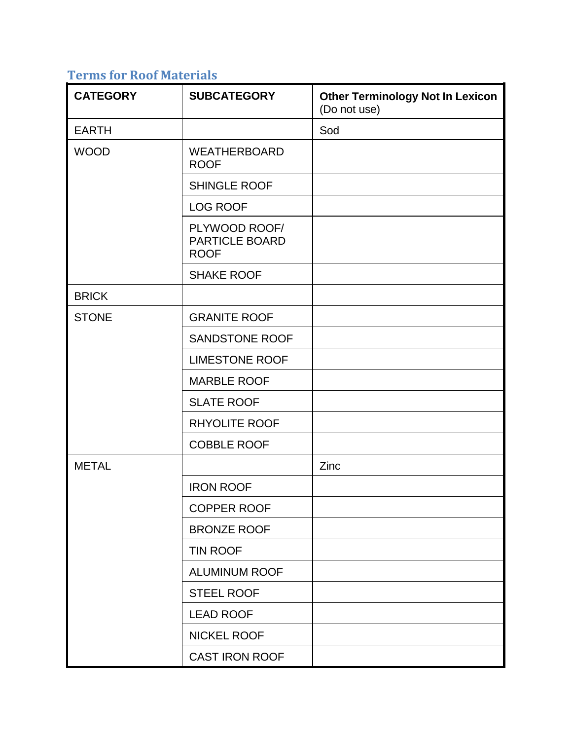## Terms for Roof Materials

| CATEGORY | SUBCATEGORY | **Other Terminology Not In Lexicon** (Do not use) |
|---|---|---|
| EARTH | | Sod |
| WOOD | WEATHERBOARD ROOF | |
| | SHINGLE ROOF | |
| | LOG ROOF | |
| | PLYWOOD ROOF/ PARTICLE BOARD ROOF | |
| | SHAKE ROOF | |
| BRICK | | |
| STONE | GRANITE ROOF | |
| | SANDSTONE ROOF | |
| | LIMESTONE ROOF | |
| | MARBLE ROOF | |
| | SLATE ROOF | |
| | RHYOLITE ROOF | |
| | COBBLE ROOF | |
| METAL | | Zinc |
| | IRON ROOF | |
| | COPPER ROOF | |
| | BRONZE ROOF | |
| | TIN ROOF | |
| | ALUMINUM ROOF | |
| | STEEL ROOF | |
| | LEAD ROOF | |
| | NICKEL ROOF | |
| | CAST IRON ROOF | |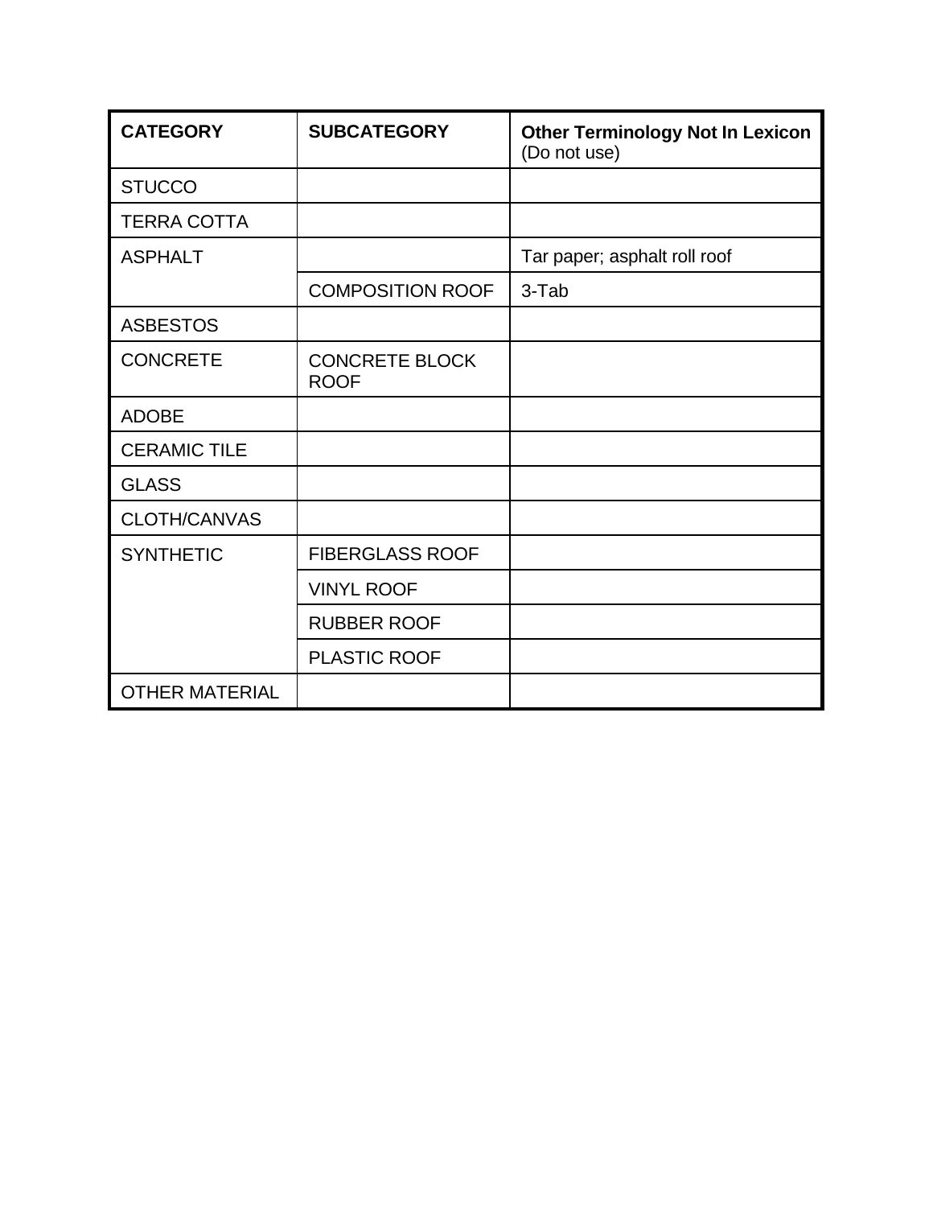| CATEGORY | SUBCATEGORY | **Other Terminology Not In Lexicon** (Do not use) |
|---|---|---|
| STUCCO | | |
| TERRA COTTA | | |
| ASPHALT | | Tar paper; asphalt roll roof |
| | COMPOSITION ROOF | 3-Tab |
| ASBESTOS | | |
| CONCRETE | CONCRETE BLOCK ROOF | |
| ADOBE | | |
| CERAMIC TILE | | |
| GLASS | | |
| CLOTH/CANVAS | | |
| SYNTHETIC | FIBERGLASS ROOF | |
| | VINYL ROOF | |
| | RUBBER ROOF | |
| | PLASTIC ROOF | |
| OTHER MATERIAL | | |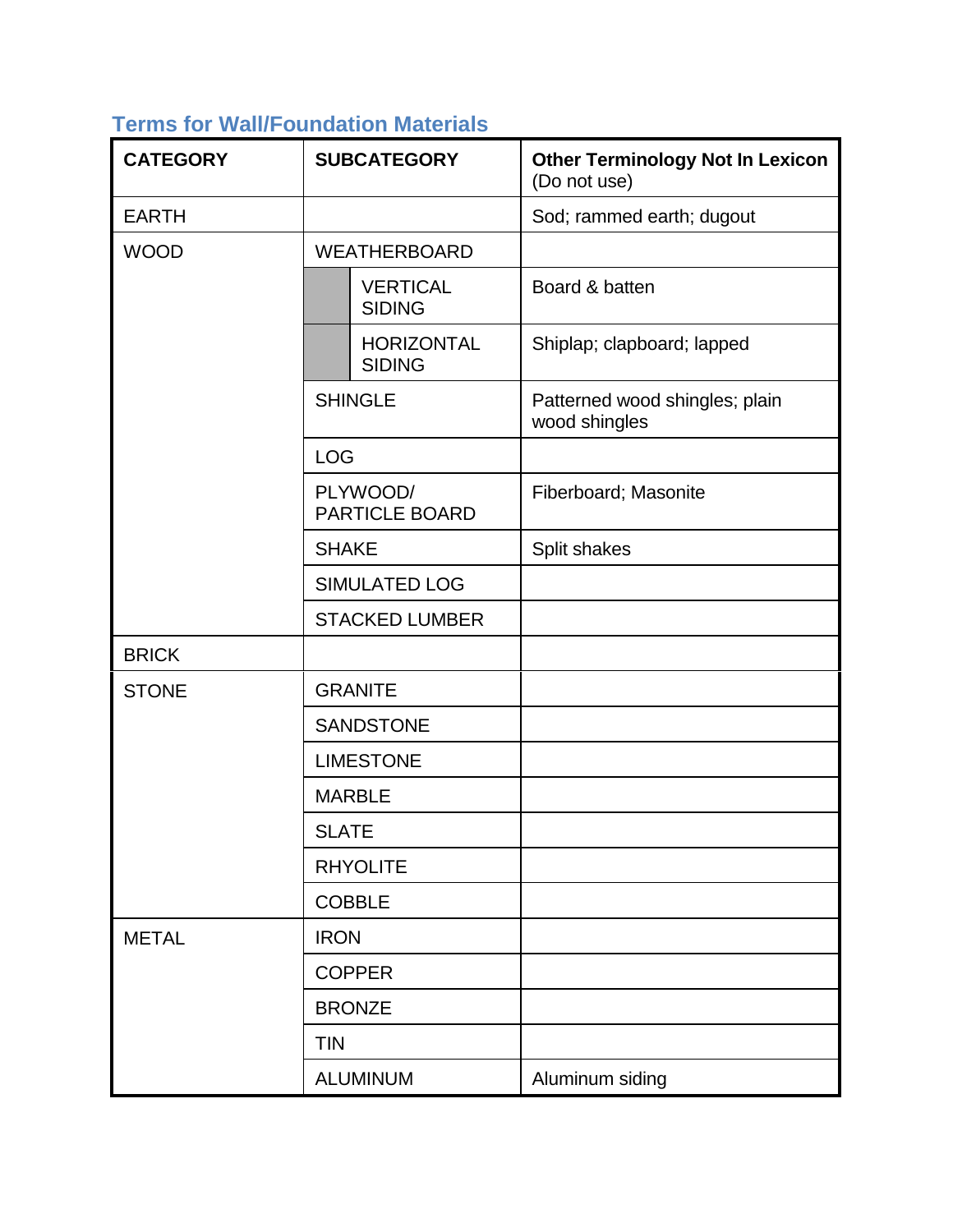## Terms for Wall/Foundation Materials

| CATEGORY | SUBCATEGORY | | Other Terminology Not In Lexicon (Do not use) |
|---|---|---|---|
| EARTH | | | Sod; rammed earth; dugout |
| WOOD | WEATHERBOARD | | |
| | | VERTICAL SIDING | Board & batten |
| | | HORIZONTAL SIDING | Shiplap; clapboard; lapped |
| | SHINGLE | | Patterned wood shingles; plain wood shingles |
| | LOG | | |
| | PLYWOOD/ PARTICLE BOARD | | Fiberboard; Masonite |
| | SHAKE | | Split shakes |
| | SIMULATED LOG | | |
| | STACKED LUMBER | | |
| BRICK | | | |
| STONE | GRANITE | | |
| | SANDSTONE | | |
| | LIMESTONE | | |
| | MARBLE | | |
| | SLATE | | |
| | RHYOLITE | | |
| | COBBLE | | |
| METAL | IRON | | |
| | COPPER | | |
| | BRONZE | | |
| | TIN | | |
| | ALUMINUM | | Aluminum siding |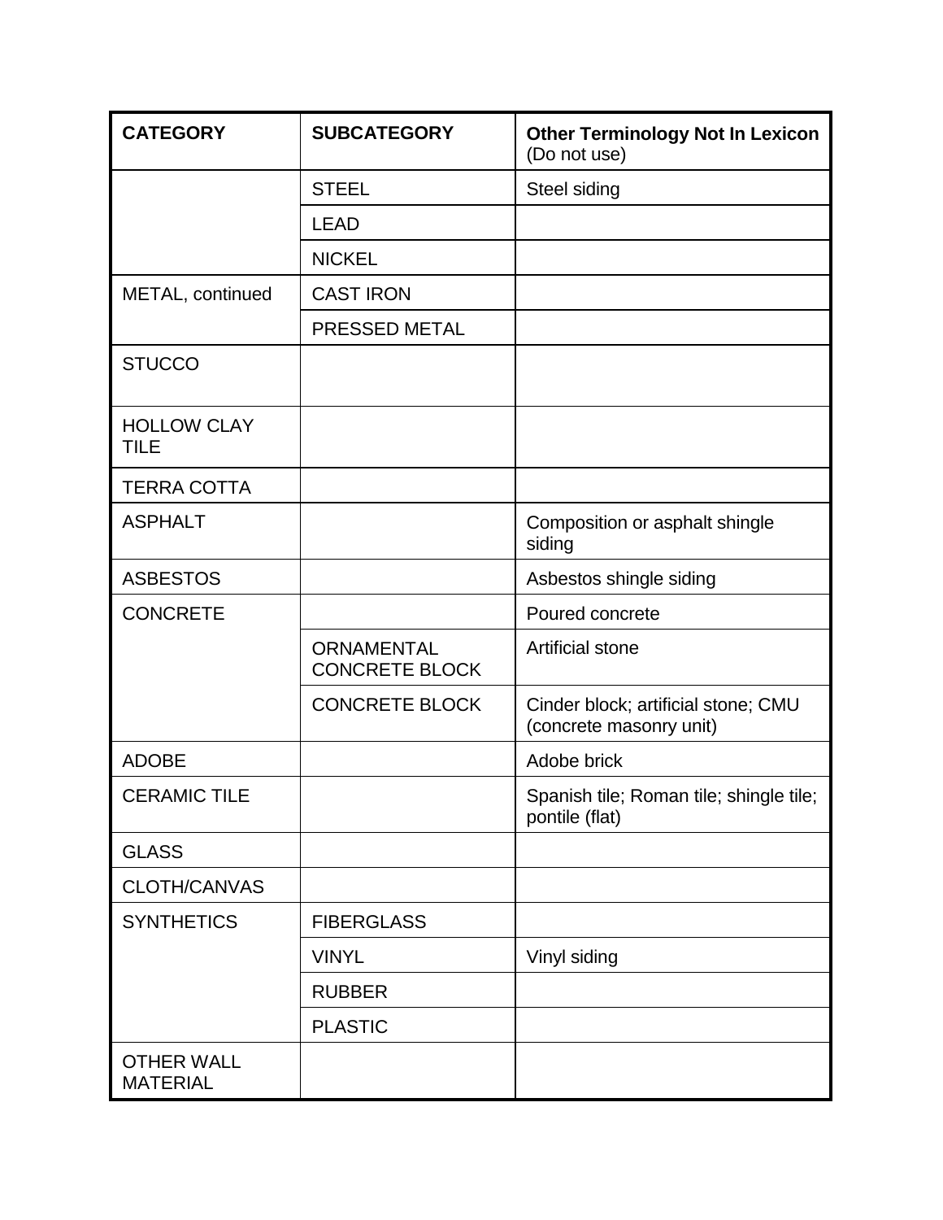| CATEGORY | SUBCATEGORY | **Other Terminology Not In Lexicon** (Do not use) |
|---|---|---|
| | STEEL | Steel siding |
| | LEAD | |
| | NICKEL | |
| METAL, continued | CAST IRON | |
| | PRESSED METAL | |
| STUCCO | | |
| HOLLOW CLAY TILE | | |
| TERRA COTTA | | |
| ASPHALT | | Composition or asphalt shingle siding |
| ASBESTOS | | Asbestos shingle siding |
| CONCRETE | | Poured concrete |
| | ORNAMENTAL CONCRETE BLOCK | Artificial stone |
| | CONCRETE BLOCK | Cinder block; artificial stone; CMU (concrete masonry unit) |
| ADOBE | | Adobe brick |
| CERAMIC TILE | | Spanish tile; Roman tile; shingle tile; pontile (flat) |
| GLASS | | |
| CLOTH/CANVAS | | |
| SYNTHETICS | FIBERGLASS | |
| | VINYL | Vinyl siding |
| | RUBBER | |
| | PLASTIC | |
| OTHER WALL MATERIAL | | |